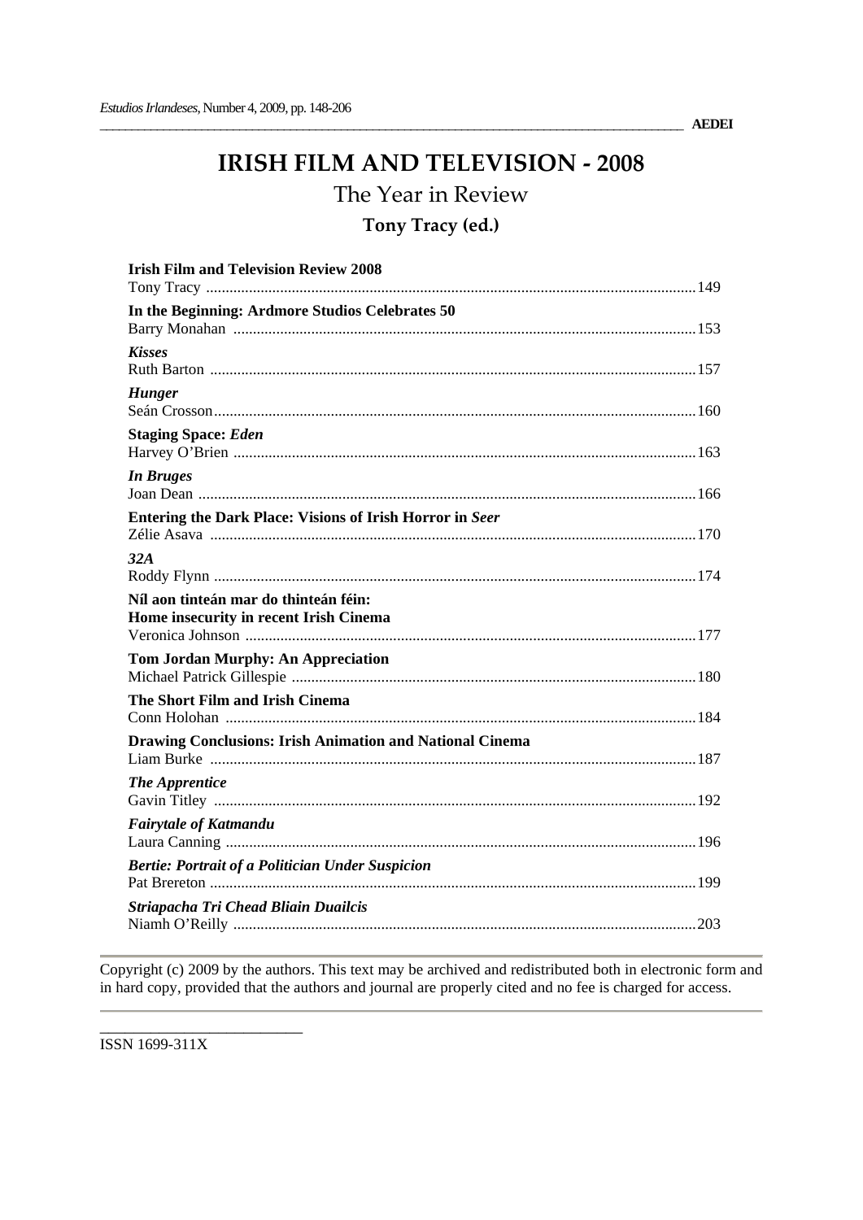# IRISH FILM AND TELEVISION - 2008

## The Year in Review

### Tony Tracy (ed.)

**Irish Film and Television Review 2008**
Tony Tracy ........ 149

**In the Beginning: Ardmore Studios Celebrates 50**
Barry Monahan ........ 153

***Kisses***
Ruth Barton ........ 157

***Hunger***
Seán Crosson ........ 160

**Staging Space: *Eden***
Harvey O'Brien ........ 163

***In Bruges***
Joan Dean ........ 166

**Entering the Dark Place: Visions of Irish Horror in *Seer***
Zélie Asava ........ 170

***32A***
Roddy Flynn ........ 174

**Níl aon tinteán mar do thinteán féin: Home insecurity in recent Irish Cinema**
Veronica Johnson ........ 177

**Tom Jordan Murphy: An Appreciation**
Michael Patrick Gillespie ........ 180

**The Short Film and Irish Cinema**
Conn Holohan ........ 184

**Drawing Conclusions: Irish Animation and National Cinema**
Liam Burke ........ 187

***The Apprentice***
Gavin Titley ........ 192

***Fairytale of Katmandu***
Laura Canning ........ 196

***Bertie: Portrait of a Politician Under Suspicion***
Pat Brereton ........ 199

***Striapacha Tri Chead Bliain Duailcis***
Niamh O'Reilly ........ 203

Copyright (c) 2009 by the authors. This text may be archived and redistributed both in electronic form and in hard copy, provided that the authors and journal are properly cited and no fee is charged for access.

ISSN 1699-311X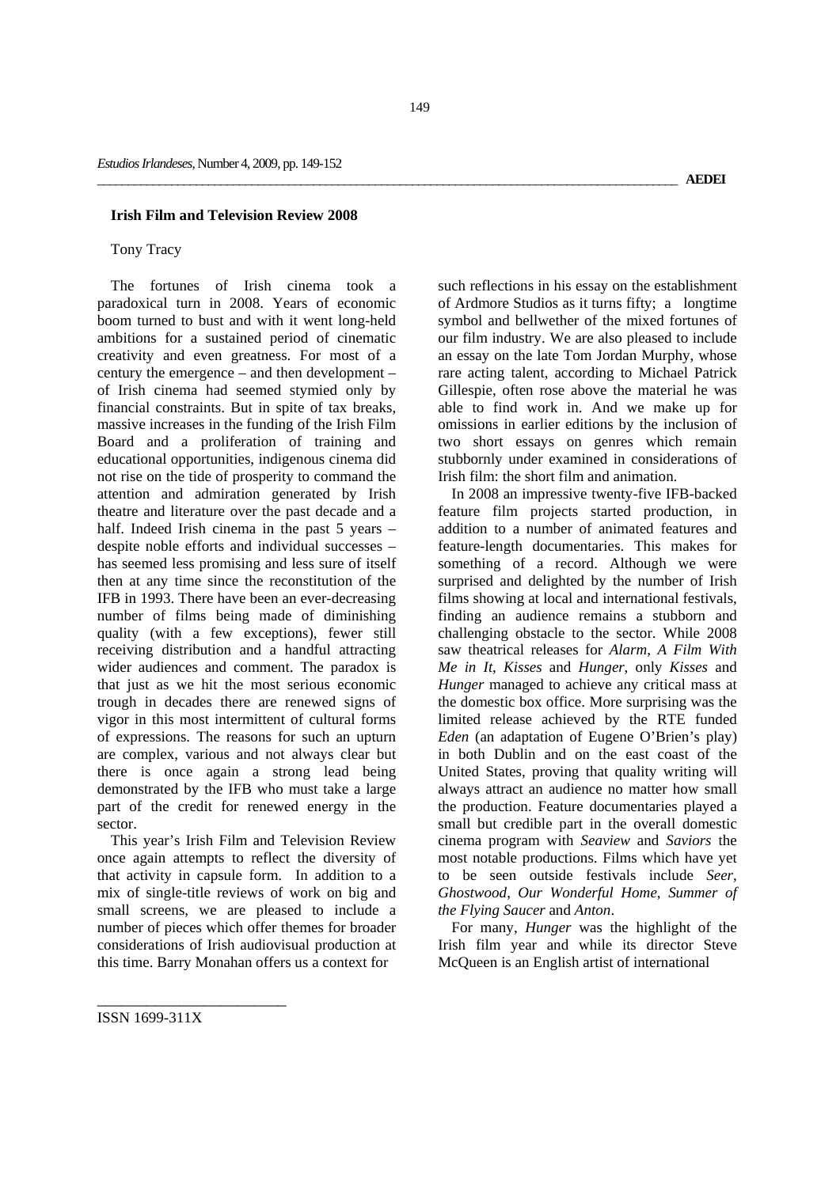## Irish Film and Television Review 2008

Tony Tracy

The fortunes of Irish cinema took a paradoxical turn in 2008. Years of economic boom turned to bust and with it went long-held ambitions for a sustained period of cinematic creativity and even greatness. For most of a century the emergence – and then development – of Irish cinema had seemed stymied only by financial constraints. But in spite of tax breaks, massive increases in the funding of the Irish Film Board and a proliferation of training and educational opportunities, indigenous cinema did not rise on the tide of prosperity to command the attention and admiration generated by Irish theatre and literature over the past decade and a half. Indeed Irish cinema in the past 5 years – despite noble efforts and individual successes – has seemed less promising and less sure of itself then at any time since the reconstitution of the IFB in 1993. There have been an ever-decreasing number of films being made of diminishing quality (with a few exceptions), fewer still receiving distribution and a handful attracting wider audiences and comment. The paradox is that just as we hit the most serious economic trough in decades there are renewed signs of vigor in this most intermittent of cultural forms of expressions. The reasons for such an upturn are complex, various and not always clear but there is once again a strong lead being demonstrated by the IFB who must take a large part of the credit for renewed energy in the sector.

This year's Irish Film and Television Review once again attempts to reflect the diversity of that activity in capsule form. In addition to a mix of single-title reviews of work on big and small screens, we are pleased to include a number of pieces which offer themes for broader considerations of Irish audiovisual production at this time. Barry Monahan offers us a context for such reflections in his essay on the establishment of Ardmore Studios as it turns fifty; a longtime symbol and bellwether of the mixed fortunes of our film industry. We are also pleased to include an essay on the late Tom Jordan Murphy, whose rare acting talent, according to Michael Patrick Gillespie, often rose above the material he was able to find work in. And we make up for omissions in earlier editions by the inclusion of two short essays on genres which remain stubbornly under examined in considerations of Irish film: the short film and animation.

In 2008 an impressive twenty-five IFB-backed feature film projects started production, in addition to a number of animated features and feature-length documentaries. This makes for something of a record. Although we were surprised and delighted by the number of Irish films showing at local and international festivals, finding an audience remains a stubborn and challenging obstacle to the sector. While 2008 saw theatrical releases for *Alarm*, *A Film With Me in It*, *Kisses* and *Hunger*, only *Kisses* and *Hunger* managed to achieve any critical mass at the domestic box office. More surprising was the limited release achieved by the RTE funded *Eden* (an adaptation of Eugene O'Brien's play) in both Dublin and on the east coast of the United States, proving that quality writing will always attract an audience no matter how small the production. Feature documentaries played a small but credible part in the overall domestic cinema program with *Seaview* and *Saviors* the most notable productions. Films which have yet to be seen outside festivals include *Seer*, *Ghostwood*, *Our Wonderful Home*, *Summer of the Flying Saucer* and *Anton*.

For many, *Hunger* was the highlight of the Irish film year and while its director Steve McQueen is an English artist of international

ISSN 1699-311X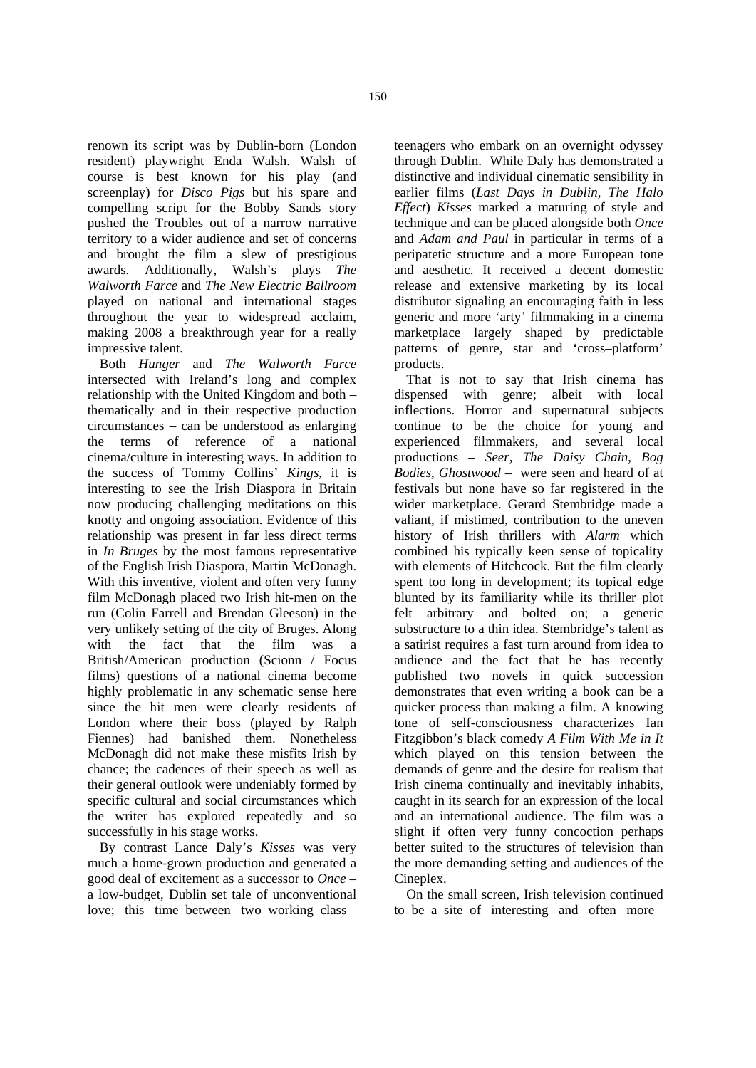renown its script was by Dublin-born (London resident) playwright Enda Walsh. Walsh of course is best known for his play (and screenplay) for *Disco Pigs* but his spare and compelling script for the Bobby Sands story pushed the Troubles out of a narrow narrative territory to a wider audience and set of concerns and brought the film a slew of prestigious awards. Additionally, Walsh's plays *The Walworth Farce* and *The New Electric Ballroom* played on national and international stages throughout the year to widespread acclaim, making 2008 a breakthrough year for a really impressive talent.

Both *Hunger* and *The Walworth Farce* intersected with Ireland's long and complex relationship with the United Kingdom and both – thematically and in their respective production circumstances – can be understood as enlarging the terms of reference of a national cinema/culture in interesting ways. In addition to the success of Tommy Collins' *Kings*, it is interesting to see the Irish Diaspora in Britain now producing challenging meditations on this knotty and ongoing association. Evidence of this relationship was present in far less direct terms in *In Bruges* by the most famous representative of the English Irish Diaspora, Martin McDonagh. With this inventive, violent and often very funny film McDonagh placed two Irish hit-men on the run (Colin Farrell and Brendan Gleeson) in the very unlikely setting of the city of Bruges. Along with the fact that the film was a British/American production (Scionn / Focus films) questions of a national cinema become highly problematic in any schematic sense here since the hit men were clearly residents of London where their boss (played by Ralph Fiennes) had banished them. Nonetheless McDonagh did not make these misfits Irish by chance; the cadences of their speech as well as their general outlook were undeniably formed by specific cultural and social circumstances which the writer has explored repeatedly and so successfully in his stage works.

By contrast Lance Daly's *Kisses* was very much a home-grown production and generated a good deal of excitement as a successor to *Once* – a low-budget, Dublin set tale of unconventional love; this time between two working class teenagers who embark on an overnight odyssey through Dublin. While Daly has demonstrated a distinctive and individual cinematic sensibility in earlier films (*Last Days in Dublin*, *The Halo Effect*) *Kisses* marked a maturing of style and technique and can be placed alongside both *Once* and *Adam and Paul* in particular in terms of a peripatetic structure and a more European tone and aesthetic. It received a decent domestic release and extensive marketing by its local distributor signaling an encouraging faith in less generic and more 'arty' filmmaking in a cinema marketplace largely shaped by predictable patterns of genre, star and 'cross–platform' products.

That is not to say that Irish cinema has dispensed with genre; albeit with local inflections. Horror and supernatural subjects continue to be the choice for young and experienced filmmakers, and several local productions – *Seer*, *The Daisy Chain*, *Bog Bodies*, *Ghostwood* – were seen and heard of at festivals but none have so far registered in the wider marketplace. Gerard Stembridge made a valiant, if mistimed, contribution to the uneven history of Irish thrillers with *Alarm* which combined his typically keen sense of topicality with elements of Hitchcock. But the film clearly spent too long in development; its topical edge blunted by its familiarity while its thriller plot felt arbitrary and bolted on; a generic substructure to a thin idea. Stembridge's talent as a satirist requires a fast turn around from idea to audience and the fact that he has recently published two novels in quick succession demonstrates that even writing a book can be a quicker process than making a film. A knowing tone of self-consciousness characterizes Ian Fitzgibbon's black comedy *A Film With Me in It* which played on this tension between the demands of genre and the desire for realism that Irish cinema continually and inevitably inhabits, caught in its search for an expression of the local and an international audience. The film was a slight if often very funny concoction perhaps better suited to the structures of television than the more demanding setting and audiences of the Cineplex.

On the small screen, Irish television continued to be a site of interesting and often more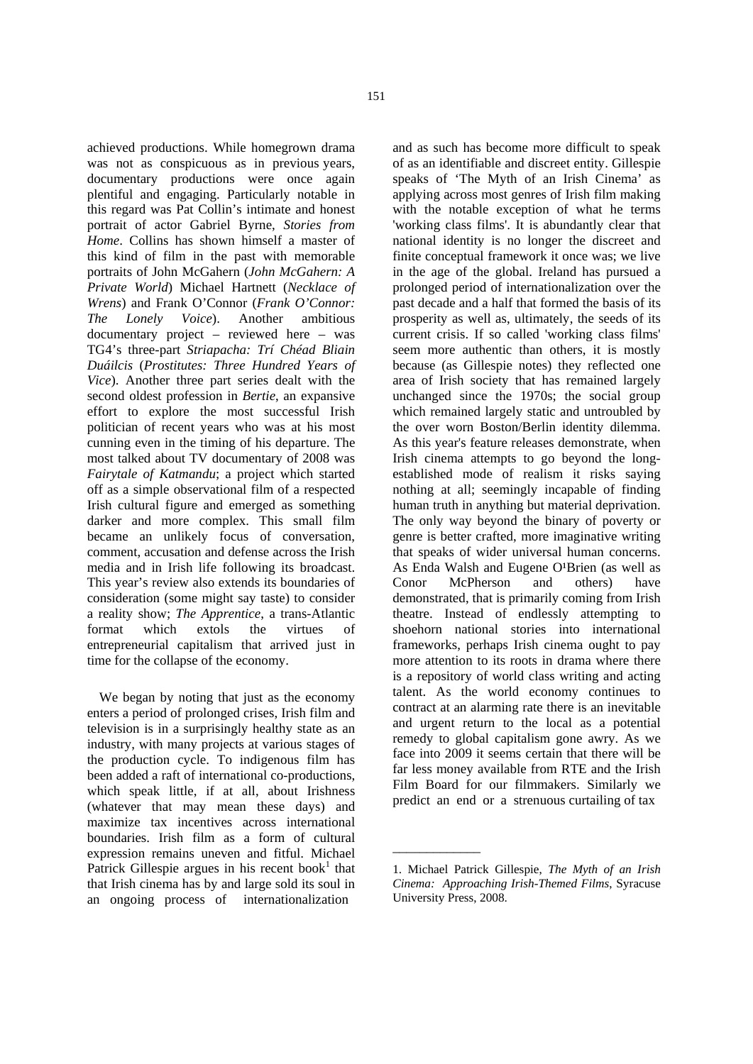achieved productions. While homegrown drama was not as conspicuous as in previous years, documentary productions were once again plentiful and engaging. Particularly notable in this regard was Pat Collin's intimate and honest portrait of actor Gabriel Byrne, *Stories from Home*. Collins has shown himself a master of this kind of film in the past with memorable portraits of John McGahern (*John McGahern: A Private World*) Michael Hartnett (*Necklace of Wrens*) and Frank O'Connor (*Frank O'Connor: The Lonely Voice*). Another ambitious documentary project – reviewed here – was TG4's three-part *Striapacha: Trí Chéad Bliain Duáilcis* (*Prostitutes: Three Hundred Years of Vice*). Another three part series dealt with the second oldest profession in *Bertie*, an expansive effort to explore the most successful Irish politician of recent years who was at his most cunning even in the timing of his departure. The most talked about TV documentary of 2008 was *Fairytale of Katmandu*; a project which started off as a simple observational film of a respected Irish cultural figure and emerged as something darker and more complex. This small film became an unlikely focus of conversation, comment, accusation and defense across the Irish media and in Irish life following its broadcast. This year's review also extends its boundaries of consideration (some might say taste) to consider a reality show; *The Apprentice*, a trans-Atlantic format which extols the virtues of entrepreneurial capitalism that arrived just in time for the collapse of the economy.

We began by noting that just as the economy enters a period of prolonged crises, Irish film and television is in a surprisingly healthy state as an industry, with many projects at various stages of the production cycle. To indigenous film has been added a raft of international co-productions, which speak little, if at all, about Irishness (whatever that may mean these days) and maximize tax incentives across international boundaries. Irish film as a form of cultural expression remains uneven and fitful. Michael Patrick Gillespie argues in his recent book[1] that that Irish cinema has by and large sold its soul in an ongoing process of internationalization and as such has become more difficult to speak of as an identifiable and discreet entity. Gillespie speaks of 'The Myth of an Irish Cinema' as applying across most genres of Irish film making with the notable exception of what he terms 'working class films'. It is abundantly clear that national identity is no longer the discreet and finite conceptual framework it once was; we live in the age of the global. Ireland has pursued a prolonged period of internationalization over the past decade and a half that formed the basis of its prosperity as well as, ultimately, the seeds of its current crisis. If so called 'working class films' seem more authentic than others, it is mostly because (as Gillespie notes) they reflected one area of Irish society that has remained largely unchanged since the 1970s; the social group which remained largely static and untroubled by the over worn Boston/Berlin identity dilemma. As this year's feature releases demonstrate, when Irish cinema attempts to go beyond the long-established mode of realism it risks saying nothing at all; seemingly incapable of finding human truth in anything but material deprivation. The only way beyond the binary of poverty or genre is better crafted, more imaginative writing that speaks of wider universal human concerns. As Enda Walsh and Eugene O¹Brien (as well as Conor McPherson and others) have demonstrated, that is primarily coming from Irish theatre. Instead of endlessly attempting to shoehorn national stories into international frameworks, perhaps Irish cinema ought to pay more attention to its roots in drama where there is a repository of world class writing and acting talent. As the world economy continues to contract at an alarming rate there is an inevitable and urgent return to the local as a potential remedy to global capitalism gone awry. As we face into 2009 it seems certain that there will be far less money available from RTE and the Irish Film Board for our filmmakers. Similarly we predict an end or a strenuous curtailing of tax

---

1. Michael Patrick Gillespie, *The Myth of an Irish Cinema: Approaching Irish-Themed Films*, Syracuse University Press, 2008.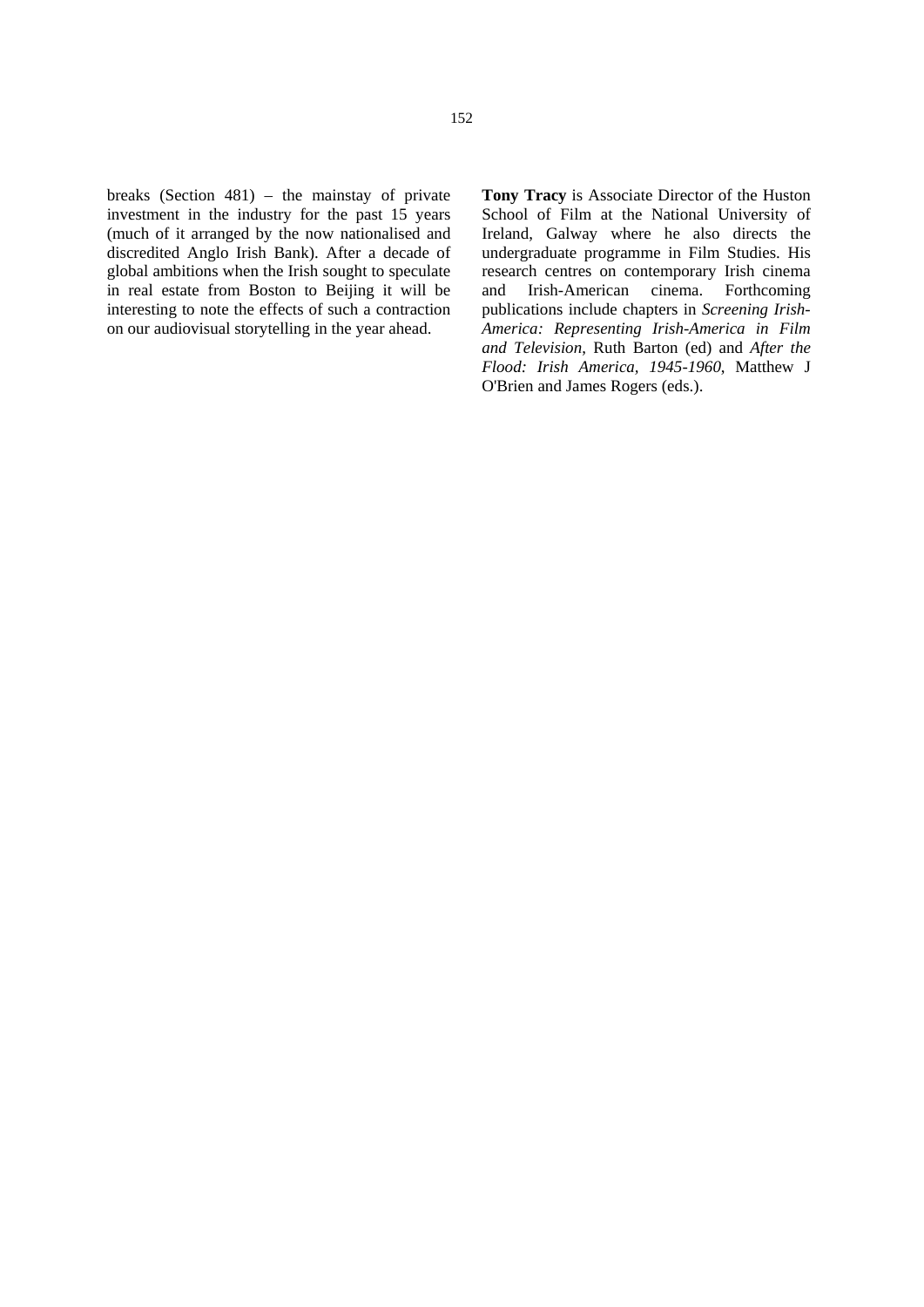breaks (Section 481) – the mainstay of private investment in the industry for the past 15 years (much of it arranged by the now nationalised and discredited Anglo Irish Bank). After a decade of global ambitions when the Irish sought to speculate in real estate from Boston to Beijing it will be interesting to note the effects of such a contraction on our audiovisual storytelling in the year ahead.

**Tony Tracy** is Associate Director of the Huston School of Film at the National University of Ireland, Galway where he also directs the undergraduate programme in Film Studies. His research centres on contemporary Irish cinema and Irish-American cinema. Forthcoming publications include chapters in *Screening Irish-America: Representing Irish-America in Film and Television*, Ruth Barton (ed) and *After the Flood: Irish America, 1945-1960*, Matthew J O'Brien and James Rogers (eds.).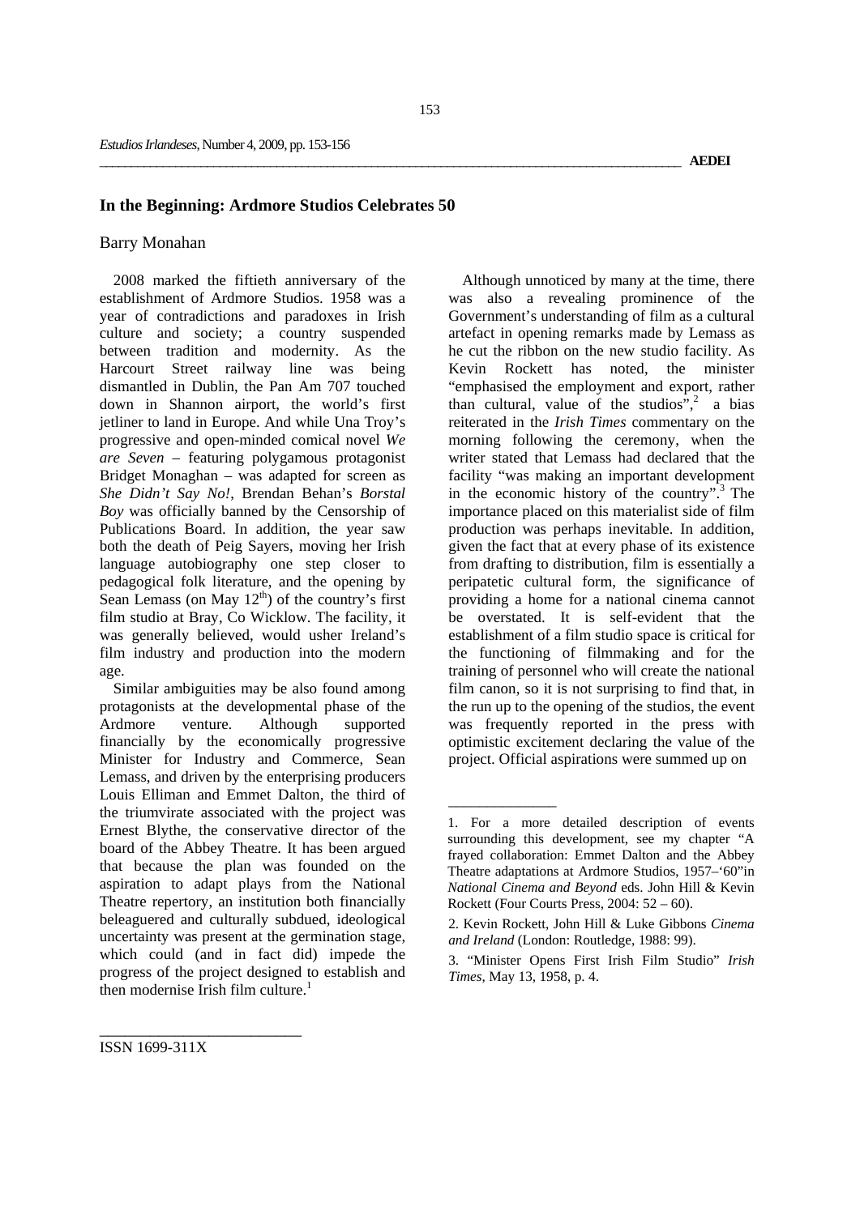## In the Beginning: Ardmore Studios Celebrates 50

Barry Monahan

2008 marked the fiftieth anniversary of the establishment of Ardmore Studios. 1958 was a year of contradictions and paradoxes in Irish culture and society; a country suspended between tradition and modernity. As the Harcourt Street railway line was being dismantled in Dublin, the Pan Am 707 touched down in Shannon airport, the world's first jetliner to land in Europe. And while Una Troy's progressive and open-minded comical novel *We are Seven* – featuring polygamous protagonist Bridget Monaghan – was adapted for screen as *She Didn't Say No!*, Brendan Behan's *Borstal Boy* was officially banned by the Censorship of Publications Board. In addition, the year saw both the death of Peig Sayers, moving her Irish language autobiography one step closer to pedagogical folk literature, and the opening by Sean Lemass (on May 12th) of the country's first film studio at Bray, Co Wicklow. The facility, it was generally believed, would usher Ireland's film industry and production into the modern age.

Similar ambiguities may be also found among protagonists at the developmental phase of the Ardmore venture. Although supported financially by the economically progressive Minister for Industry and Commerce, Sean Lemass, and driven by the enterprising producers Louis Elliman and Emmet Dalton, the third of the triumvirate associated with the project was Ernest Blythe, the conservative director of the board of the Abbey Theatre. It has been argued that because the plan was founded on the aspiration to adapt plays from the National Theatre repertory, an institution both financially beleaguered and culturally subdued, ideological uncertainty was present at the germination stage, which could (and in fact did) impede the progress of the project designed to establish and then modernise Irish film culture.[1]

Although unnoticed by many at the time, there was also a revealing prominence of the Government's understanding of film as a cultural artefact in opening remarks made by Lemass as he cut the ribbon on the new studio facility. As Kevin Rockett has noted, the minister "emphasised the employment and export, rather than cultural, value of the studios",[2] a bias reiterated in the *Irish Times* commentary on the morning following the ceremony, when the writer stated that Lemass had declared that the facility "was making an important development in the economic history of the country".[3] The importance placed on this materialist side of film production was perhaps inevitable. In addition, given the fact that at every phase of its existence from drafting to distribution, film is essentially a peripatetic cultural form, the significance of providing a home for a national cinema cannot be overstated. It is self-evident that the establishment of a film studio space is critical for the functioning of filmmaking and for the training of personnel who will create the national film canon, so it is not surprising to find that, in the run up to the opening of the studios, the event was frequently reported in the press with optimistic excitement declaring the value of the project. Official aspirations were summed up on

---

1. For a more detailed description of events surrounding this development, see my chapter "A frayed collaboration: Emmet Dalton and the Abbey Theatre adaptations at Ardmore Studios, 1957–'60" in *National Cinema and Beyond* eds. John Hill & Kevin Rockett (Four Courts Press, 2004: 52 – 60).

2. Kevin Rockett, John Hill & Luke Gibbons *Cinema and Ireland* (London: Routledge, 1988: 99).

3. "Minister Opens First Irish Film Studio" *Irish Times*, May 13, 1958, p. 4.

ISSN 1699-311X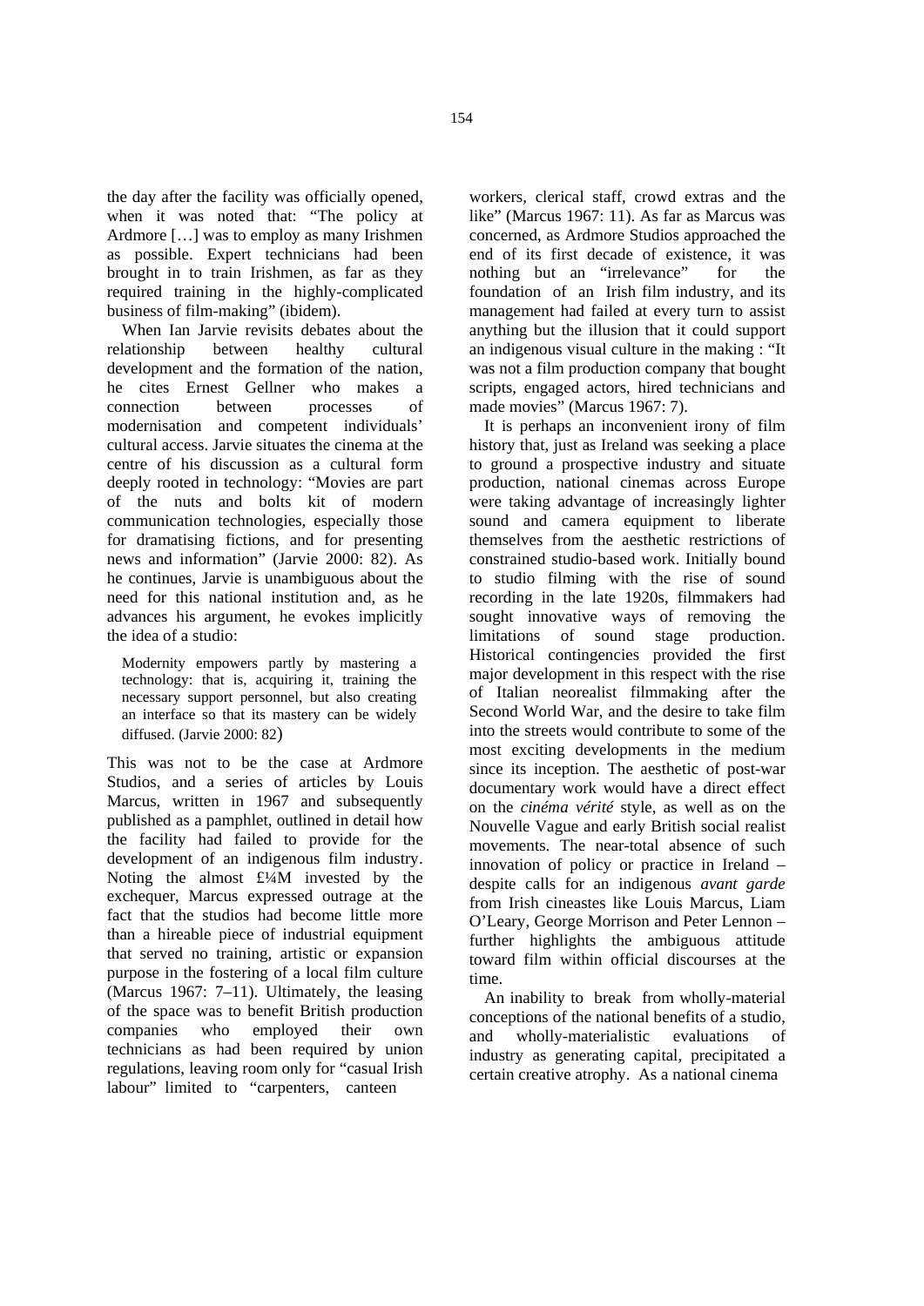the day after the facility was officially opened, when it was noted that: "The policy at Ardmore […] was to employ as many Irishmen as possible. Expert technicians had been brought in to train Irishmen, as far as they required training in the highly-complicated business of film-making" (ibidem).

When Ian Jarvie revisits debates about the relationship between healthy cultural development and the formation of the nation, he cites Ernest Gellner who makes a connection between processes of modernisation and competent individuals' cultural access. Jarvie situates the cinema at the centre of his discussion as a cultural form deeply rooted in technology: "Movies are part of the nuts and bolts kit of modern communication technologies, especially those for dramatising fictions, and for presenting news and information" (Jarvie 2000: 82). As he continues, Jarvie is unambiguous about the need for this national institution and, as he advances his argument, he evokes implicitly the idea of a studio:

> Modernity empowers partly by mastering a technology: that is, acquiring it, training the necessary support personnel, but also creating an interface so that its mastery can be widely diffused. (Jarvie 2000: 82)

This was not to be the case at Ardmore Studios, and a series of articles by Louis Marcus, written in 1967 and subsequently published as a pamphlet, outlined in detail how the facility had failed to provide for the development of an indigenous film industry. Noting the almost £¼M invested by the exchequer, Marcus expressed outrage at the fact that the studios had become little more than a hireable piece of industrial equipment that served no training, artistic or expansion purpose in the fostering of a local film culture (Marcus 1967: 7–11). Ultimately, the leasing of the space was to benefit British production companies who employed their own technicians as had been required by union regulations, leaving room only for "casual Irish labour" limited to "carpenters, canteen workers, clerical staff, crowd extras and the like" (Marcus 1967: 11). As far as Marcus was concerned, as Ardmore Studios approached the end of its first decade of existence, it was nothing but an "irrelevance" for the foundation of an Irish film industry, and its management had failed at every turn to assist anything but the illusion that it could support an indigenous visual culture in the making : "It was not a film production company that bought scripts, engaged actors, hired technicians and made movies" (Marcus 1967: 7).

It is perhaps an inconvenient irony of film history that, just as Ireland was seeking a place to ground a prospective industry and situate production, national cinemas across Europe were taking advantage of increasingly lighter sound and camera equipment to liberate themselves from the aesthetic restrictions of constrained studio-based work. Initially bound to studio filming with the rise of sound recording in the late 1920s, filmmakers had sought innovative ways of removing the limitations of sound stage production. Historical contingencies provided the first major development in this respect with the rise of Italian neorealist filmmaking after the Second World War, and the desire to take film into the streets would contribute to some of the most exciting developments in the medium since its inception. The aesthetic of post-war documentary work would have a direct effect on the *cinéma vérité* style, as well as on the Nouvelle Vague and early British social realist movements. The near-total absence of such innovation of policy or practice in Ireland – despite calls for an indigenous *avant garde* from Irish cineastes like Louis Marcus, Liam O'Leary, George Morrison and Peter Lennon – further highlights the ambiguous attitude toward film within official discourses at the time.

An inability to break from wholly-material conceptions of the national benefits of a studio, and wholly-materialistic evaluations of industry as generating capital, precipitated a certain creative atrophy. As a national cinema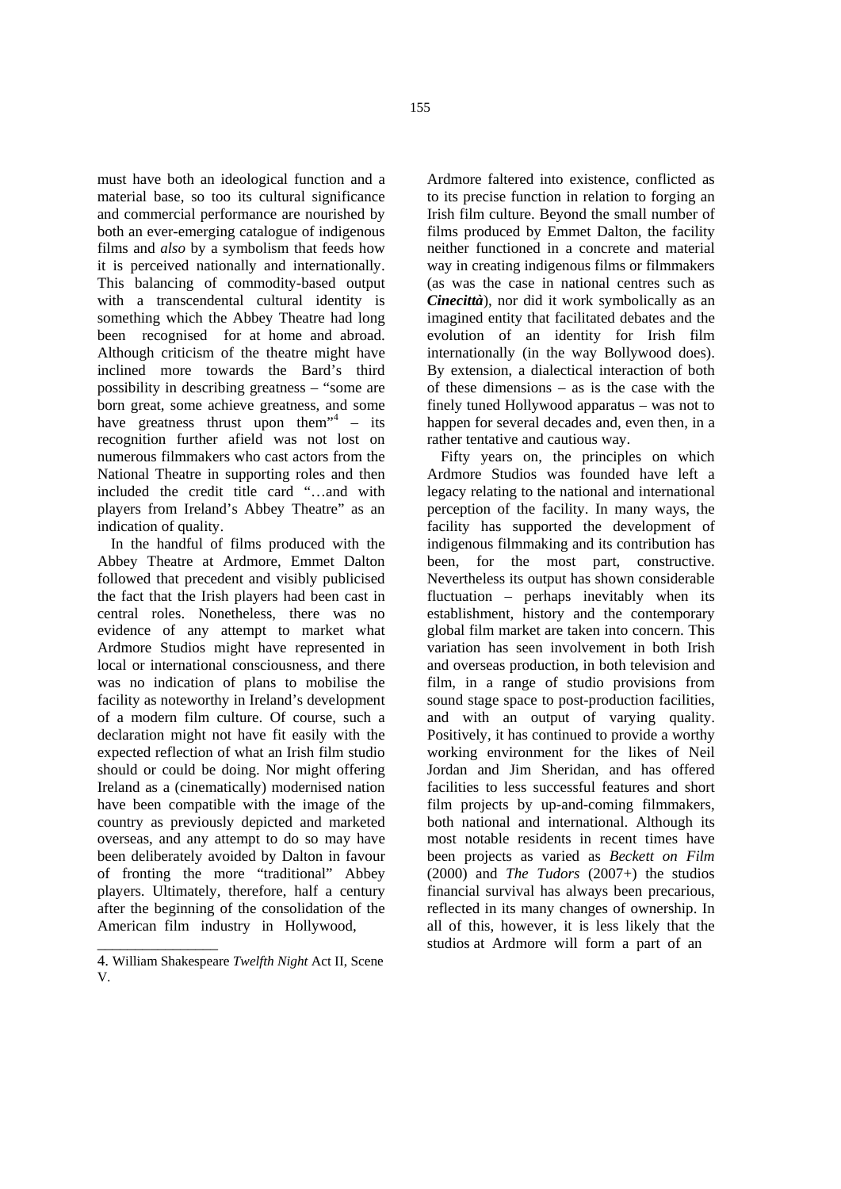must have both an ideological function and a material base, so too its cultural significance and commercial performance are nourished by both an ever-emerging catalogue of indigenous films and *also* by a symbolism that feeds how it is perceived nationally and internationally. This balancing of commodity-based output with a transcendental cultural identity is something which the Abbey Theatre had long been recognised for at home and abroad. Although criticism of the theatre might have inclined more towards the Bard's third possibility in describing greatness – "some are born great, some achieve greatness, and some have greatness thrust upon them"[4] – its recognition further afield was not lost on numerous filmmakers who cast actors from the National Theatre in supporting roles and then included the credit title card "…and with players from Ireland's Abbey Theatre" as an indication of quality.

In the handful of films produced with the Abbey Theatre at Ardmore, Emmet Dalton followed that precedent and visibly publicised the fact that the Irish players had been cast in central roles. Nonetheless, there was no evidence of any attempt to market what Ardmore Studios might have represented in local or international consciousness, and there was no indication of plans to mobilise the facility as noteworthy in Ireland's development of a modern film culture. Of course, such a declaration might not have fit easily with the expected reflection of what an Irish film studio should or could be doing. Nor might offering Ireland as a (cinematically) modernised nation have been compatible with the image of the country as previously depicted and marketed overseas, and any attempt to do so may have been deliberately avoided by Dalton in favour of fronting the more "traditional" Abbey players. Ultimately, therefore, half a century after the beginning of the consolidation of the American film industry in Hollywood, Ardmore faltered into existence, conflicted as to its precise function in relation to forging an Irish film culture. Beyond the small number of films produced by Emmet Dalton, the facility neither functioned in a concrete and material way in creating indigenous films or filmmakers (as was the case in national centres such as ***Cinecittà***), nor did it work symbolically as an imagined entity that facilitated debates and the evolution of an identity for Irish film internationally (in the way Bollywood does). By extension, a dialectical interaction of both of these dimensions – as is the case with the finely tuned Hollywood apparatus – was not to happen for several decades and, even then, in a rather tentative and cautious way.

Fifty years on, the principles on which Ardmore Studios was founded have left a legacy relating to the national and international perception of the facility. In many ways, the facility has supported the development of indigenous filmmaking and its contribution has been, for the most part, constructive. Nevertheless its output has shown considerable fluctuation – perhaps inevitably when its establishment, history and the contemporary global film market are taken into concern. This variation has seen involvement in both Irish and overseas production, in both television and film, in a range of studio provisions from sound stage space to post-production facilities, and with an output of varying quality. Positively, it has continued to provide a worthy working environment for the likes of Neil Jordan and Jim Sheridan, and has offered facilities to less successful features and short film projects by up-and-coming filmmakers, both national and international. Although its most notable residents in recent times have been projects as varied as *Beckett on Film* (2000) and *The Tudors* (2007+) the studios financial survival has always been precarious, reflected in its many changes of ownership. In all of this, however, it is less likely that the studios at Ardmore will form a part of an

---

4. William Shakespeare *Twelfth Night* Act II, Scene V.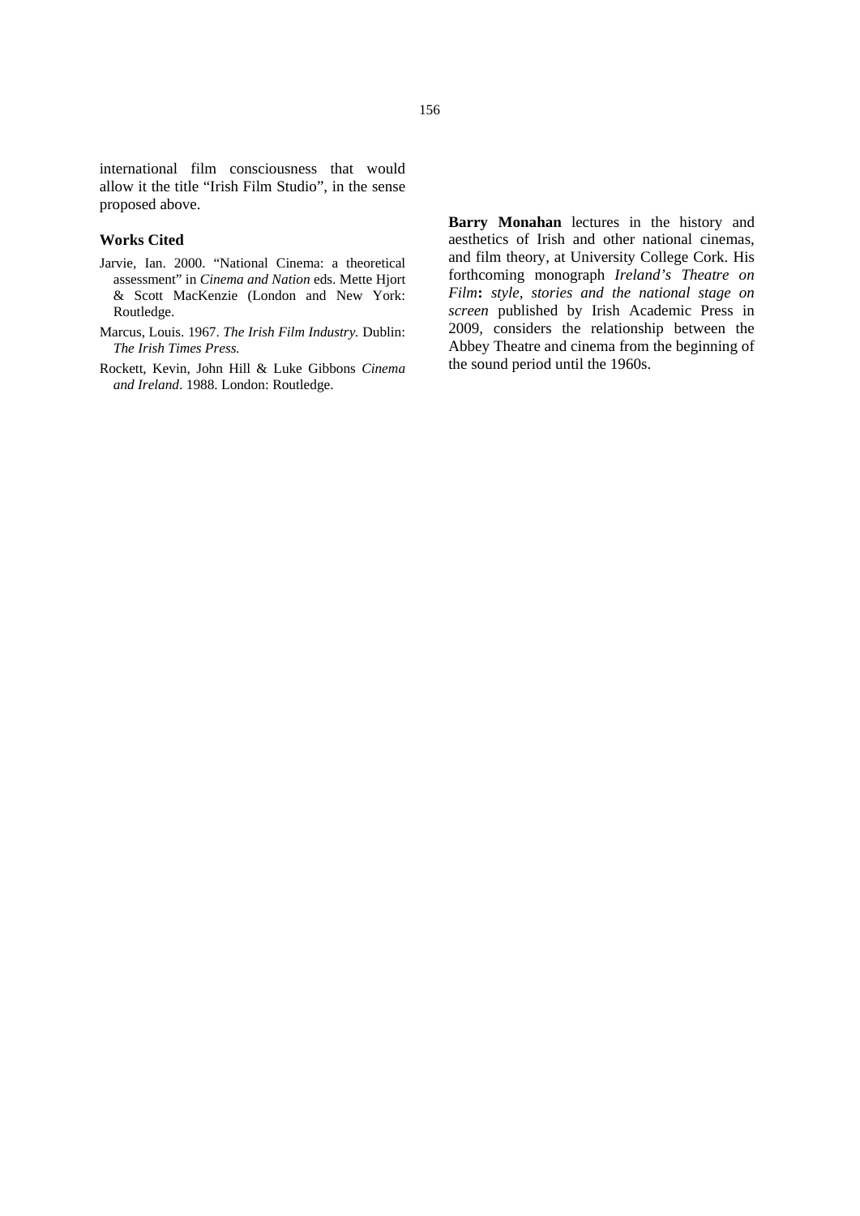international film consciousness that would allow it the title "Irish Film Studio", in the sense proposed above.

### Works Cited

Jarvie, Ian. 2000. "National Cinema: a theoretical assessment" in *Cinema and Nation* eds. Mette Hjort & Scott MacKenzie (London and New York: Routledge.

Marcus, Louis. 1967. *The Irish Film Industry.* Dublin: *The Irish Times Press.*

Rockett, Kevin, John Hill & Luke Gibbons *Cinema and Ireland*. 1988. London: Routledge.

**Barry Monahan** lectures in the history and aesthetics of Irish and other national cinemas, and film theory, at University College Cork. His forthcoming monograph *Ireland's Theatre on Film*: *style, stories and the national stage on screen* published by Irish Academic Press in 2009, considers the relationship between the Abbey Theatre and cinema from the beginning of the sound period until the 1960s.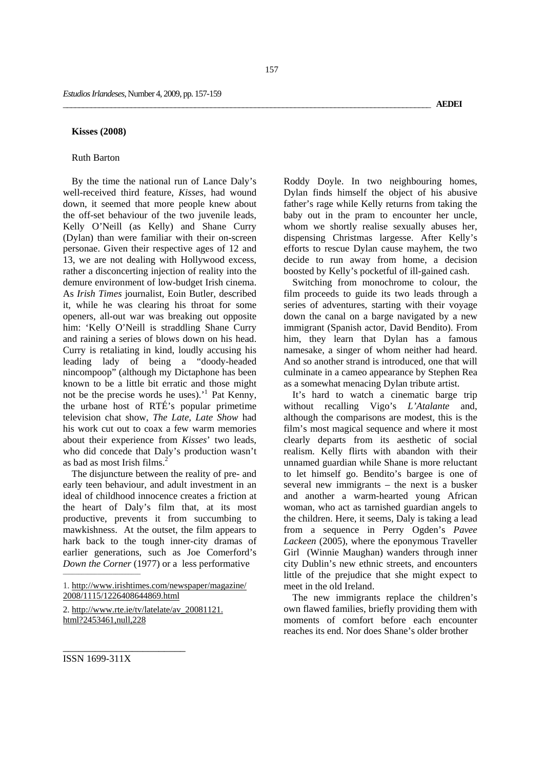## Kisses (2008)

Ruth Barton

By the time the national run of Lance Daly's well-received third feature, *Kisses,* had wound down, it seemed that more people knew about the off-set behaviour of the two juvenile leads, Kelly O'Neill (as Kelly) and Shane Curry (Dylan) than were familiar with their on-screen personae. Given their respective ages of 12 and 13, we are not dealing with Hollywood excess, rather a disconcerting injection of reality into the demure environment of low-budget Irish cinema. As *Irish Times* journalist, Eoin Butler, described it, while he was clearing his throat for some openers, all-out war was breaking out opposite him: 'Kelly O'Neill is straddling Shane Curry and raining a series of blows down on his head. Curry is retaliating in kind, loudly accusing his leading lady of being a "doody-headed nincompoop" (although my Dictaphone has been known to be a little bit erratic and those might not be the precise words he uses).'[1] Pat Kenny, the urbane host of RTÉ's popular primetime television chat show, *The Late, Late Show* had his work cut out to coax a few warm memories about their experience from *Kisses*' two leads, who did concede that Daly's production wasn't as bad as most Irish films.[2]

The disjuncture between the reality of pre- and early teen behaviour, and adult investment in an ideal of childhood innocence creates a friction at the heart of Daly's film that, at its most productive, prevents it from succumbing to mawkishness. At the outset, the film appears to hark back to the tough inner-city dramas of earlier generations, such as Joe Comerford's *Down the Corner* (1977) or a less performative Roddy Doyle. In two neighbouring homes, Dylan finds himself the object of his abusive father's rage while Kelly returns from taking the baby out in the pram to encounter her uncle, whom we shortly realise sexually abuses her, dispensing Christmas largesse. After Kelly's efforts to rescue Dylan cause mayhem, the two decide to run away from home, a decision boosted by Kelly's pocketful of ill-gained cash.

Switching from monochrome to colour, the film proceeds to guide its two leads through a series of adventures, starting with their voyage down the canal on a barge navigated by a new immigrant (Spanish actor, David Bendito). From him, they learn that Dylan has a famous namesake, a singer of whom neither had heard. And so another strand is introduced, one that will culminate in a cameo appearance by Stephen Rea as a somewhat menacing Dylan tribute artist.

It's hard to watch a cinematic barge trip without recalling Vigo's *L'Atalante* and, although the comparisons are modest, this is the film's most magical sequence and where it most clearly departs from its aesthetic of social realism. Kelly flirts with abandon with their unnamed guardian while Shane is more reluctant to let himself go. Bendito's bargee is one of several new immigrants – the next is a busker and another a warm-hearted young African woman, who act as tarnished guardian angels to the children. Here, it seems, Daly is taking a lead from a sequence in Perry Ogden's *Pavee Lackeen* (2005), where the eponymous Traveller Girl (Winnie Maughan) wanders through inner city Dublin's new ethnic streets, and encounters little of the prejudice that she might expect to meet in the old Ireland.

The new immigrants replace the children's own flawed families, briefly providing them with moments of comfort before each encounter reaches its end. Nor does Shane's older brother

1. http://www.irishtimes.com/newspaper/magazine/2008/1115/1226408644869.html

2. http://www.rte.ie/tv/latelate/av_20081121.html?2453461,null,228

ISSN 1699-311X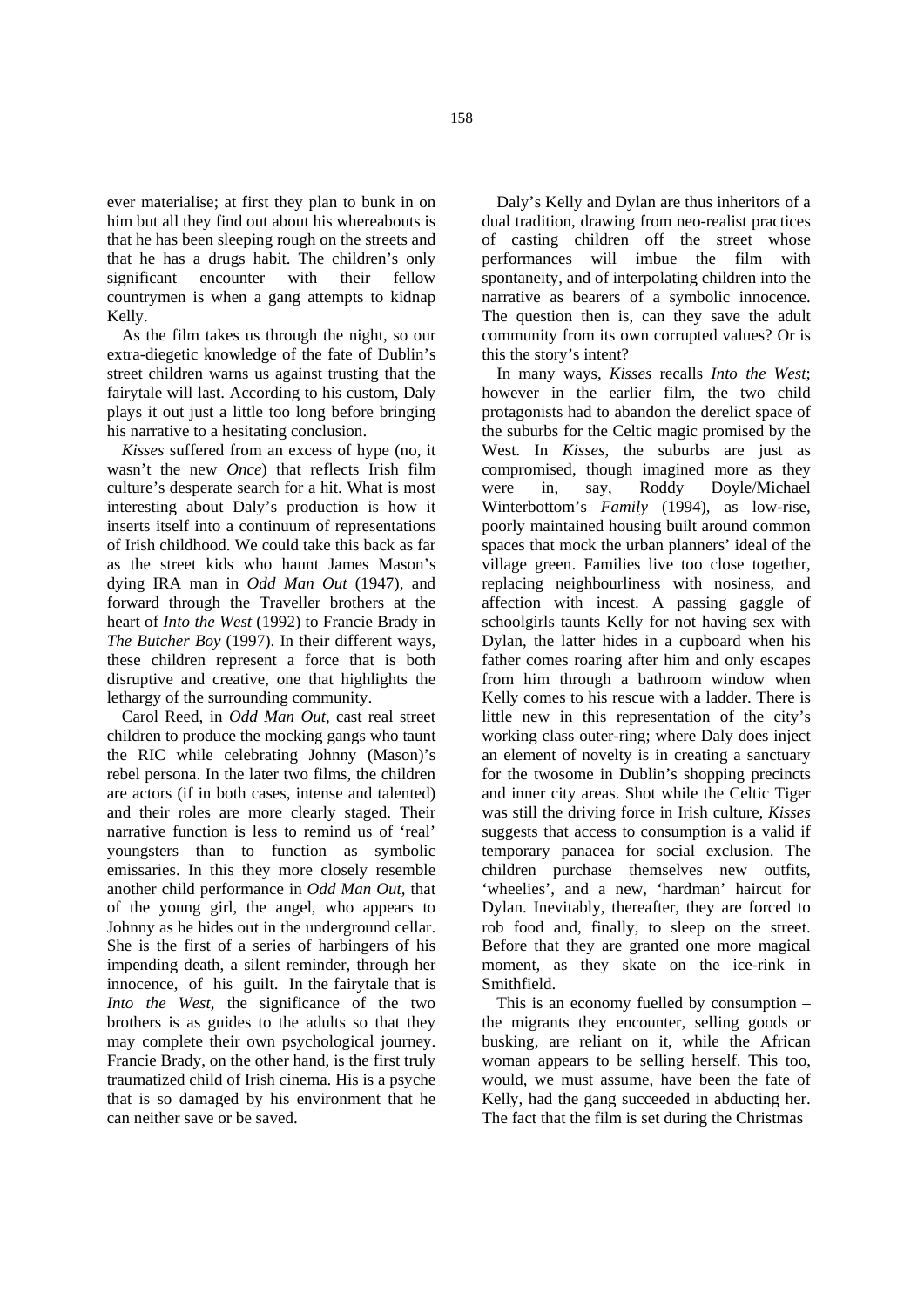ever materialise; at first they plan to bunk in on him but all they find out about his whereabouts is that he has been sleeping rough on the streets and that he has a drugs habit. The children's only significant encounter with their fellow countrymen is when a gang attempts to kidnap Kelly.

As the film takes us through the night, so our extra-diegetic knowledge of the fate of Dublin's street children warns us against trusting that the fairytale will last. According to his custom, Daly plays it out just a little too long before bringing his narrative to a hesitating conclusion.

*Kisses* suffered from an excess of hype (no, it wasn't the new *Once*) that reflects Irish film culture's desperate search for a hit. What is most interesting about Daly's production is how it inserts itself into a continuum of representations of Irish childhood. We could take this back as far as the street kids who haunt James Mason's dying IRA man in *Odd Man Out* (1947), and forward through the Traveller brothers at the heart of *Into the West* (1992) to Francie Brady in *The Butcher Boy* (1997). In their different ways, these children represent a force that is both disruptive and creative, one that highlights the lethargy of the surrounding community.

Carol Reed, in *Odd Man Out,* cast real street children to produce the mocking gangs who taunt the RIC while celebrating Johnny (Mason)'s rebel persona. In the later two films, the children are actors (if in both cases, intense and talented) and their roles are more clearly staged. Their narrative function is less to remind us of 'real' youngsters than to function as symbolic emissaries. In this they more closely resemble another child performance in *Odd Man Out*, that of the young girl, the angel, who appears to Johnny as he hides out in the underground cellar. She is the first of a series of harbingers of his impending death, a silent reminder, through her innocence, of his guilt. In the fairytale that is *Into the West,* the significance of the two brothers is as guides to the adults so that they may complete their own psychological journey. Francie Brady, on the other hand, is the first truly traumatized child of Irish cinema. His is a psyche that is so damaged by his environment that he can neither save or be saved.

Daly's Kelly and Dylan are thus inheritors of a dual tradition, drawing from neo-realist practices of casting children off the street whose performances will imbue the film with spontaneity, and of interpolating children into the narrative as bearers of a symbolic innocence. The question then is, can they save the adult community from its own corrupted values? Or is this the story's intent?

In many ways, *Kisses* recalls *Into the West*; however in the earlier film, the two child protagonists had to abandon the derelict space of the suburbs for the Celtic magic promised by the West. In *Kisses*, the suburbs are just as compromised, though imagined more as they were in, say, Roddy Doyle/Michael Winterbottom's *Family* (1994), as low-rise, poorly maintained housing built around common spaces that mock the urban planners' ideal of the village green. Families live too close together, replacing neighbourliness with nosiness, and affection with incest. A passing gaggle of schoolgirls taunts Kelly for not having sex with Dylan, the latter hides in a cupboard when his father comes roaring after him and only escapes from him through a bathroom window when Kelly comes to his rescue with a ladder. There is little new in this representation of the city's working class outer-ring; where Daly does inject an element of novelty is in creating a sanctuary for the twosome in Dublin's shopping precincts and inner city areas. Shot while the Celtic Tiger was still the driving force in Irish culture, *Kisses* suggests that access to consumption is a valid if temporary panacea for social exclusion. The children purchase themselves new outfits, 'wheelies', and a new, 'hardman' haircut for Dylan. Inevitably, thereafter, they are forced to rob food and, finally, to sleep on the street. Before that they are granted one more magical moment, as they skate on the ice-rink in Smithfield.

This is an economy fuelled by consumption – the migrants they encounter, selling goods or busking, are reliant on it, while the African woman appears to be selling herself. This too, would, we must assume, have been the fate of Kelly, had the gang succeeded in abducting her. The fact that the film is set during the Christmas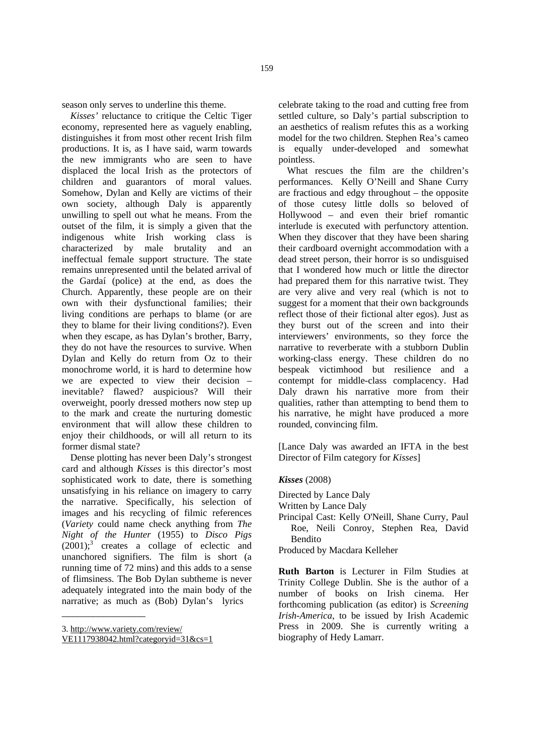season only serves to underline this theme.

*Kisses'* reluctance to critique the Celtic Tiger economy, represented here as vaguely enabling, distinguishes it from most other recent Irish film productions. It is, as I have said, warm towards the new immigrants who are seen to have displaced the local Irish as the protectors of children and guarantors of moral values. Somehow, Dylan and Kelly are victims of their own society, although Daly is apparently unwilling to spell out what he means. From the outset of the film, it is simply a given that the indigenous white Irish working class is characterized by male brutality and an ineffectual female support structure. The state remains unrepresented until the belated arrival of the Gardaí (police) at the end, as does the Church. Apparently, these people are on their own with their dysfunctional families; their living conditions are perhaps to blame (or are they to blame for their living conditions?). Even when they escape, as has Dylan's brother, Barry, they do not have the resources to survive. When Dylan and Kelly do return from Oz to their monochrome world, it is hard to determine how we are expected to view their decision – inevitable? flawed? auspicious? Will their overweight, poorly dressed mothers now step up to the mark and create the nurturing domestic environment that will allow these children to enjoy their childhoods, or will all return to its former dismal state?

Dense plotting has never been Daly's strongest card and although *Kisses* is this director's most sophisticated work to date, there is something unsatisfying in his reliance on imagery to carry the narrative. Specifically, his selection of images and his recycling of filmic references (*Variety* could name check anything from *The Night of the Hunter* (1955) to *Disco Pigs* (2001);[3] creates a collage of eclectic and unanchored signifiers. The film is short (a running time of 72 mins) and this adds to a sense of flimsiness. The Bob Dylan subtheme is never adequately integrated into the main body of the narrative; as much as (Bob) Dylan's lyrics celebrate taking to the road and cutting free from settled culture, so Daly's partial subscription to an aesthetics of realism refutes this as a working model for the two children. Stephen Rea's cameo is equally under-developed and somewhat pointless.

What rescues the film are the children's performances. Kelly O'Neill and Shane Curry are fractious and edgy throughout – the opposite of those cutesy little dolls so beloved of Hollywood – and even their brief romantic interlude is executed with perfunctory attention. When they discover that they have been sharing their cardboard overnight accommodation with a dead street person, their horror is so undisguised that I wondered how much or little the director had prepared them for this narrative twist. They are very alive and very real (which is not to suggest for a moment that their own backgrounds reflect those of their fictional alter egos). Just as they burst out of the screen and into their interviewers' environments, so they force the narrative to reverberate with a stubborn Dublin working-class energy. These children do no bespeak victimhood but resilience and a contempt for middle-class complacency. Had Daly drawn his narrative more from their qualities, rather than attempting to bend them to his narrative, he might have produced a more rounded, convincing film.

[Lance Daly was awarded an IFTA in the best Director of Film category for *Kisses*]

***Kisses*** (2008)

Directed by Lance Daly
Written by Lance Daly
Principal Cast: Kelly O'Neill, Shane Curry, Paul Roe, Neili Conroy, Stephen Rea, David Bendito
Produced by Macdara Kelleher

**Ruth Barton** is Lecturer in Film Studies at Trinity College Dublin. She is the author of a number of books on Irish cinema. Her forthcoming publication (as editor) is *Screening Irish-America*, to be issued by Irish Academic Press in 2009. She is currently writing a biography of Hedy Lamarr.

---

3. http://www.variety.com/review/VE1117938042.html?categoryid=31&cs=1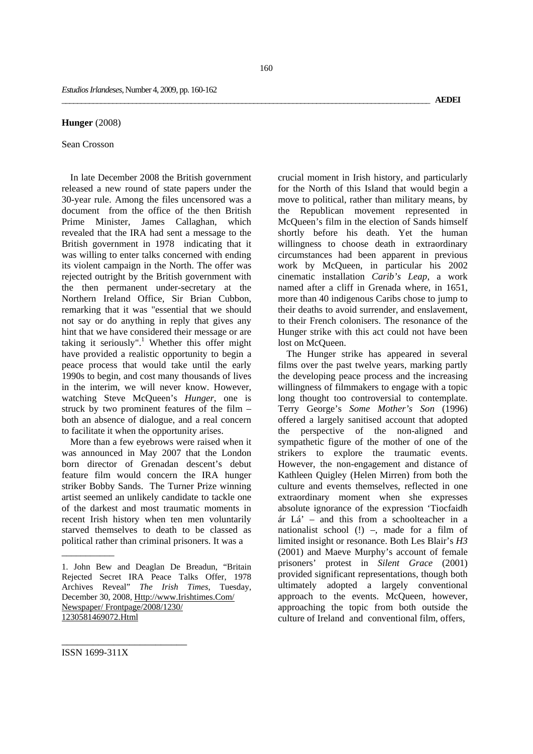**Hunger** (2008)

Sean Crosson

In late December 2008 the British government released a new round of state papers under the 30-year rule. Among the files uncensored was a document from the office of the then British Prime Minister, James Callaghan, which revealed that the IRA had sent a message to the British government in 1978 indicating that it was willing to enter talks concerned with ending its violent campaign in the North. The offer was rejected outright by the British government with the then permanent under-secretary at the Northern Ireland Office, Sir Brian Cubbon, remarking that it was "essential that we should not say or do anything in reply that gives any hint that we have considered their message or are taking it seriously".[1] Whether this offer might have provided a realistic opportunity to begin a peace process that would take until the early 1990s to begin, and cost many thousands of lives in the interim, we will never know. However, watching Steve McQueen's *Hunger*, one is struck by two prominent features of the film – both an absence of dialogue, and a real concern to facilitate it when the opportunity arises.

More than a few eyebrows were raised when it was announced in May 2007 that the London born director of Grenadan descent's debut feature film would concern the IRA hunger striker Bobby Sands. The Turner Prize winning artist seemed an unlikely candidate to tackle one of the darkest and most traumatic moments in recent Irish history when ten men voluntarily starved themselves to death to be classed as political rather than criminal prisoners. It was a crucial moment in Irish history, and particularly for the North of this Island that would begin a move to political, rather than military means, by the Republican movement represented in McQueen's film in the election of Sands himself shortly before his death. Yet the human willingness to choose death in extraordinary circumstances had been apparent in previous work by McQueen, in particular his 2002 cinematic installation *Carib's Leap*, a work named after a cliff in Grenada where, in 1651, more than 40 indigenous Caribs chose to jump to their deaths to avoid surrender, and enslavement, to their French colonisers. The resonance of the Hunger strike with this act could not have been lost on McQueen.

The Hunger strike has appeared in several films over the past twelve years, marking partly the developing peace process and the increasing willingness of filmmakers to engage with a topic long thought too controversial to contemplate. Terry George's *Some Mother's Son* (1996) offered a largely sanitised account that adopted the perspective of the non-aligned and sympathetic figure of the mother of one of the strikers to explore the traumatic events. However, the non-engagement and distance of Kathleen Quigley (Helen Mirren) from both the culture and events themselves, reflected in one extraordinary moment when she expresses absolute ignorance of the expression 'Tiocfaidh ár Lá' – and this from a schoolteacher in a nationalist school (!) –, made for a film of limited insight or resonance. Both Les Blair's *H3* (2001) and Maeve Murphy's account of female prisoners' protest in *Silent Grace* (2001) provided significant representations, though both ultimately adopted a largely conventional approach to the events. McQueen, however, approaching the topic from both outside the culture of Ireland and conventional film, offers,

---

1. John Bew and Deaglan De Breadun, "Britain Rejected Secret IRA Peace Talks Offer, 1978 Archives Reveal" *The Irish Times*, Tuesday, December 30, 2008, Http://www.Irishtimes.Com/Newspaper/ Frontpage/2008/1230/1230581469072.Html

ISSN 1699-311X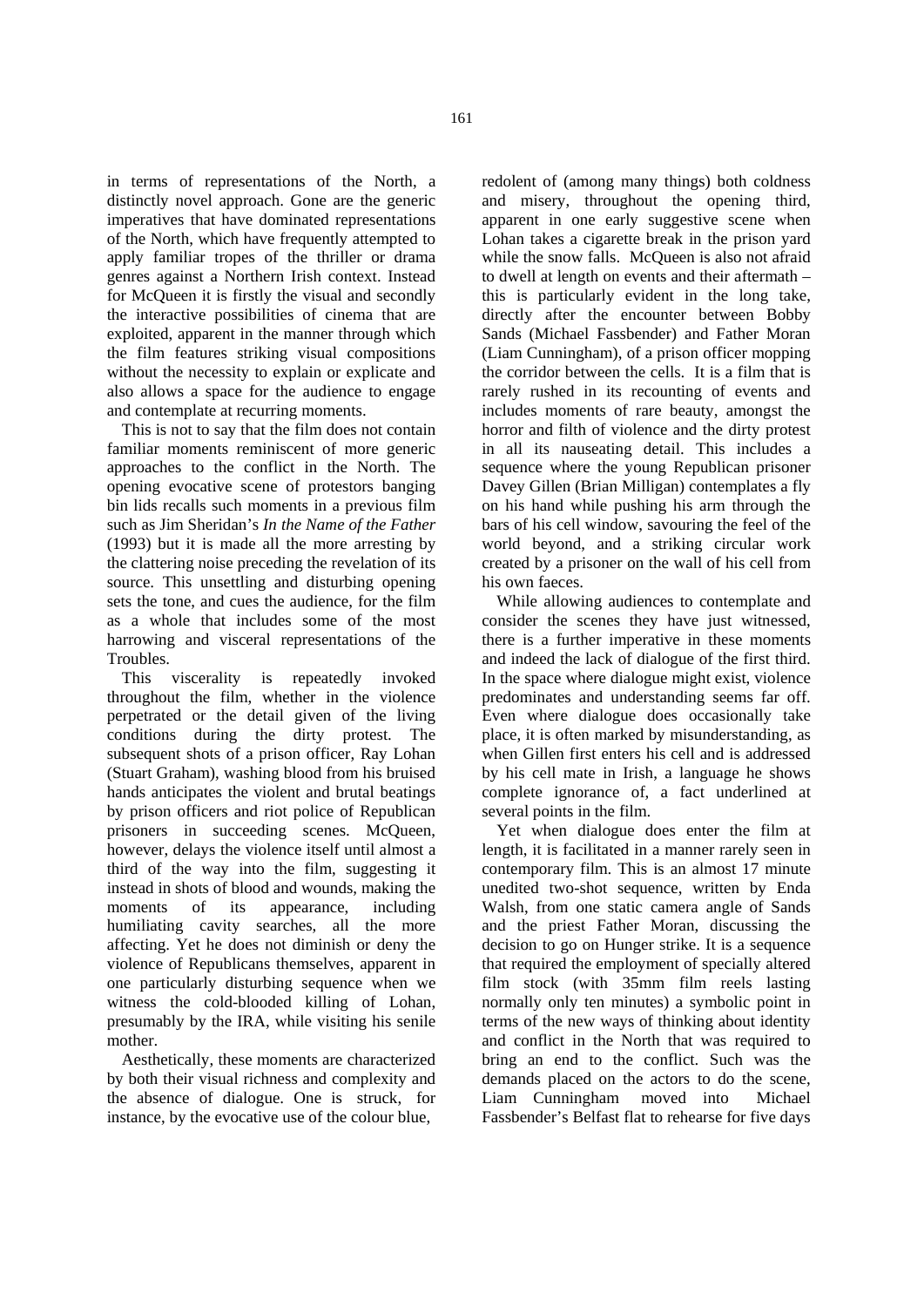in terms of representations of the North, a distinctly novel approach. Gone are the generic imperatives that have dominated representations of the North, which have frequently attempted to apply familiar tropes of the thriller or drama genres against a Northern Irish context. Instead for McQueen it is firstly the visual and secondly the interactive possibilities of cinema that are exploited, apparent in the manner through which the film features striking visual compositions without the necessity to explain or explicate and also allows a space for the audience to engage and contemplate at recurring moments.

This is not to say that the film does not contain familiar moments reminiscent of more generic approaches to the conflict in the North. The opening evocative scene of protestors banging bin lids recalls such moments in a previous film such as Jim Sheridan's *In the Name of the Father* (1993) but it is made all the more arresting by the clattering noise preceding the revelation of its source. This unsettling and disturbing opening sets the tone, and cues the audience, for the film as a whole that includes some of the most harrowing and visceral representations of the Troubles.

This viscerality is repeatedly invoked throughout the film, whether in the violence perpetrated or the detail given of the living conditions during the dirty protest. The subsequent shots of a prison officer, Ray Lohan (Stuart Graham), washing blood from his bruised hands anticipates the violent and brutal beatings by prison officers and riot police of Republican prisoners in succeeding scenes. McQueen, however, delays the violence itself until almost a third of the way into the film, suggesting it instead in shots of blood and wounds, making the moments of its appearance, including humiliating cavity searches, all the more affecting. Yet he does not diminish or deny the violence of Republicans themselves, apparent in one particularly disturbing sequence when we witness the cold-blooded killing of Lohan, presumably by the IRA, while visiting his senile mother.

Aesthetically, these moments are characterized by both their visual richness and complexity and the absence of dialogue. One is struck, for instance, by the evocative use of the colour blue, redolent of (among many things) both coldness and misery, throughout the opening third, apparent in one early suggestive scene when Lohan takes a cigarette break in the prison yard while the snow falls. McQueen is also not afraid to dwell at length on events and their aftermath – this is particularly evident in the long take, directly after the encounter between Bobby Sands (Michael Fassbender) and Father Moran (Liam Cunningham), of a prison officer mopping the corridor between the cells. It is a film that is rarely rushed in its recounting of events and includes moments of rare beauty, amongst the horror and filth of violence and the dirty protest in all its nauseating detail. This includes a sequence where the young Republican prisoner Davey Gillen (Brian Milligan) contemplates a fly on his hand while pushing his arm through the bars of his cell window, savouring the feel of the world beyond, and a striking circular work created by a prisoner on the wall of his cell from his own faeces.

While allowing audiences to contemplate and consider the scenes they have just witnessed, there is a further imperative in these moments and indeed the lack of dialogue of the first third. In the space where dialogue might exist, violence predominates and understanding seems far off. Even where dialogue does occasionally take place, it is often marked by misunderstanding, as when Gillen first enters his cell and is addressed by his cell mate in Irish, a language he shows complete ignorance of, a fact underlined at several points in the film.

Yet when dialogue does enter the film at length, it is facilitated in a manner rarely seen in contemporary film. This is an almost 17 minute unedited two-shot sequence, written by Enda Walsh, from one static camera angle of Sands and the priest Father Moran, discussing the decision to go on Hunger strike. It is a sequence that required the employment of specially altered film stock (with 35mm film reels lasting normally only ten minutes) a symbolic point in terms of the new ways of thinking about identity and conflict in the North that was required to bring an end to the conflict. Such was the demands placed on the actors to do the scene, Liam Cunningham moved into Michael Fassbender's Belfast flat to rehearse for five days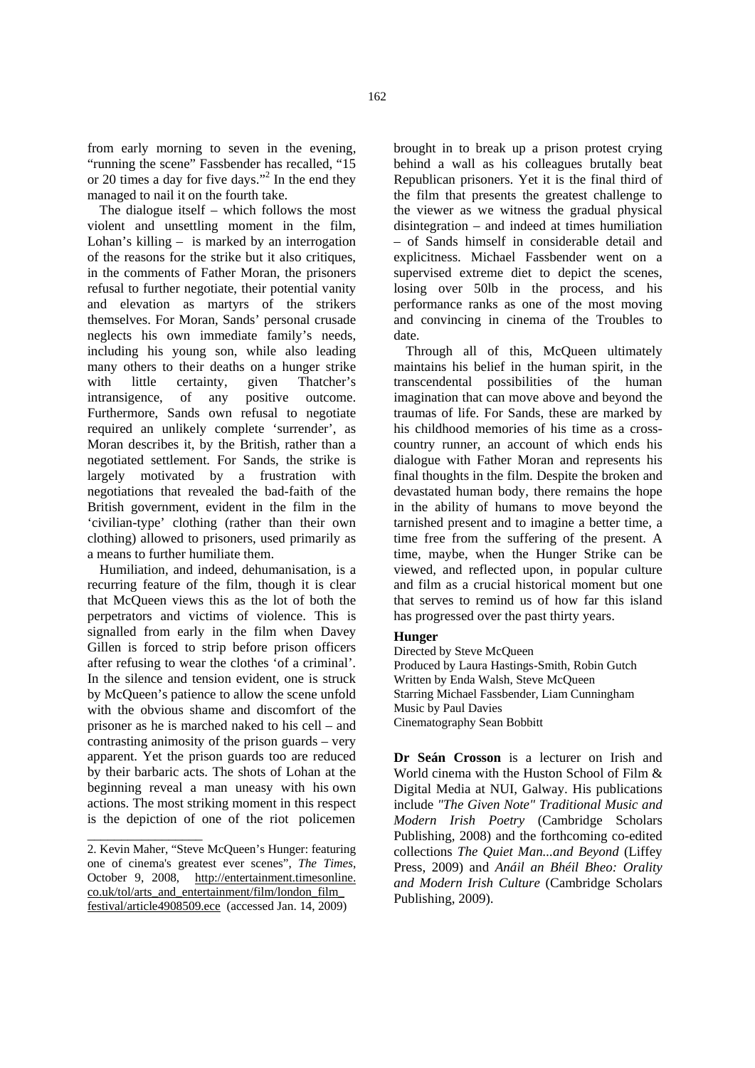from early morning to seven in the evening, "running the scene" Fassbender has recalled, "15 or 20 times a day for five days."[2] In the end they managed to nail it on the fourth take.

The dialogue itself – which follows the most violent and unsettling moment in the film, Lohan's killing – is marked by an interrogation of the reasons for the strike but it also critiques, in the comments of Father Moran, the prisoners refusal to further negotiate, their potential vanity and elevation as martyrs of the strikers themselves. For Moran, Sands' personal crusade neglects his own immediate family's needs, including his young son, while also leading many others to their deaths on a hunger strike with little certainty, given Thatcher's intransigence, of any positive outcome. Furthermore, Sands own refusal to negotiate required an unlikely complete 'surrender', as Moran describes it, by the British, rather than a negotiated settlement. For Sands, the strike is largely motivated by a frustration with negotiations that revealed the bad-faith of the British government, evident in the film in the 'civilian-type' clothing (rather than their own clothing) allowed to prisoners, used primarily as a means to further humiliate them.

Humiliation, and indeed, dehumanisation, is a recurring feature of the film, though it is clear that McQueen views this as the lot of both the perpetrators and victims of violence. This is signalled from early in the film when Davey Gillen is forced to strip before prison officers after refusing to wear the clothes 'of a criminal'. In the silence and tension evident, one is struck by McQueen's patience to allow the scene unfold with the obvious shame and discomfort of the prisoner as he is marched naked to his cell – and contrasting animosity of the prison guards – very apparent. Yet the prison guards too are reduced by their barbaric acts. The shots of Lohan at the beginning reveal a man uneasy with his own actions. The most striking moment in this respect is the depiction of one of the riot policemen brought in to break up a prison protest crying behind a wall as his colleagues brutally beat Republican prisoners. Yet it is the final third of the film that presents the greatest challenge to the viewer as we witness the gradual physical disintegration – and indeed at times humiliation – of Sands himself in considerable detail and explicitness. Michael Fassbender went on a supervised extreme diet to depict the scenes, losing over 50lb in the process, and his performance ranks as one of the most moving and convincing in cinema of the Troubles to date.

Through all of this, McQueen ultimately maintains his belief in the human spirit, in the transcendental possibilities of the human imagination that can move above and beyond the traumas of life. For Sands, these are marked by his childhood memories of his time as a cross-country runner, an account of which ends his dialogue with Father Moran and represents his final thoughts in the film. Despite the broken and devastated human body, there remains the hope in the ability of humans to move beyond the tarnished present and to imagine a better time, a time free from the suffering of the present. A time, maybe, when the Hunger Strike can be viewed, and reflected upon, in popular culture and film as a crucial historical moment but one that serves to remind us of how far this island has progressed over the past thirty years.

**Hunger**

Directed by Steve McQueen
Produced by Laura Hastings-Smith, Robin Gutch
Written by Enda Walsh, Steve McQueen
Starring Michael Fassbender, Liam Cunningham
Music by Paul Davies
Cinematography Sean Bobbitt

**Dr Seán Crosson** is a lecturer on Irish and World cinema with the Huston School of Film & Digital Media at NUI, Galway. His publications include *"The Given Note" Traditional Music and Modern Irish Poetry* (Cambridge Scholars Publishing, 2008) and the forthcoming co-edited collections *The Quiet Man...and Beyond* (Liffey Press, 2009) and *Anáil an Bhéil Bheo: Orality and Modern Irish Culture* (Cambridge Scholars Publishing, 2009).

---

2. Kevin Maher, "Steve McQueen's Hunger: featuring one of cinema's greatest ever scenes", *The Times*, October 9, 2008, http://entertainment.timesonline.co.uk/tol/arts_and_entertainment/film/london_film_festival/article4908509.ece (accessed Jan. 14, 2009)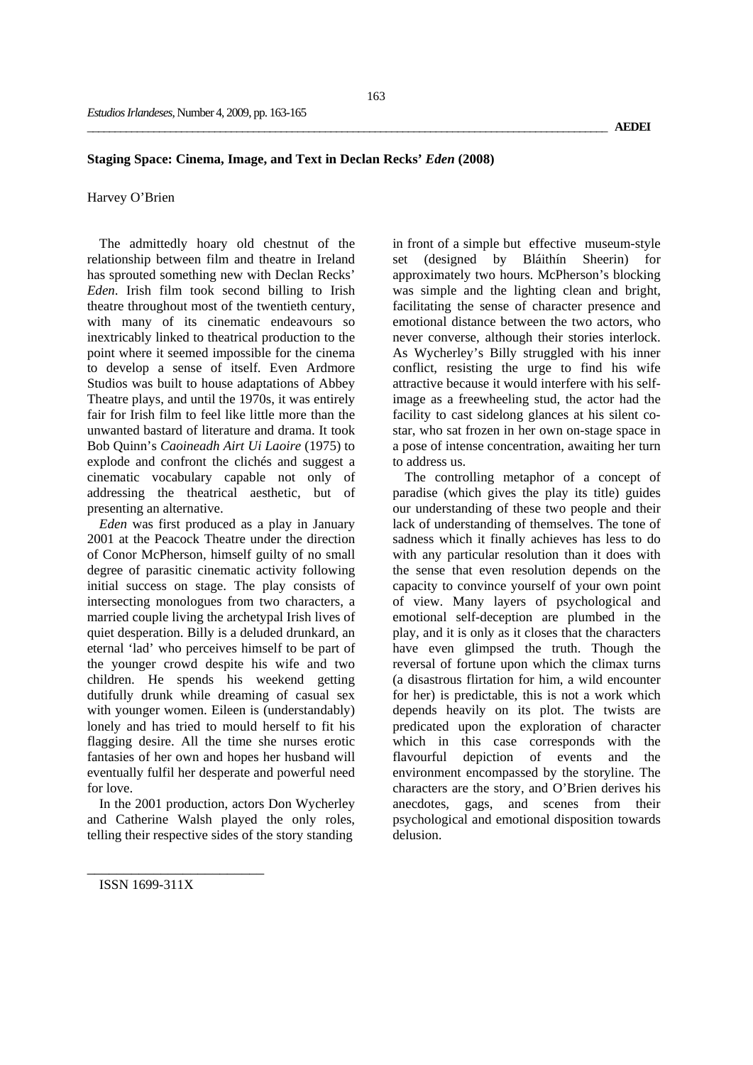## Staging Space: Cinema, Image, and Text in Declan Recks' *Eden* (2008)

Harvey O'Brien

The admittedly hoary old chestnut of the relationship between film and theatre in Ireland has sprouted something new with Declan Recks' *Eden*. Irish film took second billing to Irish theatre throughout most of the twentieth century, with many of its cinematic endeavours so inextricably linked to theatrical production to the point where it seemed impossible for the cinema to develop a sense of itself. Even Ardmore Studios was built to house adaptations of Abbey Theatre plays, and until the 1970s, it was entirely fair for Irish film to feel like little more than the unwanted bastard of literature and drama. It took Bob Quinn's *Caoineadh Airt Ui Laoire* (1975) to explode and confront the clichés and suggest a cinematic vocabulary capable not only of addressing the theatrical aesthetic, but of presenting an alternative.

*Eden* was first produced as a play in January 2001 at the Peacock Theatre under the direction of Conor McPherson, himself guilty of no small degree of parasitic cinematic activity following initial success on stage. The play consists of intersecting monologues from two characters, a married couple living the archetypal Irish lives of quiet desperation. Billy is a deluded drunkard, an eternal 'lad' who perceives himself to be part of the younger crowd despite his wife and two children. He spends his weekend getting dutifully drunk while dreaming of casual sex with younger women. Eileen is (understandably) lonely and has tried to mould herself to fit his flagging desire. All the time she nurses erotic fantasies of her own and hopes her husband will eventually fulfil her desperate and powerful need for love.

In the 2001 production, actors Don Wycherley and Catherine Walsh played the only roles, telling their respective sides of the story standing in front of a simple but effective museum-style set (designed by Bláithín Sheerin) for approximately two hours. McPherson's blocking was simple and the lighting clean and bright, facilitating the sense of character presence and emotional distance between the two actors, who never converse, although their stories interlock. As Wycherley's Billy struggled with his inner conflict, resisting the urge to find his wife attractive because it would interfere with his self-image as a freewheeling stud, the actor had the facility to cast sidelong glances at his silent co-star, who sat frozen in her own on-stage space in a pose of intense concentration, awaiting her turn to address us.

The controlling metaphor of a concept of paradise (which gives the play its title) guides our understanding of these two people and their lack of understanding of themselves. The tone of sadness which it finally achieves has less to do with any particular resolution than it does with the sense that even resolution depends on the capacity to convince yourself of your own point of view. Many layers of psychological and emotional self-deception are plumbed in the play, and it is only as it closes that the characters have even glimpsed the truth. Though the reversal of fortune upon which the climax turns (a disastrous flirtation for him, a wild encounter for her) is predictable, this is not a work which depends heavily on its plot. The twists are predicated upon the exploration of character which in this case corresponds with the flavourful depiction of events and the environment encompassed by the storyline. The characters are the story, and O'Brien derives his anecdotes, gags, and scenes from their psychological and emotional disposition towards delusion.

ISSN 1699-311X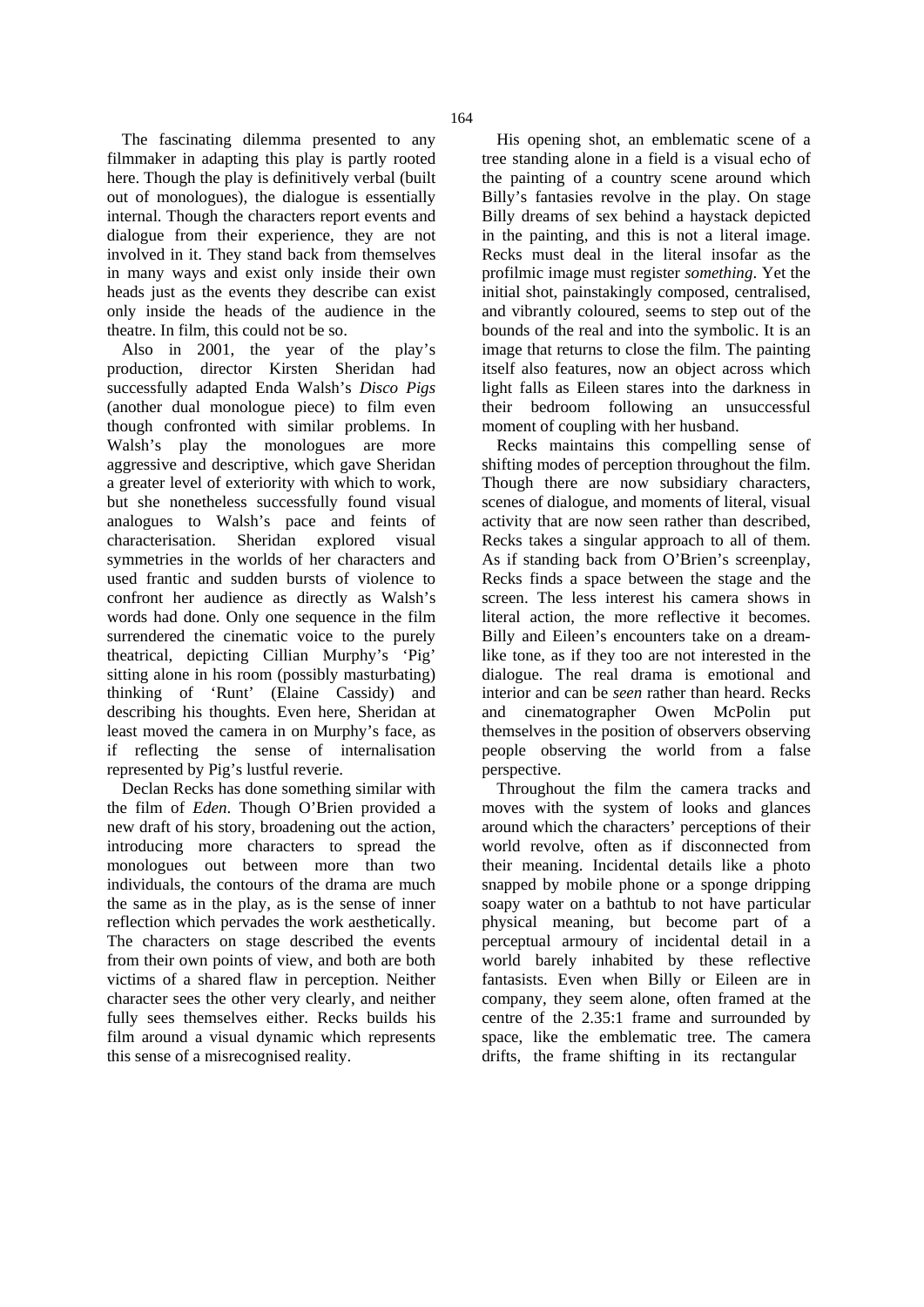The fascinating dilemma presented to any filmmaker in adapting this play is partly rooted here. Though the play is definitively verbal (built out of monologues), the dialogue is essentially internal. Though the characters report events and dialogue from their experience, they are not involved in it. They stand back from themselves in many ways and exist only inside their own heads just as the events they describe can exist only inside the heads of the audience in the theatre. In film, this could not be so.

Also in 2001, the year of the play's production, director Kirsten Sheridan had successfully adapted Enda Walsh's *Disco Pigs* (another dual monologue piece) to film even though confronted with similar problems. In Walsh's play the monologues are more aggressive and descriptive, which gave Sheridan a greater level of exteriority with which to work, but she nonetheless successfully found visual analogues to Walsh's pace and feints of characterisation. Sheridan explored visual symmetries in the worlds of her characters and used frantic and sudden bursts of violence to confront her audience as directly as Walsh's words had done. Only one sequence in the film surrendered the cinematic voice to the purely theatrical, depicting Cillian Murphy's 'Pig' sitting alone in his room (possibly masturbating) thinking of 'Runt' (Elaine Cassidy) and describing his thoughts. Even here, Sheridan at least moved the camera in on Murphy's face, as if reflecting the sense of internalisation represented by Pig's lustful reverie.

Declan Recks has done something similar with the film of *Eden*. Though O'Brien provided a new draft of his story, broadening out the action, introducing more characters to spread the monologues out between more than two individuals, the contours of the drama are much the same as in the play, as is the sense of inner reflection which pervades the work aesthetically. The characters on stage described the events from their own points of view, and both are both victims of a shared flaw in perception. Neither character sees the other very clearly, and neither fully sees themselves either. Recks builds his film around a visual dynamic which represents this sense of a misrecognised reality.

His opening shot, an emblematic scene of a tree standing alone in a field is a visual echo of the painting of a country scene around which Billy's fantasies revolve in the play. On stage Billy dreams of sex behind a haystack depicted in the painting, and this is not a literal image. Recks must deal in the literal insofar as the profilmic image must register *something*. Yet the initial shot, painstakingly composed, centralised, and vibrantly coloured, seems to step out of the bounds of the real and into the symbolic. It is an image that returns to close the film. The painting itself also features, now an object across which light falls as Eileen stares into the darkness in their bedroom following an unsuccessful moment of coupling with her husband.

Recks maintains this compelling sense of shifting modes of perception throughout the film. Though there are now subsidiary characters, scenes of dialogue, and moments of literal, visual activity that are now seen rather than described, Recks takes a singular approach to all of them. As if standing back from O'Brien's screenplay, Recks finds a space between the stage and the screen. The less interest his camera shows in literal action, the more reflective it becomes. Billy and Eileen's encounters take on a dream-like tone, as if they too are not interested in the dialogue. The real drama is emotional and interior and can be *seen* rather than heard. Recks and cinematographer Owen McPolin put themselves in the position of observers observing people observing the world from a false perspective.

Throughout the film the camera tracks and moves with the system of looks and glances around which the characters' perceptions of their world revolve, often as if disconnected from their meaning. Incidental details like a photo snapped by mobile phone or a sponge dripping soapy water on a bathtub to not have particular physical meaning, but become part of a perceptual armoury of incidental detail in a world barely inhabited by these reflective fantasists. Even when Billy or Eileen are in company, they seem alone, often framed at the centre of the 2.35:1 frame and surrounded by space, like the emblematic tree. The camera drifts, the frame shifting in its rectangular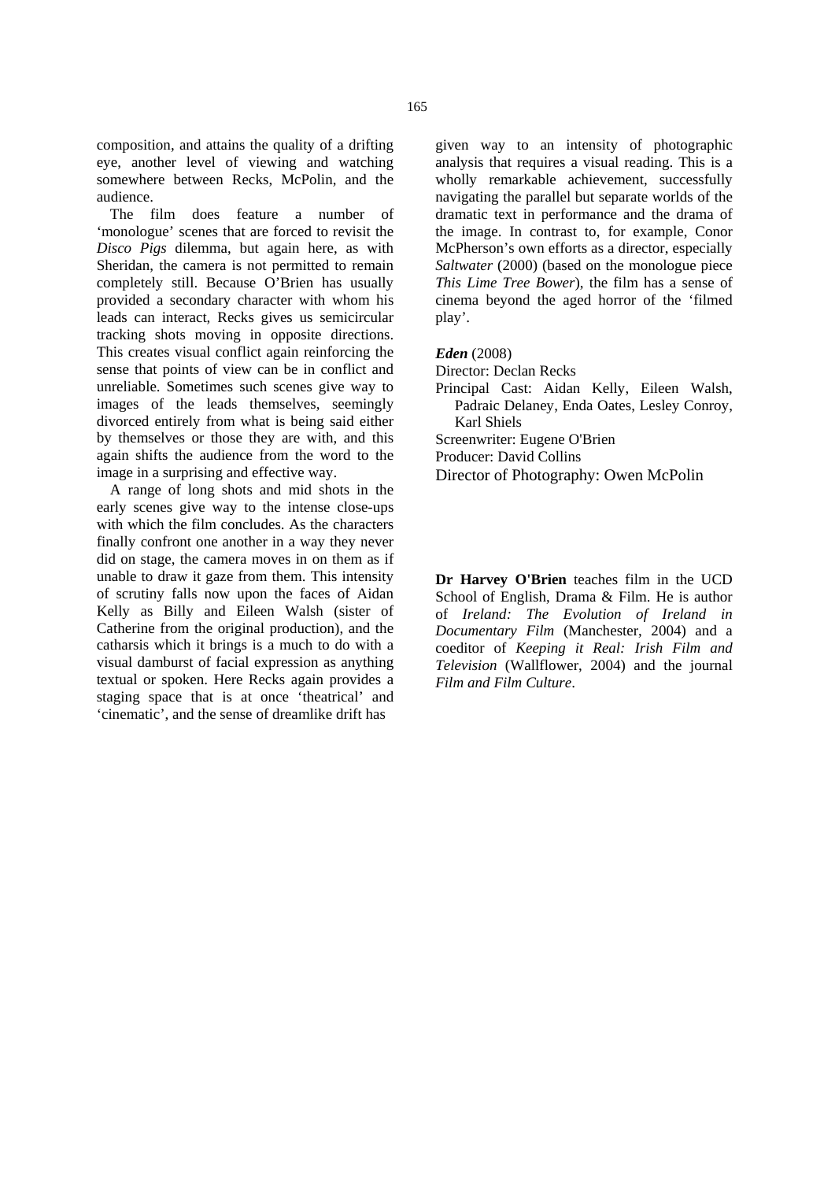composition, and attains the quality of a drifting eye, another level of viewing and watching somewhere between Recks, McPolin, and the audience.

The film does feature a number of 'monologue' scenes that are forced to revisit the *Disco Pigs* dilemma, but again here, as with Sheridan, the camera is not permitted to remain completely still. Because O'Brien has usually provided a secondary character with whom his leads can interact, Recks gives us semicircular tracking shots moving in opposite directions. This creates visual conflict again reinforcing the sense that points of view can be in conflict and unreliable. Sometimes such scenes give way to images of the leads themselves, seemingly divorced entirely from what is being said either by themselves or those they are with, and this again shifts the audience from the word to the image in a surprising and effective way.

A range of long shots and mid shots in the early scenes give way to the intense close-ups with which the film concludes. As the characters finally confront one another in a way they never did on stage, the camera moves in on them as if unable to draw it gaze from them. This intensity of scrutiny falls now upon the faces of Aidan Kelly as Billy and Eileen Walsh (sister of Catherine from the original production), and the catharsis which it brings is a much to do with a visual damburst of facial expression as anything textual or spoken. Here Recks again provides a staging space that is at once 'theatrical' and 'cinematic', and the sense of dreamlike drift has given way to an intensity of photographic analysis that requires a visual reading. This is a wholly remarkable achievement, successfully navigating the parallel but separate worlds of the dramatic text in performance and the drama of the image. In contrast to, for example, Conor McPherson's own efforts as a director, especially *Saltwater* (2000) (based on the monologue piece *This Lime Tree Bower*), the film has a sense of cinema beyond the aged horror of the 'filmed play'.

***Eden*** (2008)
Director: Declan Recks
Principal Cast: Aidan Kelly, Eileen Walsh, Padraic Delaney, Enda Oates, Lesley Conroy, Karl Shiels
Screenwriter: Eugene O'Brien
Producer: David Collins
Director of Photography: Owen McPolin

**Dr Harvey O'Brien** teaches film in the UCD School of English, Drama & Film. He is author of *Ireland: The Evolution of Ireland in Documentary Film* (Manchester, 2004) and a coeditor of *Keeping it Real: Irish Film and Television* (Wallflower, 2004) and the journal *Film and Film Culture*.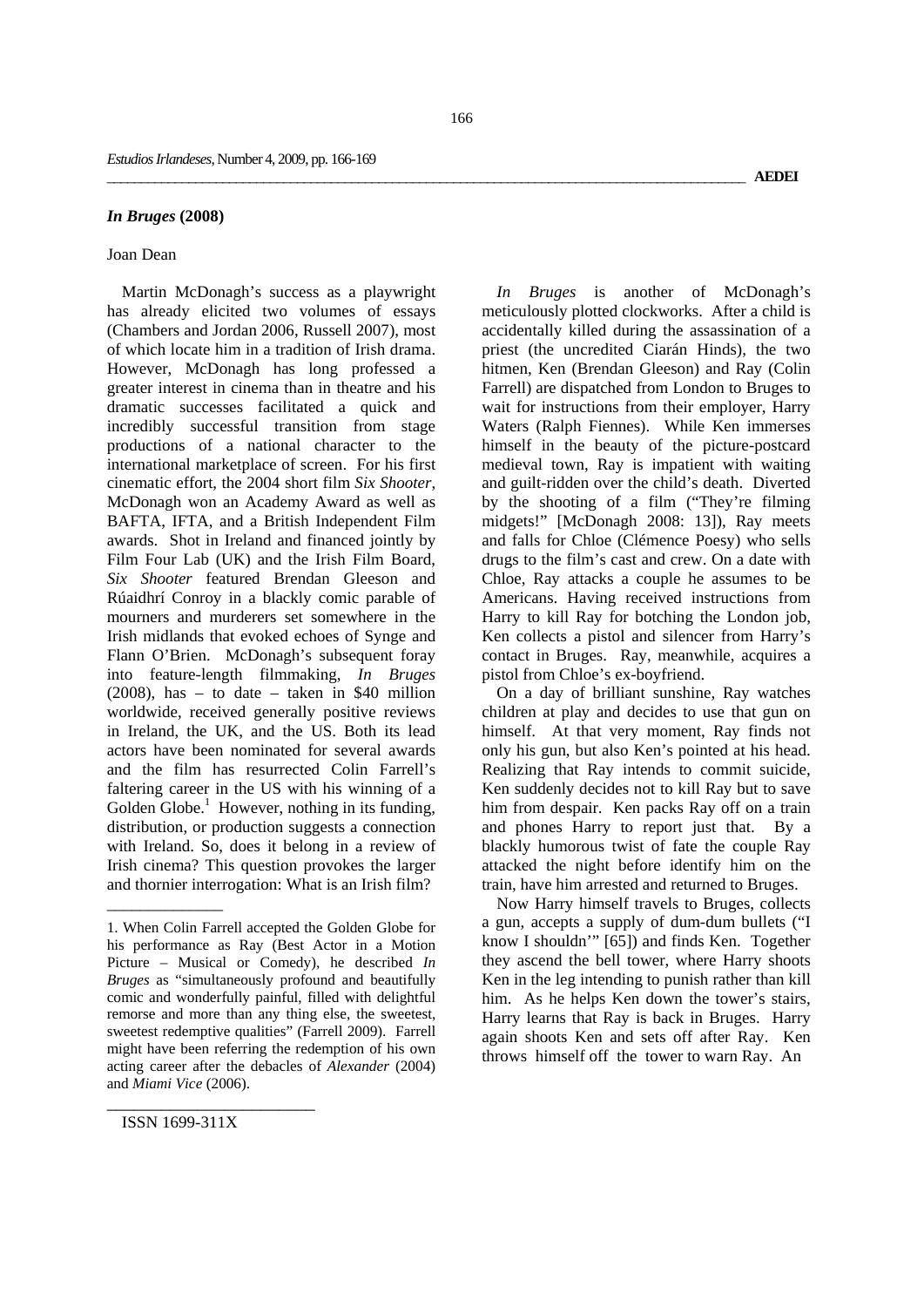## *In Bruges* (2008)

Joan Dean

Martin McDonagh's success as a playwright has already elicited two volumes of essays (Chambers and Jordan 2006, Russell 2007), most of which locate him in a tradition of Irish drama. However, McDonagh has long professed a greater interest in cinema than in theatre and his dramatic successes facilitated a quick and incredibly successful transition from stage productions of a national character to the international marketplace of screen. For his first cinematic effort, the 2004 short film *Six Shooter*, McDonagh won an Academy Award as well as BAFTA, IFTA, and a British Independent Film awards. Shot in Ireland and financed jointly by Film Four Lab (UK) and the Irish Film Board, *Six Shooter* featured Brendan Gleeson and Rúaidhrí Conroy in a blackly comic parable of mourners and murderers set somewhere in the Irish midlands that evoked echoes of Synge and Flann O'Brien. McDonagh's subsequent foray into feature-length filmmaking, *In Bruges* (2008), has – to date – taken in $40 million worldwide, received generally positive reviews in Ireland, the UK, and the US. Both its lead actors have been nominated for several awards and the film has resurrected Colin Farrell's faltering career in the US with his winning of a Golden Globe.[1] However, nothing in its funding, distribution, or production suggests a connection with Ireland. So, does it belong in a review of Irish cinema? This question provokes the larger and thornier interrogation: What is an Irish film?

*In Bruges* is another of McDonagh's meticulously plotted clockworks. After a child is accidentally killed during the assassination of a priest (the uncredited Ciarán Hinds), the two hitmen, Ken (Brendan Gleeson) and Ray (Colin Farrell) are dispatched from London to Bruges to wait for instructions from their employer, Harry Waters (Ralph Fiennes). While Ken immerses himself in the beauty of the picture-postcard medieval town, Ray is impatient with waiting and guilt-ridden over the child's death. Diverted by the shooting of a film ("They're filming midgets!" [McDonagh 2008: 13]), Ray meets and falls for Chloe (Clémence Poesy) who sells drugs to the film's cast and crew. On a date with Chloe, Ray attacks a couple he assumes to be Americans. Having received instructions from Harry to kill Ray for botching the London job, Ken collects a pistol and silencer from Harry's contact in Bruges. Ray, meanwhile, acquires a pistol from Chloe's ex-boyfriend.

On a day of brilliant sunshine, Ray watches children at play and decides to use that gun on himself. At that very moment, Ray finds not only his gun, but also Ken's pointed at his head. Realizing that Ray intends to commit suicide, Ken suddenly decides not to kill Ray but to save him from despair. Ken packs Ray off on a train and phones Harry to report just that. By a blackly humorous twist of fate the couple Ray attacked the night before identify him on the train, have him arrested and returned to Bruges.

Now Harry himself travels to Bruges, collects a gun, accepts a supply of dum-dum bullets ("I know I shouldn'" [65]) and finds Ken. Together they ascend the bell tower, where Harry shoots Ken in the leg intending to punish rather than kill him. As he helps Ken down the tower's stairs, Harry learns that Ray is back in Bruges. Harry again shoots Ken and sets off after Ray. Ken throws himself off the tower to warn Ray. An

---

1. When Colin Farrell accepted the Golden Globe for his performance as Ray (Best Actor in a Motion Picture – Musical or Comedy), he described *In Bruges* as "simultaneously profound and beautifully comic and wonderfully painful, filled with delightful remorse and more than any thing else, the sweetest, sweetest redemptive qualities" (Farrell 2009). Farrell might have been referring the redemption of his own acting career after the debacles of *Alexander* (2004) and *Miami Vice* (2006).

ISSN 1699-311X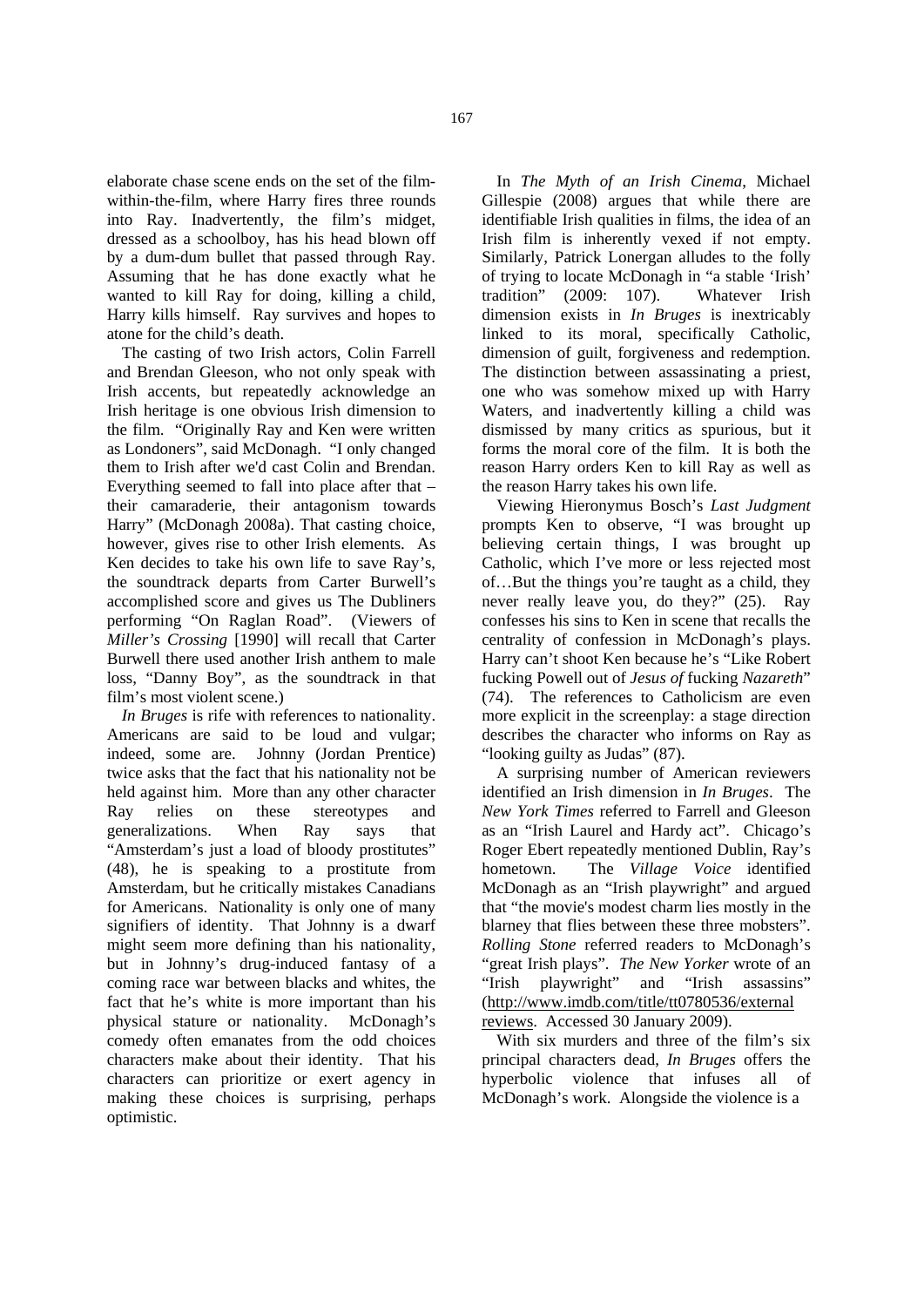elaborate chase scene ends on the set of the film-within-the-film, where Harry fires three rounds into Ray. Inadvertently, the film's midget, dressed as a schoolboy, has his head blown off by a dum-dum bullet that passed through Ray. Assuming that he has done exactly what he wanted to kill Ray for doing, killing a child, Harry kills himself. Ray survives and hopes to atone for the child's death.

The casting of two Irish actors, Colin Farrell and Brendan Gleeson, who not only speak with Irish accents, but repeatedly acknowledge an Irish heritage is one obvious Irish dimension to the film. "Originally Ray and Ken were written as Londoners", said McDonagh. "I only changed them to Irish after we'd cast Colin and Brendan. Everything seemed to fall into place after that – their camaraderie, their antagonism towards Harry" (McDonagh 2008a). That casting choice, however, gives rise to other Irish elements. As Ken decides to take his own life to save Ray's, the soundtrack departs from Carter Burwell's accomplished score and gives us The Dubliners performing "On Raglan Road". (Viewers of *Miller's Crossing* [1990] will recall that Carter Burwell there used another Irish anthem to male loss, "Danny Boy", as the soundtrack in that film's most violent scene.)

*In Bruges* is rife with references to nationality. Americans are said to be loud and vulgar; indeed, some are. Johnny (Jordan Prentice) twice asks that the fact that his nationality not be held against him. More than any other character Ray relies on these stereotypes and generalizations. When Ray says that "Amsterdam's just a load of bloody prostitutes" (48), he is speaking to a prostitute from Amsterdam, but he critically mistakes Canadians for Americans. Nationality is only one of many signifiers of identity. That Johnny is a dwarf might seem more defining than his nationality, but in Johnny's drug-induced fantasy of a coming race war between blacks and whites, the fact that he's white is more important than his physical stature or nationality. McDonagh's comedy often emanates from the odd choices characters make about their identity. That his characters can prioritize or exert agency in making these choices is surprising, perhaps optimistic.

In *The Myth of an Irish Cinema*, Michael Gillespie (2008) argues that while there are identifiable Irish qualities in films, the idea of an Irish film is inherently vexed if not empty. Similarly, Patrick Lonergan alludes to the folly of trying to locate McDonagh in "a stable 'Irish' tradition" (2009: 107). Whatever Irish dimension exists in *In Bruges* is inextricably linked to its moral, specifically Catholic, dimension of guilt, forgiveness and redemption. The distinction between assassinating a priest, one who was somehow mixed up with Harry Waters, and inadvertently killing a child was dismissed by many critics as spurious, but it forms the moral core of the film. It is both the reason Harry orders Ken to kill Ray as well as the reason Harry takes his own life.

Viewing Hieronymus Bosch's *Last Judgment* prompts Ken to observe, "I was brought up believing certain things, I was brought up Catholic, which I've more or less rejected most of…But the things you're taught as a child, they never really leave you, do they?" (25). Ray confesses his sins to Ken in scene that recalls the centrality of confession in McDonagh's plays. Harry can't shoot Ken because he's "Like Robert fucking Powell out of *Jesus of* fucking *Nazareth*" (74). The references to Catholicism are even more explicit in the screenplay: a stage direction describes the character who informs on Ray as "looking guilty as Judas" (87).

A surprising number of American reviewers identified an Irish dimension in *In Bruges*. The *New York Times* referred to Farrell and Gleeson as an "Irish Laurel and Hardy act". Chicago's Roger Ebert repeatedly mentioned Dublin, Ray's hometown. The *Village Voice* identified McDonagh as an "Irish playwright" and argued that "the movie's modest charm lies mostly in the blarney that flies between these three mobsters". *Rolling Stone* referred readers to McDonagh's "great Irish plays". *The New Yorker* wrote of an "Irish playwright" and "Irish assassins" (http://www.imdb.com/title/tt0780536/externalreviews. Accessed 30 January 2009).

With six murders and three of the film's six principal characters dead, *In Bruges* offers the hyperbolic violence that infuses all of McDonagh's work. Alongside the violence is a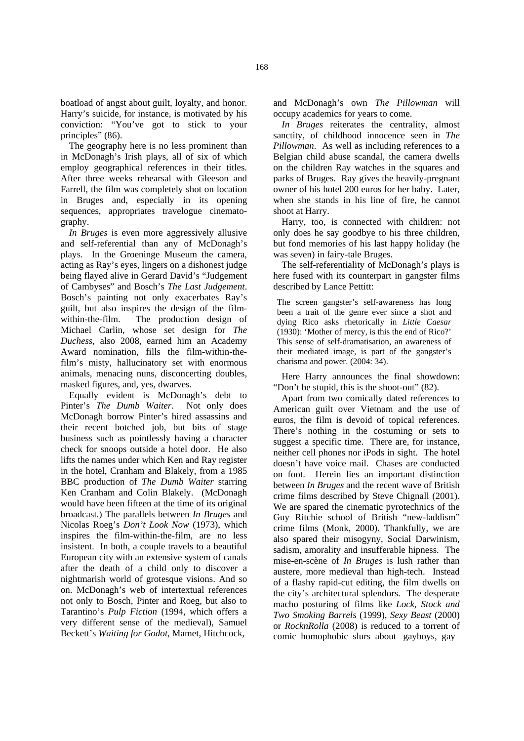boatload of angst about guilt, loyalty, and honor. Harry's suicide, for instance, is motivated by his conviction: "You've got to stick to your principles" (86).

The geography here is no less prominent than in McDonagh's Irish plays, all of six of which employ geographical references in their titles. After three weeks rehearsal with Gleeson and Farrell, the film was completely shot on location in Bruges and, especially in its opening sequences, appropriates travelogue cinematography.

*In Bruges* is even more aggressively allusive and self-referential than any of McDonagh's plays. In the Groeninge Museum the camera, acting as Ray's eyes, lingers on a dishonest judge being flayed alive in Gerard David's "Judgement of Cambyses" and Bosch's *The Last Judgement*. Bosch's painting not only exacerbates Ray's guilt, but also inspires the design of the film-within-the-film. The production design of Michael Carlin, whose set design for *The Duchess*, also 2008, earned him an Academy Award nomination, fills the film-within-the-film's misty, hallucinatory set with enormous animals, menacing nuns, disconcerting doubles, masked figures, and, yes, dwarves.

Equally evident is McDonagh's debt to Pinter's *The Dumb Waiter*. Not only does McDonagh borrow Pinter's hired assassins and their recent botched job, but bits of stage business such as pointlessly having a character check for snoops outside a hotel door. He also lifts the names under which Ken and Ray register in the hotel, Cranham and Blakely, from a 1985 BBC production of *The Dumb Waiter* starring Ken Cranham and Colin Blakely. (McDonagh would have been fifteen at the time of its original broadcast.) The parallels between *In Bruges* and Nicolas Roeg's *Don't Look Now* (1973), which inspires the film-within-the-film, are no less insistent. In both, a couple travels to a beautiful European city with an extensive system of canals after the death of a child only to discover a nightmarish world of grotesque visions. And so on. McDonagh's web of intertextual references not only to Bosch, Pinter and Roeg, but also to Tarantino's *Pulp Fiction* (1994, which offers a very different sense of the medieval), Samuel Beckett's *Waiting for Godot*, Mamet, Hitchcock, and McDonagh's own *The Pillowman* will occupy academics for years to come.

*In Bruges* reiterates the centrality, almost sanctity, of childhood innocence seen in *The Pillowman*. As well as including references to a Belgian child abuse scandal, the camera dwells on the children Ray watches in the squares and parks of Bruges. Ray gives the heavily-pregnant owner of his hotel 200 euros for her baby. Later, when she stands in his line of fire, he cannot shoot at Harry.

Harry, too, is connected with children: not only does he say goodbye to his three children, but fond memories of his last happy holiday (he was seven) in fairy-tale Bruges.

The self-referentiality of McDonagh's plays is here fused with its counterpart in gangster films described by Lance Pettitt:

> The screen gangster's self-awareness has long been a trait of the genre ever since a shot and dying Rico asks rhetorically in *Little Caesar* (1930): 'Mother of mercy, is this the end of Rico?' This sense of self-dramatisation, an awareness of their mediated image, is part of the gangster's charisma and power. (2004: 34).

Here Harry announces the final showdown: "Don't be stupid, this is the shoot-out" (82).

Apart from two comically dated references to American guilt over Vietnam and the use of euros, the film is devoid of topical references. There's nothing in the costuming or sets to suggest a specific time. There are, for instance, neither cell phones nor iPods in sight. The hotel doesn't have voice mail. Chases are conducted on foot. Herein lies an important distinction between *In Bruges* and the recent wave of British crime films described by Steve Chignall (2001). We are spared the cinematic pyrotechnics of the Guy Ritchie school of British "new-laddism" crime films (Monk, 2000). Thankfully, we are also spared their misogyny, Social Darwinism, sadism, amorality and insufferable hipness. The mise-en-scène of *In Bruges* is lush rather than austere, more medieval than high-tech. Instead of a flashy rapid-cut editing, the film dwells on the city's architectural splendors. The desperate macho posturing of films like *Lock, Stock and Two Smoking Barrels* (1999), *Sexy Beast* (2000) or *RocknRolla* (2008) is reduced to a torrent of comic homophobic slurs about gayboys, gay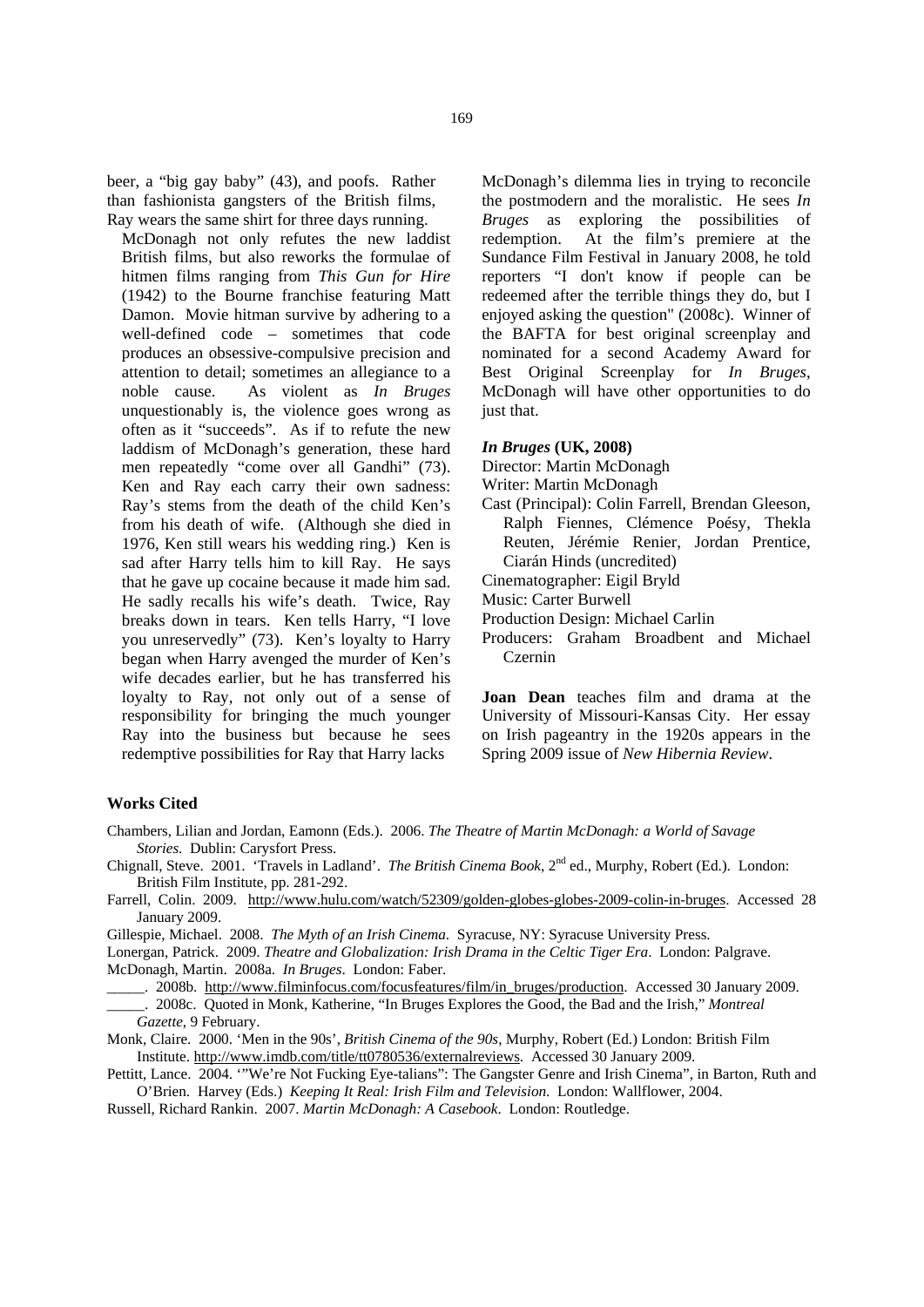beer, a "big gay baby" (43), and poofs. Rather than fashionista gangsters of the British films, Ray wears the same shirt for three days running.

McDonagh not only refutes the new laddist British films, but also reworks the formulae of hitmen films ranging from *This Gun for Hire* (1942) to the Bourne franchise featuring Matt Damon. Movie hitman survive by adhering to a well-defined code – sometimes that code produces an obsessive-compulsive precision and attention to detail; sometimes an allegiance to a noble cause. As violent as *In Bruges* unquestionably is, the violence goes wrong as often as it "succeeds". As if to refute the new laddism of McDonagh's generation, these hard men repeatedly "come over all Gandhi" (73). Ken and Ray each carry their own sadness: Ray's stems from the death of the child Ken's from his death of wife. (Although she died in 1976, Ken still wears his wedding ring.) Ken is sad after Harry tells him to kill Ray. He says that he gave up cocaine because it made him sad. He sadly recalls his wife's death. Twice, Ray breaks down in tears. Ken tells Harry, "I love you unreservedly" (73). Ken's loyalty to Harry began when Harry avenged the murder of Ken's wife decades earlier, but he has transferred his loyalty to Ray, not only out of a sense of responsibility for bringing the much younger Ray into the business but because he sees redemptive possibilities for Ray that Harry lacks

McDonagh's dilemma lies in trying to reconcile the postmodern and the moralistic. He sees *In Bruges* as exploring the possibilities of redemption. At the film's premiere at the Sundance Film Festival in January 2008, he told reporters "I don't know if people can be redeemed after the terrible things they do, but I enjoyed asking the question" (2008c). Winner of the BAFTA for best original screenplay and nominated for a second Academy Award for Best Original Screenplay for *In Bruges*, McDonagh will have other opportunities to do just that.

***In Bruges*** **(UK, 2008)**

Director: Martin McDonagh
Writer: Martin McDonagh
Cast (Principal): Colin Farrell, Brendan Gleeson, Ralph Fiennes, Clémence Poésy, Thekla Reuten, Jérémie Renier, Jordan Prentice, Ciarán Hinds (uncredited)
Cinematographer: Eigil Bryld
Music: Carter Burwell
Production Design: Michael Carlin
Producers: Graham Broadbent and Michael Czernin

**Joan Dean** teaches film and drama at the University of Missouri-Kansas City. Her essay on Irish pageantry in the 1920s appears in the Spring 2009 issue of *New Hibernia Review*.

## Works Cited

Chambers, Lilian and Jordan, Eamonn (Eds.). 2006. *The Theatre of Martin McDonagh: a World of Savage Stories.* Dublin: Carysfort Press.

Chignall, Steve. 2001. 'Travels in Ladland'. *The British Cinema Book*, 2nd ed., Murphy, Robert (Ed.). London: British Film Institute, pp. 281-292.

Farrell, Colin. 2009. http://www.hulu.com/watch/52309/golden-globes-globes-2009-colin-in-bruges. Accessed 28 January 2009.

Gillespie, Michael. 2008. *The Myth of an Irish Cinema*. Syracuse, NY: Syracuse University Press.

Lonergan, Patrick. 2009. *Theatre and Globalization: Irish Drama in the Celtic Tiger Era*. London: Palgrave.

McDonagh, Martin. 2008a. *In Bruges*. London: Faber.

_____. 2008b. http://www.filminfocus.com/focusfeatures/film/in_bruges/production. Accessed 30 January 2009.

_____. 2008c. Quoted in Monk, Katherine, "In Bruges Explores the Good, the Bad and the Irish," *Montreal Gazette*, 9 February.

Monk, Claire. 2000. 'Men in the 90s', *British Cinema of the 90s*, Murphy, Robert (Ed.) London: British Film Institute. http://www.imdb.com/title/tt0780536/externalreviews. Accessed 30 January 2009.

Pettitt, Lance. 2004. '"We're Not Fucking Eye-talians": The Gangster Genre and Irish Cinema", in Barton, Ruth and O'Brien. Harvey (Eds.) *Keeping It Real: Irish Film and Television.* London: Wallflower, 2004.

Russell, Richard Rankin. 2007. *Martin McDonagh: A Casebook*. London: Routledge.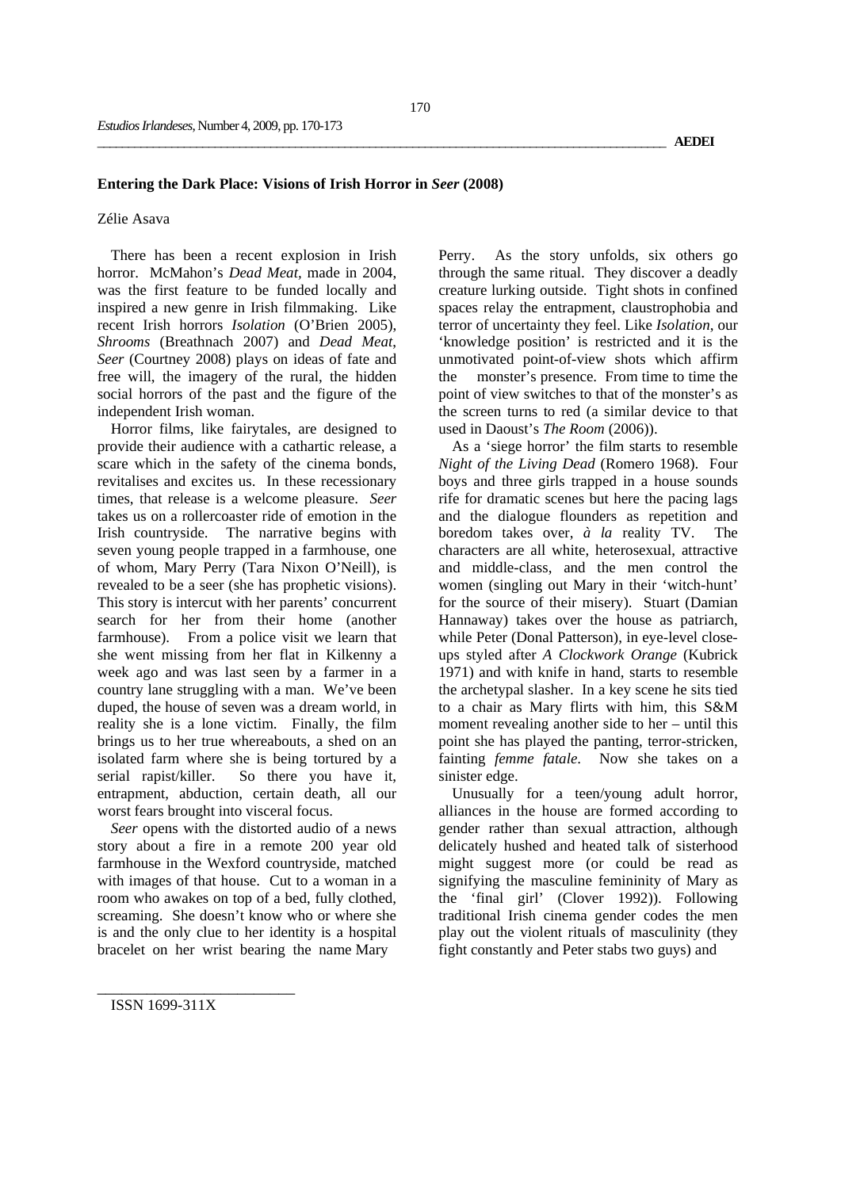## Entering the Dark Place: Visions of Irish Horror in *Seer* (2008)

Zélie Asava

There has been a recent explosion in Irish horror. McMahon's *Dead Meat*, made in 2004, was the first feature to be funded locally and inspired a new genre in Irish filmmaking. Like recent Irish horrors *Isolation* (O'Brien 2005), *Shrooms* (Breathnach 2007) and *Dead Meat*, *Seer* (Courtney 2008) plays on ideas of fate and free will, the imagery of the rural, the hidden social horrors of the past and the figure of the independent Irish woman.

Horror films, like fairytales, are designed to provide their audience with a cathartic release, a scare which in the safety of the cinema bonds, revitalises and excites us. In these recessionary times, that release is a welcome pleasure. *Seer* takes us on a rollercoaster ride of emotion in the Irish countryside. The narrative begins with seven young people trapped in a farmhouse, one of whom, Mary Perry (Tara Nixon O'Neill), is revealed to be a seer (she has prophetic visions). This story is intercut with her parents' concurrent search for her from their home (another farmhouse). From a police visit we learn that she went missing from her flat in Kilkenny a week ago and was last seen by a farmer in a country lane struggling with a man. We've been duped, the house of seven was a dream world, in reality she is a lone victim. Finally, the film brings us to her true whereabouts, a shed on an isolated farm where she is being tortured by a serial rapist/killer. So there you have it, entrapment, abduction, certain death, all our worst fears brought into visceral focus.

*Seer* opens with the distorted audio of a news story about a fire in a remote 200 year old farmhouse in the Wexford countryside, matched with images of that house. Cut to a woman in a room who awakes on top of a bed, fully clothed, screaming. She doesn't know who or where she is and the only clue to her identity is a hospital bracelet on her wrist bearing the name Mary Perry. As the story unfolds, six others go through the same ritual. They discover a deadly creature lurking outside. Tight shots in confined spaces relay the entrapment, claustrophobia and terror of uncertainty they feel. Like *Isolation*, our 'knowledge position' is restricted and it is the unmotivated point-of-view shots which affirm the monster's presence. From time to time the point of view switches to that of the monster's as the screen turns to red (a similar device to that used in Daoust's *The Room* (2006)).

As a 'siege horror' the film starts to resemble *Night of the Living Dead* (Romero 1968). Four boys and three girls trapped in a house sounds rife for dramatic scenes but here the pacing lags and the dialogue flounders as repetition and boredom takes over, *à la* reality TV. The characters are all white, heterosexual, attractive and middle-class, and the men control the women (singling out Mary in their 'witch-hunt' for the source of their misery). Stuart (Damian Hannaway) takes over the house as patriarch, while Peter (Donal Patterson), in eye-level close-ups styled after *A Clockwork Orange* (Kubrick 1971) and with knife in hand, starts to resemble the archetypal slasher. In a key scene he sits tied to a chair as Mary flirts with him, this S&M moment revealing another side to her – until this point she has played the panting, terror-stricken, fainting *femme fatale*. Now she takes on a sinister edge.

Unusually for a teen/young adult horror, alliances in the house are formed according to gender rather than sexual attraction, although delicately hushed and heated talk of sisterhood might suggest more (or could be read as signifying the masculine femininity of Mary as the 'final girl' (Clover 1992)). Following traditional Irish cinema gender codes the men play out the violent rituals of masculinity (they fight constantly and Peter stabs two guys) and

ISSN 1699-311X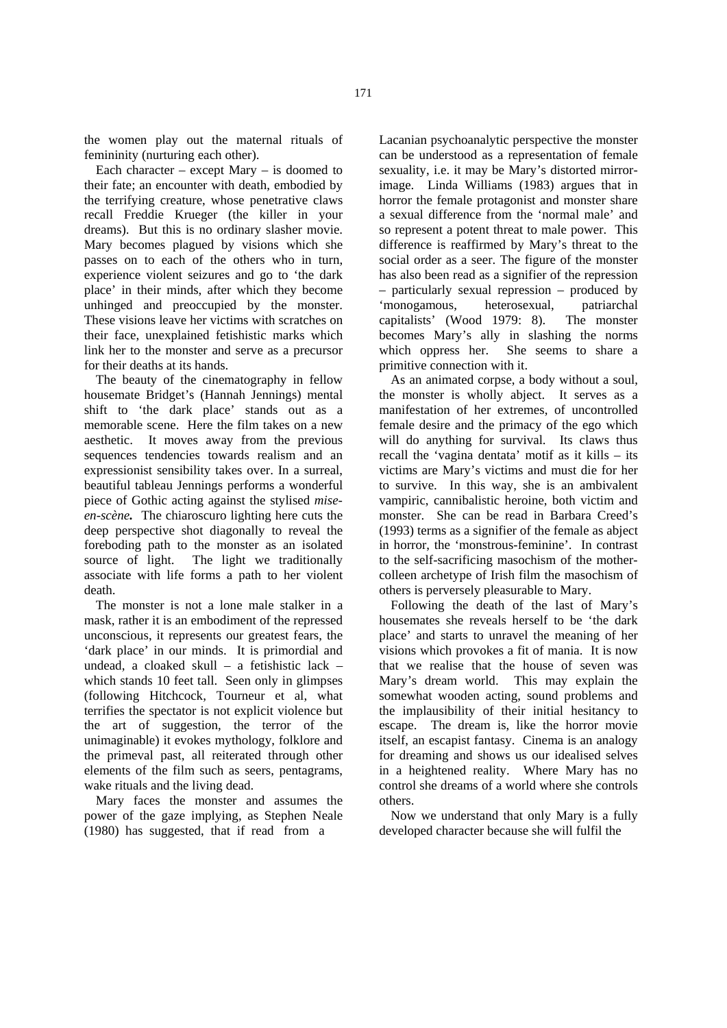the women play out the maternal rituals of femininity (nurturing each other).

Each character – except Mary – is doomed to their fate; an encounter with death, embodied by the terrifying creature, whose penetrative claws recall Freddie Krueger (the killer in your dreams). But this is no ordinary slasher movie. Mary becomes plagued by visions which she passes on to each of the others who in turn, experience violent seizures and go to 'the dark place' in their minds, after which they become unhinged and preoccupied by the monster. These visions leave her victims with scratches on their face, unexplained fetishistic marks which link her to the monster and serve as a precursor for their deaths at its hands.

The beauty of the cinematography in fellow housemate Bridget's (Hannah Jennings) mental shift to 'the dark place' stands out as a memorable scene. Here the film takes on a new aesthetic. It moves away from the previous sequences tendencies towards realism and an expressionist sensibility takes over. In a surreal, beautiful tableau Jennings performs a wonderful piece of Gothic acting against the stylised ***mise-en-scène.*** The chiaroscuro lighting here cuts the deep perspective shot diagonally to reveal the foreboding path to the monster as an isolated source of light. The light we traditionally associate with life forms a path to her violent death.

The monster is not a lone male stalker in a mask, rather it is an embodiment of the repressed unconscious, it represents our greatest fears, the 'dark place' in our minds. It is primordial and undead, a cloaked skull – a fetishistic lack – which stands 10 feet tall. Seen only in glimpses (following Hitchcock, Tourneur et al, what terrifies the spectator is not explicit violence but the art of suggestion, the terror of the unimaginable) it evokes mythology, folklore and the primeval past, all reiterated through other elements of the film such as seers, pentagrams, wake rituals and the living dead.

Mary faces the monster and assumes the power of the gaze implying, as Stephen Neale (1980) has suggested, that if read from a Lacanian psychoanalytic perspective the monster can be understood as a representation of female sexuality, i.e. it may be Mary's distorted mirror-image. Linda Williams (1983) argues that in horror the female protagonist and monster share a sexual difference from the 'normal male' and so represent a potent threat to male power. This difference is reaffirmed by Mary's threat to the social order as a seer. The figure of the monster has also been read as a signifier of the repression – particularly sexual repression – produced by 'monogamous, heterosexual, patriarchal capitalists' (Wood 1979: 8). The monster becomes Mary's ally in slashing the norms which oppress her. She seems to share a primitive connection with it.

As an animated corpse, a body without a soul, the monster is wholly abject. It serves as a manifestation of her extremes, of uncontrolled female desire and the primacy of the ego which will do anything for survival. Its claws thus recall the 'vagina dentata' motif as it kills – its victims are Mary's victims and must die for her to survive. In this way, she is an ambivalent vampiric, cannibalistic heroine, both victim and monster. She can be read in Barbara Creed's (1993) terms as a signifier of the female as abject in horror, the 'monstrous-feminine'. In contrast to the self-sacrificing masochism of the mother-colleen archetype of Irish film the masochism of others is perversely pleasurable to Mary.

Following the death of the last of Mary's housemates she reveals herself to be 'the dark place' and starts to unravel the meaning of her visions which provokes a fit of mania. It is now that we realise that the house of seven was Mary's dream world. This may explain the somewhat wooden acting, sound problems and the implausibility of their initial hesitancy to escape. The dream is, like the horror movie itself, an escapist fantasy. Cinema is an analogy for dreaming and shows us our idealised selves in a heightened reality. Where Mary has no control she dreams of a world where she controls others.

Now we understand that only Mary is a fully developed character because she will fulfil the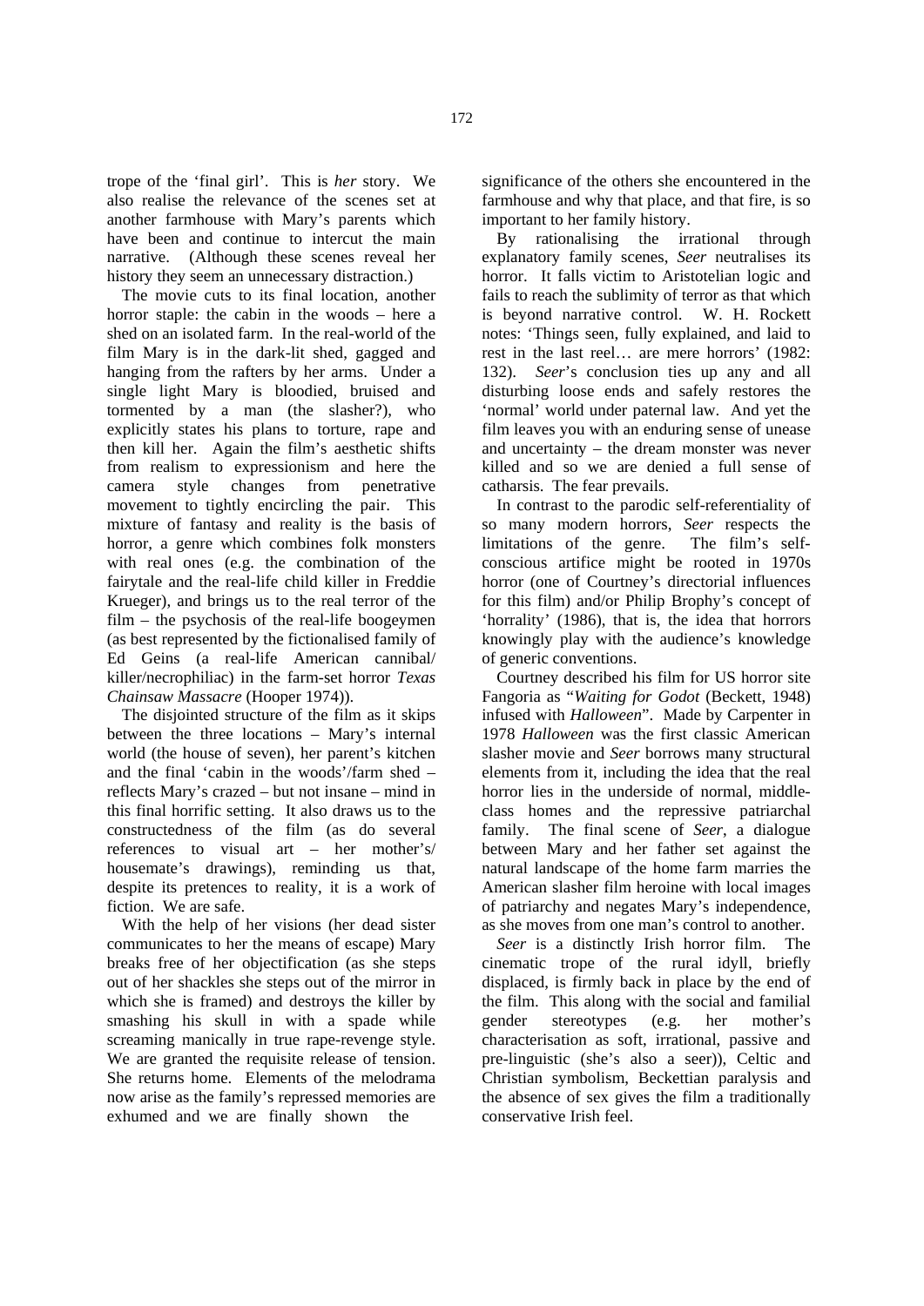trope of the 'final girl'. This is *her* story. We also realise the relevance of the scenes set at another farmhouse with Mary's parents which have been and continue to intercut the main narrative. (Although these scenes reveal her history they seem an unnecessary distraction.)

The movie cuts to its final location, another horror staple: the cabin in the woods – here a shed on an isolated farm. In the real-world of the film Mary is in the dark-lit shed, gagged and hanging from the rafters by her arms. Under a single light Mary is bloodied, bruised and tormented by a man (the slasher?), who explicitly states his plans to torture, rape and then kill her. Again the film's aesthetic shifts from realism to expressionism and here the camera style changes from penetrative movement to tightly encircling the pair. This mixture of fantasy and reality is the basis of horror, a genre which combines folk monsters with real ones (e.g. the combination of the fairytale and the real-life child killer in Freddie Krueger), and brings us to the real terror of the film – the psychosis of the real-life boogeymen (as best represented by the fictionalised family of Ed Geins (a real-life American cannibal/killer/necrophiliac) in the farm-set horror *Texas Chainsaw Massacre* (Hooper 1974)).

The disjointed structure of the film as it skips between the three locations – Mary's internal world (the house of seven), her parent's kitchen and the final 'cabin in the woods'/farm shed – reflects Mary's crazed – but not insane – mind in this final horrific setting. It also draws us to the constructedness of the film (as do several references to visual art – her mother's/housemate's drawings), reminding us that, despite its pretences to reality, it is a work of fiction. We are safe.

With the help of her visions (her dead sister communicates to her the means of escape) Mary breaks free of her objectification (as she steps out of her shackles she steps out of the mirror in which she is framed) and destroys the killer by smashing his skull in with a spade while screaming manically in true rape-revenge style. We are granted the requisite release of tension. She returns home. Elements of the melodrama now arise as the family's repressed memories are exhumed and we are finally shown the significance of the others she encountered in the farmhouse and why that place, and that fire, is so important to her family history.

By rationalising the irrational through explanatory family scenes, *Seer* neutralises its horror. It falls victim to Aristotelian logic and fails to reach the sublimity of terror as that which is beyond narrative control. W. H. Rockett notes: 'Things seen, fully explained, and laid to rest in the last reel… are mere horrors' (1982: 132). *Seer*'s conclusion ties up any and all disturbing loose ends and safely restores the 'normal' world under paternal law. And yet the film leaves you with an enduring sense of unease and uncertainty – the dream monster was never killed and so we are denied a full sense of catharsis. The fear prevails.

In contrast to the parodic self-referentiality of so many modern horrors, *Seer* respects the limitations of the genre. The film's self-conscious artifice might be rooted in 1970s horror (one of Courtney's directorial influences for this film) and/or Philip Brophy's concept of 'horrality' (1986), that is, the idea that horrors knowingly play with the audience's knowledge of generic conventions.

Courtney described his film for US horror site Fangoria as "*Waiting for Godot* (Beckett, 1948) infused with *Halloween*". Made by Carpenter in 1978 *Halloween* was the first classic American slasher movie and *Seer* borrows many structural elements from it, including the idea that the real horror lies in the underside of normal, middle-class homes and the repressive patriarchal family. The final scene of *Seer*, a dialogue between Mary and her father set against the natural landscape of the home farm marries the American slasher film heroine with local images of patriarchy and negates Mary's independence, as she moves from one man's control to another.

*Seer* is a distinctly Irish horror film. The cinematic trope of the rural idyll, briefly displaced, is firmly back in place by the end of the film. This along with the social and familial gender stereotypes (e.g. her mother's characterisation as soft, irrational, passive and pre-linguistic (she's also a seer)), Celtic and Christian symbolism, Beckettian paralysis and the absence of sex gives the film a traditionally conservative Irish feel.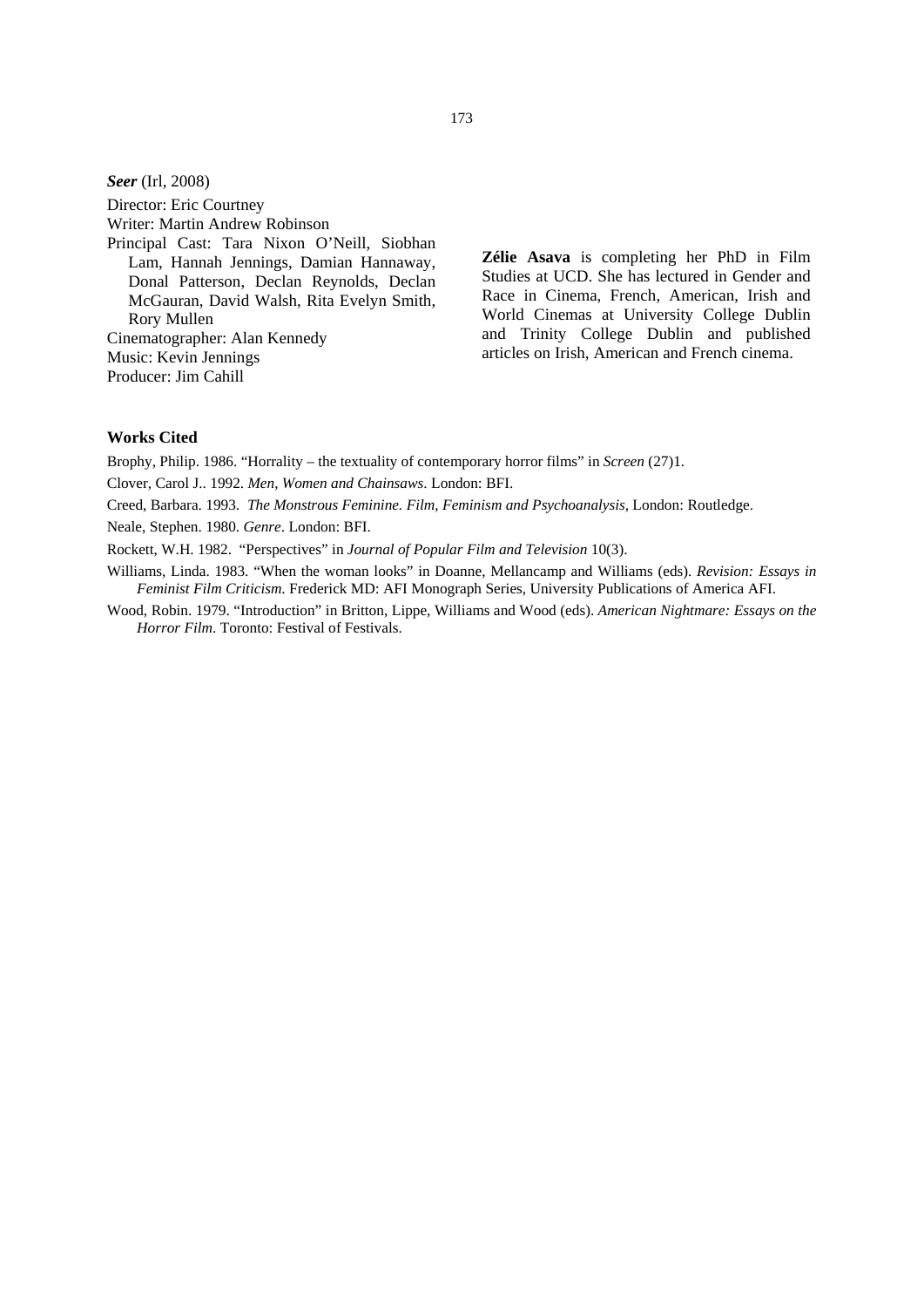***Seer*** (Irl, 2008)

Director: Eric Courtney
Writer: Martin Andrew Robinson
Principal Cast: Tara Nixon O'Neill, Siobhan Lam, Hannah Jennings, Damian Hannaway, Donal Patterson, Declan Reynolds, Declan McGauran, David Walsh, Rita Evelyn Smith, Rory Mullen
Cinematographer: Alan Kennedy
Music: Kevin Jennings
Producer: Jim Cahill

**Zélie Asava** is completing her PhD in Film Studies at UCD. She has lectured in Gender and Race in Cinema, French, American, Irish and World Cinemas at University College Dublin and Trinity College Dublin and published articles on Irish, American and French cinema.

### Works Cited

Brophy, Philip. 1986. "Horrality – the textuality of contemporary horror films" in *Screen* (27)1.

Clover, Carol J.. 1992. *Men, Women and Chainsaws*. London: BFI.

Creed, Barbara. 1993. *The Monstrous Feminine. Film, Feminism and Psychoanalysis*, London: Routledge.

Neale, Stephen. 1980. *Genre*. London: BFI.

Rockett, W.H. 1982. "Perspectives" in *Journal of Popular Film and Television* 10(3).

Williams, Linda. 1983. "When the woman looks" in Doanne, Mellancamp and Williams (eds). *Revision: Essays in Feminist Film Criticism*. Frederick MD: AFI Monograph Series, University Publications of America AFI.

Wood, Robin. 1979. "Introduction" in Britton, Lippe, Williams and Wood (eds). *American Nightmare: Essays on the Horror Film*. Toronto: Festival of Festivals.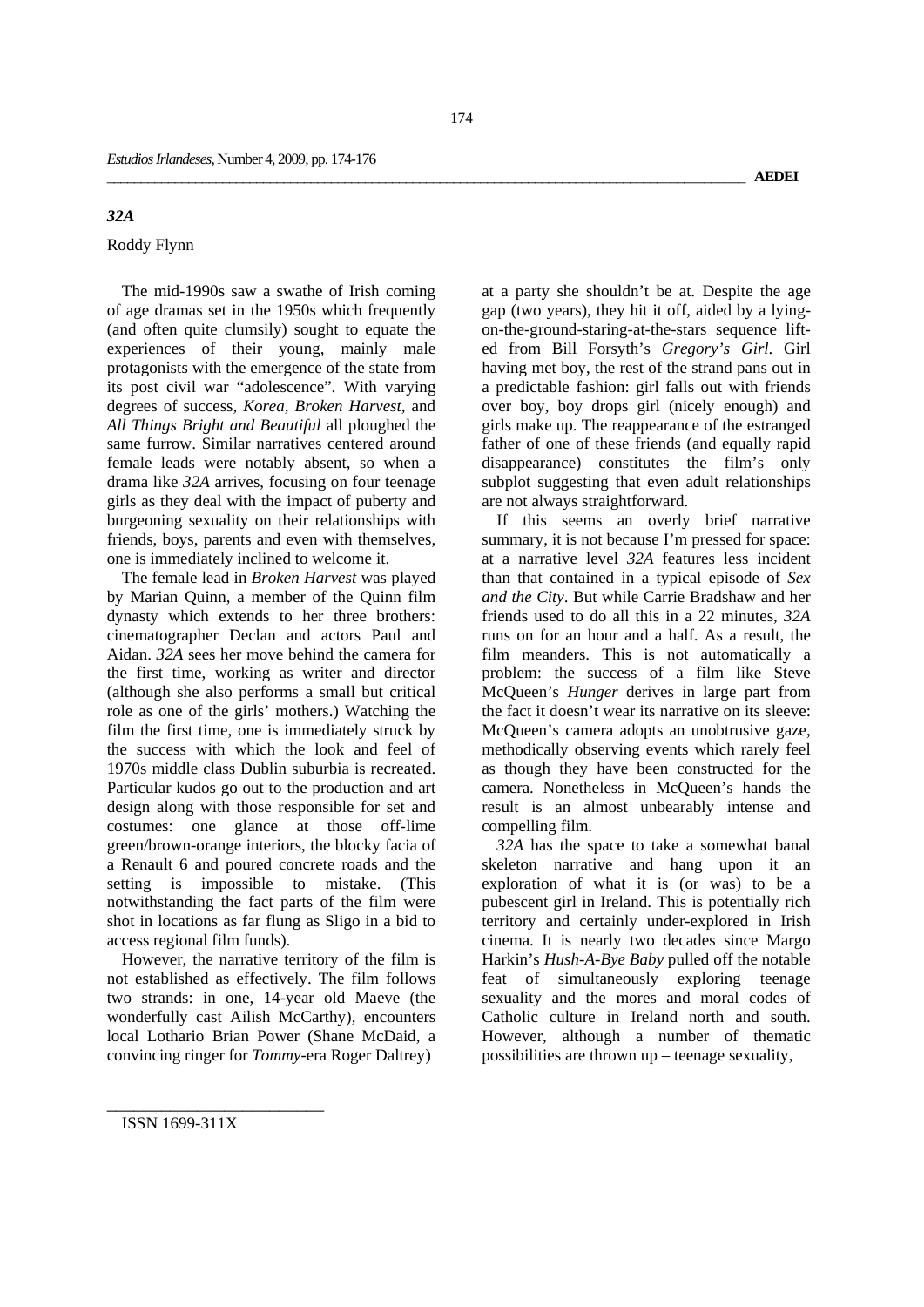## *32A*

Roddy Flynn

The mid-1990s saw a swathe of Irish coming of age dramas set in the 1950s which frequently (and often quite clumsily) sought to equate the experiences of their young, mainly male protagonists with the emergence of the state from its post civil war "adolescence". With varying degrees of success, *Korea*, *Broken Harvest*, and *All Things Bright and Beautiful* all ploughed the same furrow. Similar narratives centered around female leads were notably absent, so when a drama like *32A* arrives, focusing on four teenage girls as they deal with the impact of puberty and burgeoning sexuality on their relationships with friends, boys, parents and even with themselves, one is immediately inclined to welcome it.

The female lead in *Broken Harvest* was played by Marian Quinn, a member of the Quinn film dynasty which extends to her three brothers: cinematographer Declan and actors Paul and Aidan. *32A* sees her move behind the camera for the first time, working as writer and director (although she also performs a small but critical role as one of the girls' mothers.) Watching the film the first time, one is immediately struck by the success with which the look and feel of 1970s middle class Dublin suburbia is recreated. Particular kudos go out to the production and art design along with those responsible for set and costumes: one glance at those off-lime green/brown-orange interiors, the blocky facia of a Renault 6 and poured concrete roads and the setting is impossible to mistake. (This notwithstanding the fact parts of the film were shot in locations as far flung as Sligo in a bid to access regional film funds).

However, the narrative territory of the film is not established as effectively. The film follows two strands: in one, 14-year old Maeve (the wonderfully cast Ailish McCarthy), encounters local Lothario Brian Power (Shane McDaid, a convincing ringer for *Tommy*-era Roger Daltrey) at a party she shouldn't be at. Despite the age gap (two years), they hit it off, aided by a lying-on-the-ground-staring-at-the-stars sequence lifted from Bill Forsyth's *Gregory's Girl*. Girl having met boy, the rest of the strand pans out in a predictable fashion: girl falls out with friends over boy, boy drops girl (nicely enough) and girls make up. The reappearance of the estranged father of one of these friends (and equally rapid disappearance) constitutes the film's only subplot suggesting that even adult relationships are not always straightforward.

If this seems an overly brief narrative summary, it is not because I'm pressed for space: at a narrative level *32A* features less incident than that contained in a typical episode of *Sex and the City*. But while Carrie Bradshaw and her friends used to do all this in a 22 minutes, *32A* runs on for an hour and a half. As a result, the film meanders. This is not automatically a problem: the success of a film like Steve McQueen's *Hunger* derives in large part from the fact it doesn't wear its narrative on its sleeve: McQueen's camera adopts an unobtrusive gaze, methodically observing events which rarely feel as though they have been constructed for the camera. Nonetheless in McQueen's hands the result is an almost unbearably intense and compelling film.

*32A* has the space to take a somewhat banal skeleton narrative and hang upon it an exploration of what it is (or was) to be a pubescent girl in Ireland. This is potentially rich territory and certainly under-explored in Irish cinema. It is nearly two decades since Margo Harkin's *Hush-A-Bye Baby* pulled off the notable feat of simultaneously exploring teenage sexuality and the mores and moral codes of Catholic culture in Ireland north and south. However, although a number of thematic possibilities are thrown up – teenage sexuality,

ISSN 1699-311X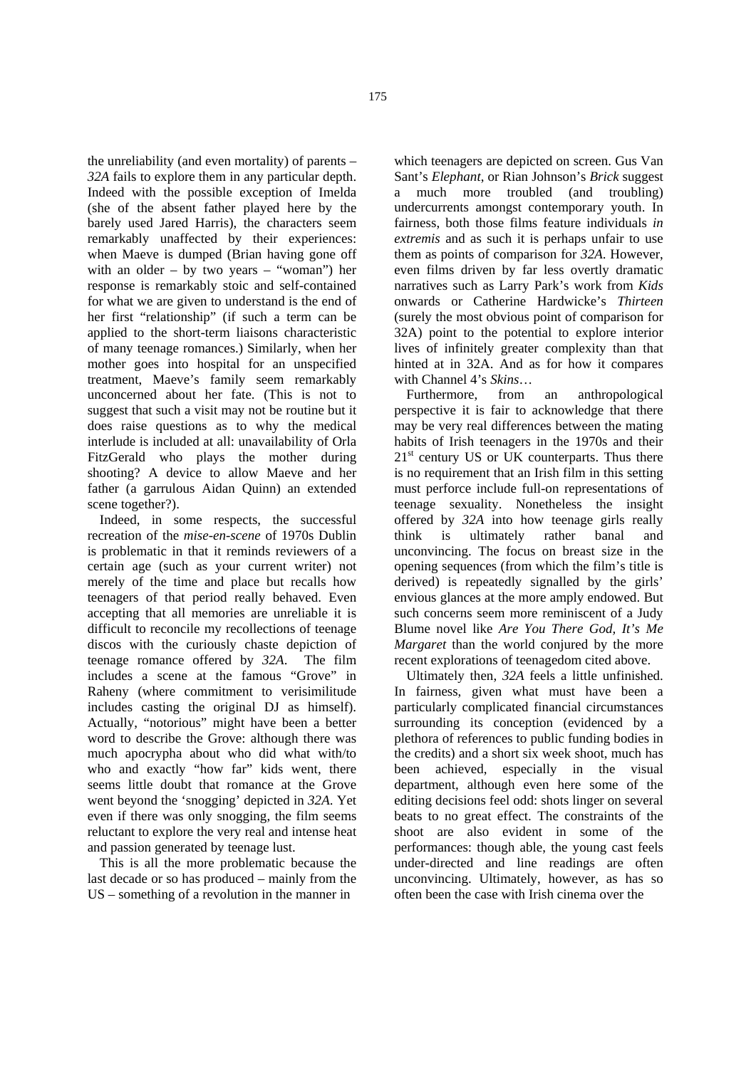the unreliability (and even mortality) of parents – *32A* fails to explore them in any particular depth. Indeed with the possible exception of Imelda (she of the absent father played here by the barely used Jared Harris), the characters seem remarkably unaffected by their experiences: when Maeve is dumped (Brian having gone off with an older – by two years – "woman") her response is remarkably stoic and self-contained for what we are given to understand is the end of her first "relationship" (if such a term can be applied to the short-term liaisons characteristic of many teenage romances.) Similarly, when her mother goes into hospital for an unspecified treatment, Maeve's family seem remarkably unconcerned about her fate. (This is not to suggest that such a visit may not be routine but it does raise questions as to why the medical interlude is included at all: unavailability of Orla FitzGerald who plays the mother during shooting? A device to allow Maeve and her father (a garrulous Aidan Quinn) an extended scene together?).

Indeed, in some respects, the successful recreation of the *mise-en-scene* of 1970s Dublin is problematic in that it reminds reviewers of a certain age (such as your current writer) not merely of the time and place but recalls how teenagers of that period really behaved. Even accepting that all memories are unreliable it is difficult to reconcile my recollections of teenage discos with the curiously chaste depiction of teenage romance offered by *32A*. The film includes a scene at the famous "Grove" in Raheny (where commitment to verisimilitude includes casting the original DJ as himself). Actually, "notorious" might have been a better word to describe the Grove: although there was much apocrypha about who did what with/to who and exactly "how far" kids went, there seems little doubt that romance at the Grove went beyond the 'snogging' depicted in *32A*. Yet even if there was only snogging, the film seems reluctant to explore the very real and intense heat and passion generated by teenage lust.

This is all the more problematic because the last decade or so has produced – mainly from the US – something of a revolution in the manner in which teenagers are depicted on screen. Gus Van Sant's *Elephant*, or Rian Johnson's *Brick* suggest a much more troubled (and troubling) undercurrents amongst contemporary youth. In fairness, both those films feature individuals *in extremis* and as such it is perhaps unfair to use them as points of comparison for *32A*. However, even films driven by far less overtly dramatic narratives such as Larry Park's work from *Kids* onwards or Catherine Hardwicke's *Thirteen* (surely the most obvious point of comparison for 32A) point to the potential to explore interior lives of infinitely greater complexity than that hinted at in 32A. And as for how it compares with Channel 4's *Skins*…

Furthermore, from an anthropological perspective it is fair to acknowledge that there may be very real differences between the mating habits of Irish teenagers in the 1970s and their 21st century US or UK counterparts. Thus there is no requirement that an Irish film in this setting must perforce include full-on representations of teenage sexuality. Nonetheless the insight offered by *32A* into how teenage girls really think is ultimately rather banal and unconvincing. The focus on breast size in the opening sequences (from which the film's title is derived) is repeatedly signalled by the girls' envious glances at the more amply endowed. But such concerns seem more reminiscent of a Judy Blume novel like *Are You There God, It's Me Margaret* than the world conjured by the more recent explorations of teenagedom cited above.

Ultimately then, *32A* feels a little unfinished. In fairness, given what must have been a particularly complicated financial circumstances surrounding its conception (evidenced by a plethora of references to public funding bodies in the credits) and a short six week shoot, much has been achieved, especially in the visual department, although even here some of the editing decisions feel odd: shots linger on several beats to no great effect. The constraints of the shoot are also evident in some of the performances: though able, the young cast feels under-directed and line readings are often unconvincing. Ultimately, however, as has so often been the case with Irish cinema over the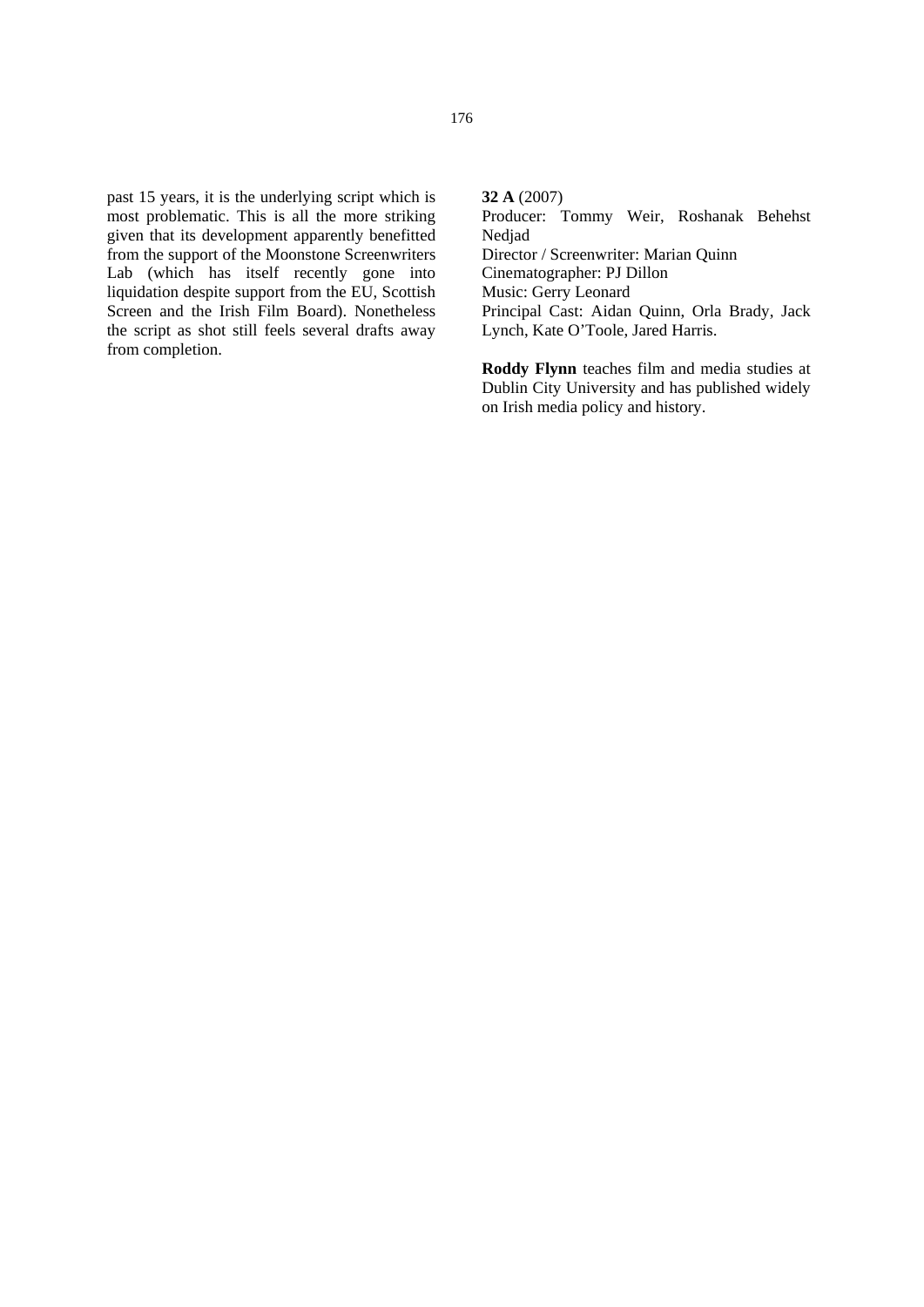past 15 years, it is the underlying script which is most problematic. This is all the more striking given that its development apparently benefitted from the support of the Moonstone Screenwriters Lab (which has itself recently gone into liquidation despite support from the EU, Scottish Screen and the Irish Film Board). Nonetheless the script as shot still feels several drafts away from completion.

**32 A** (2007)
Producer: Tommy Weir, Roshanak Behehst Nedjad
Director / Screenwriter: Marian Quinn
Cinematographer: PJ Dillon
Music: Gerry Leonard
Principal Cast: Aidan Quinn, Orla Brady, Jack Lynch, Kate O'Toole, Jared Harris.

**Roddy Flynn** teaches film and media studies at Dublin City University and has published widely on Irish media policy and history.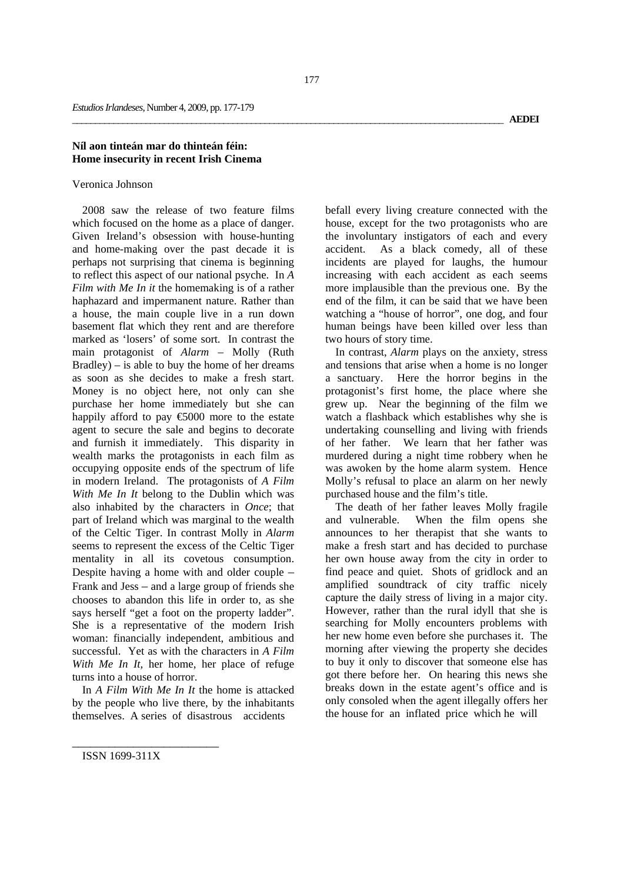## Níl aon tinteán mar do thinteán féin: Home insecurity in recent Irish Cinema

Veronica Johnson

2008 saw the release of two feature films which focused on the home as a place of danger. Given Ireland's obsession with house-hunting and home-making over the past decade it is perhaps not surprising that cinema is beginning to reflect this aspect of our national psyche. In *A Film with Me In it* the homemaking is of a rather haphazard and impermanent nature. Rather than a house, the main couple live in a run down basement flat which they rent and are therefore marked as 'losers' of some sort. In contrast the main protagonist of *Alarm* – Molly (Ruth Bradley) – is able to buy the home of her dreams as soon as she decides to make a fresh start. Money is no object here, not only can she purchase her home immediately but she can happily afford to pay €5000 more to the estate agent to secure the sale and begins to decorate and furnish it immediately. This disparity in wealth marks the protagonists in each film as occupying opposite ends of the spectrum of life in modern Ireland. The protagonists of *A Film With Me In It* belong to the Dublin which was also inhabited by the characters in *Once*; that part of Ireland which was marginal to the wealth of the Celtic Tiger. In contrast Molly in *Alarm* seems to represent the excess of the Celtic Tiger mentality in all its covetous consumption. Despite having a home with and older couple – Frank and Jess – and a large group of friends she chooses to abandon this life in order to, as she says herself "get a foot on the property ladder". She is a representative of the modern Irish woman: financially independent, ambitious and successful. Yet as with the characters in *A Film With Me In It*, her home, her place of refuge turns into a house of horror.

In *A Film With Me In It* the home is attacked by the people who live there, by the inhabitants themselves. A series of disastrous accidents befall every living creature connected with the house, except for the two protagonists who are the involuntary instigators of each and every accident. As a black comedy, all of these incidents are played for laughs, the humour increasing with each accident as each seems more implausible than the previous one. By the end of the film, it can be said that we have been watching a "house of horror", one dog, and four human beings have been killed over less than two hours of story time.

In contrast, *Alarm* plays on the anxiety, stress and tensions that arise when a home is no longer a sanctuary. Here the horror begins in the protagonist's first home, the place where she grew up. Near the beginning of the film we watch a flashback which establishes why she is undertaking counselling and living with friends of her father. We learn that her father was murdered during a night time robbery when he was awoken by the home alarm system. Hence Molly's refusal to place an alarm on her newly purchased house and the film's title.

The death of her father leaves Molly fragile and vulnerable. When the film opens she announces to her therapist that she wants to make a fresh start and has decided to purchase her own house away from the city in order to find peace and quiet. Shots of gridlock and an amplified soundtrack of city traffic nicely capture the daily stress of living in a major city. However, rather than the rural idyll that she is searching for Molly encounters problems with her new home even before she purchases it. The morning after viewing the property she decides to buy it only to discover that someone else has got there before her. On hearing this news she breaks down in the estate agent's office and is only consoled when the agent illegally offers her the house for an inflated price which he will

ISSN 1699-311X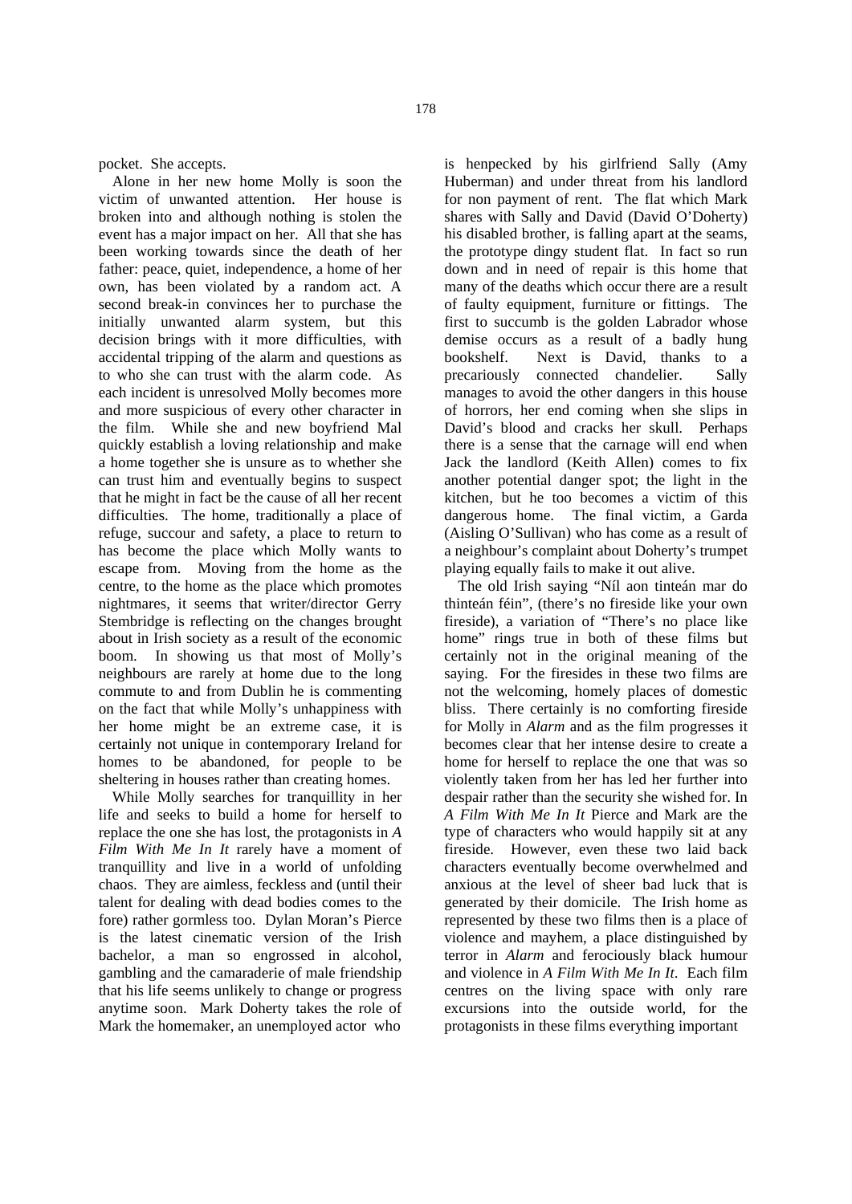pocket. She accepts.

Alone in her new home Molly is soon the victim of unwanted attention. Her house is broken into and although nothing is stolen the event has a major impact on her. All that she has been working towards since the death of her father: peace, quiet, independence, a home of her own, has been violated by a random act. A second break-in convinces her to purchase the initially unwanted alarm system, but this decision brings with it more difficulties, with accidental tripping of the alarm and questions as to who she can trust with the alarm code. As each incident is unresolved Molly becomes more and more suspicious of every other character in the film. While she and new boyfriend Mal quickly establish a loving relationship and make a home together she is unsure as to whether she can trust him and eventually begins to suspect that he might in fact be the cause of all her recent difficulties. The home, traditionally a place of refuge, succour and safety, a place to return to has become the place which Molly wants to escape from. Moving from the home as the centre, to the home as the place which promotes nightmares, it seems that writer/director Gerry Stembridge is reflecting on the changes brought about in Irish society as a result of the economic boom. In showing us that most of Molly's neighbours are rarely at home due to the long commute to and from Dublin he is commenting on the fact that while Molly's unhappiness with her home might be an extreme case, it is certainly not unique in contemporary Ireland for homes to be abandoned, for people to be sheltering in houses rather than creating homes.

While Molly searches for tranquillity in her life and seeks to build a home for herself to replace the one she has lost, the protagonists in *A Film With Me In It* rarely have a moment of tranquillity and live in a world of unfolding chaos. They are aimless, feckless and (until their talent for dealing with dead bodies comes to the fore) rather gormless too. Dylan Moran's Pierce is the latest cinematic version of the Irish bachelor, a man so engrossed in alcohol, gambling and the camaraderie of male friendship that his life seems unlikely to change or progress anytime soon. Mark Doherty takes the role of Mark the homemaker, an unemployed actor who is henpecked by his girlfriend Sally (Amy Huberman) and under threat from his landlord for non payment of rent. The flat which Mark shares with Sally and David (David O'Doherty) his disabled brother, is falling apart at the seams, the prototype dingy student flat. In fact so run down and in need of repair is this home that many of the deaths which occur there are a result of faulty equipment, furniture or fittings. The first to succumb is the golden Labrador whose demise occurs as a result of a badly hung bookshelf. Next is David, thanks to a precariously connected chandelier. Sally manages to avoid the other dangers in this house of horrors, her end coming when she slips in David's blood and cracks her skull. Perhaps there is a sense that the carnage will end when Jack the landlord (Keith Allen) comes to fix another potential danger spot; the light in the kitchen, but he too becomes a victim of this dangerous home. The final victim, a Garda (Aisling O'Sullivan) who has come as a result of a neighbour's complaint about Doherty's trumpet playing equally fails to make it out alive.

The old Irish saying "Níl aon tinteán mar do thinteán féin", (there's no fireside like your own fireside), a variation of "There's no place like home" rings true in both of these films but certainly not in the original meaning of the saying. For the firesides in these two films are not the welcoming, homely places of domestic bliss. There certainly is no comforting fireside for Molly in *Alarm* and as the film progresses it becomes clear that her intense desire to create a home for herself to replace the one that was so violently taken from her has led her further into despair rather than the security she wished for. In *A Film With Me In It* Pierce and Mark are the type of characters who would happily sit at any fireside. However, even these two laid back characters eventually become overwhelmed and anxious at the level of sheer bad luck that is generated by their domicile. The Irish home as represented by these two films then is a place of violence and mayhem, a place distinguished by terror in *Alarm* and ferociously black humour and violence in *A Film With Me In It*. Each film centres on the living space with only rare excursions into the outside world, for the protagonists in these films everything important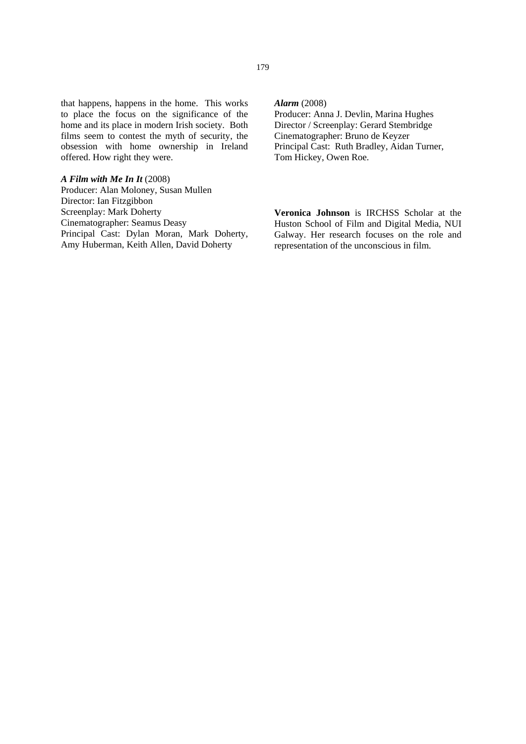that happens, happens in the home. This works to place the focus on the significance of the home and its place in modern Irish society. Both films seem to contest the myth of security, the obsession with home ownership in Ireland offered. How right they were.

***A Film with Me In It*** (2008)
Producer: Alan Moloney, Susan Mullen
Director: Ian Fitzgibbon
Screenplay: Mark Doherty
Cinematographer: Seamus Deasy
Principal Cast: Dylan Moran, Mark Doherty, Amy Huberman, Keith Allen, David Doherty

***Alarm*** (2008)
Producer: Anna J. Devlin, Marina Hughes
Director / Screenplay: Gerard Stembridge
Cinematographer: Bruno de Keyzer
Principal Cast: Ruth Bradley, Aidan Turner, Tom Hickey, Owen Roe.

**Veronica Johnson** is IRCHSS Scholar at the Huston School of Film and Digital Media, NUI Galway. Her research focuses on the role and representation of the unconscious in film.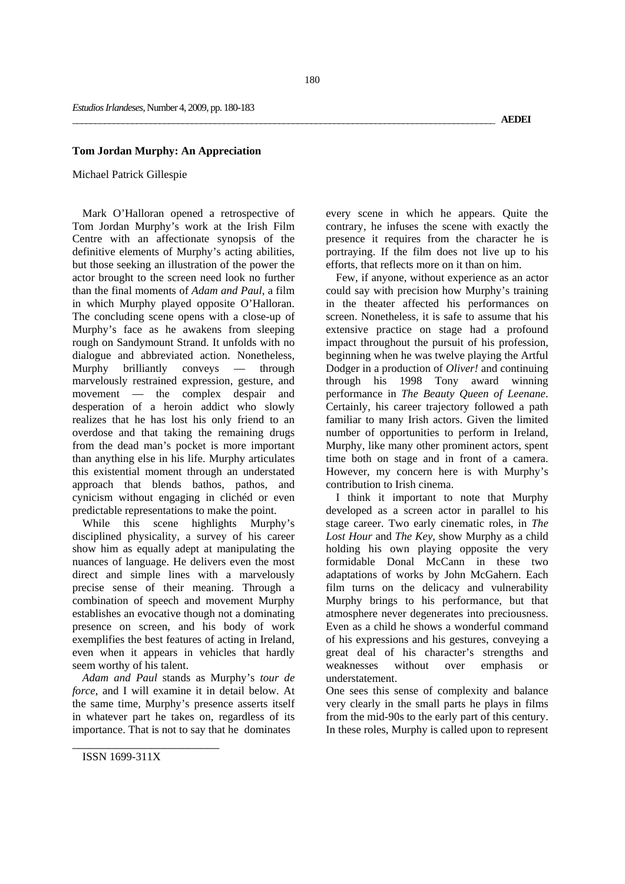## Tom Jordan Murphy: An Appreciation

Michael Patrick Gillespie

Mark O'Halloran opened a retrospective of Tom Jordan Murphy's work at the Irish Film Centre with an affectionate synopsis of the definitive elements of Murphy's acting abilities, but those seeking an illustration of the power the actor brought to the screen need look no further than the final moments of *Adam and Paul*, a film in which Murphy played opposite O'Halloran. The concluding scene opens with a close-up of Murphy's face as he awakens from sleeping rough on Sandymount Strand. It unfolds with no dialogue and abbreviated action. Nonetheless, Murphy brilliantly conveys — through marvelously restrained expression, gesture, and movement — the complex despair and desperation of a heroin addict who slowly realizes that he has lost his only friend to an overdose and that taking the remaining drugs from the dead man's pocket is more important than anything else in his life. Murphy articulates this existential moment through an understated approach that blends bathos, pathos, and cynicism without engaging in clichéd or even predictable representations to make the point.

While this scene highlights Murphy's disciplined physicality, a survey of his career show him as equally adept at manipulating the nuances of language. He delivers even the most direct and simple lines with a marvelously precise sense of their meaning. Through a combination of speech and movement Murphy establishes an evocative though not a dominating presence on screen, and his body of work exemplifies the best features of acting in Ireland, even when it appears in vehicles that hardly seem worthy of his talent.

*Adam and Paul* stands as Murphy's *tour de force*, and I will examine it in detail below. At the same time, Murphy's presence asserts itself in whatever part he takes on, regardless of its importance. That is not to say that he dominates every scene in which he appears. Quite the contrary, he infuses the scene with exactly the presence it requires from the character he is portraying. If the film does not live up to his efforts, that reflects more on it than on him.

Few, if anyone, without experience as an actor could say with precision how Murphy's training in the theater affected his performances on screen. Nonetheless, it is safe to assume that his extensive practice on stage had a profound impact throughout the pursuit of his profession, beginning when he was twelve playing the Artful Dodger in a production of *Oliver!* and continuing through his 1998 Tony award winning performance in *The Beauty Queen of Leenane*. Certainly, his career trajectory followed a path familiar to many Irish actors. Given the limited number of opportunities to perform in Ireland, Murphy, like many other prominent actors, spent time both on stage and in front of a camera. However, my concern here is with Murphy's contribution to Irish cinema.

I think it important to note that Murphy developed as a screen actor in parallel to his stage career. Two early cinematic roles, in *The Lost Hour* and *The Key*, show Murphy as a child holding his own playing opposite the very formidable Donal McCann in these two adaptations of works by John McGahern. Each film turns on the delicacy and vulnerability Murphy brings to his performance, but that atmosphere never degenerates into preciousness. Even as a child he shows a wonderful command of his expressions and his gestures, conveying a great deal of his character's strengths and weaknesses without over emphasis or understatement.

One sees this sense of complexity and balance very clearly in the small parts he plays in films from the mid-90s to the early part of this century. In these roles, Murphy is called upon to represent

ISSN 1699-311X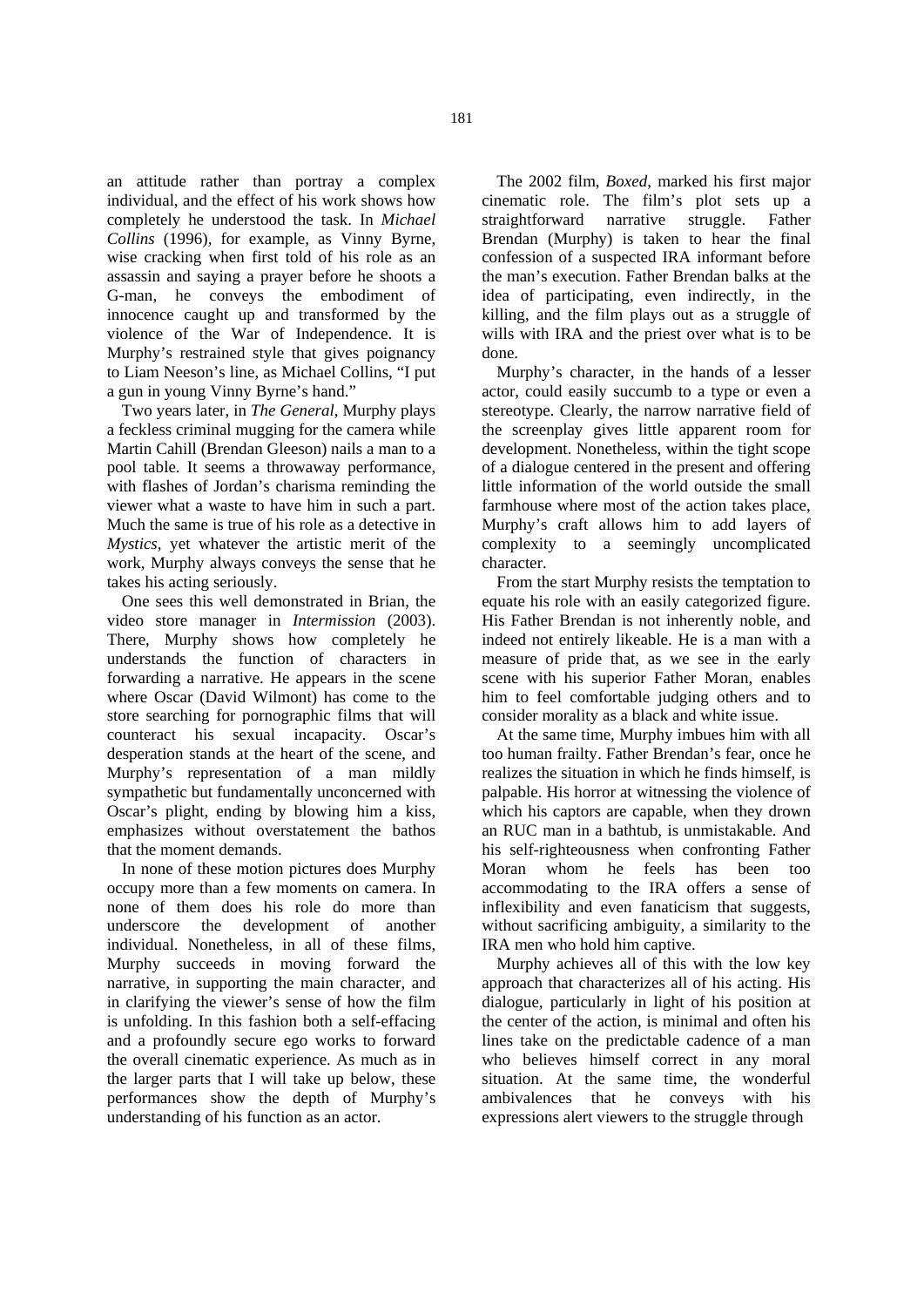an attitude rather than portray a complex individual, and the effect of his work shows how completely he understood the task. In *Michael Collins* (1996), for example, as Vinny Byrne, wise cracking when first told of his role as an assassin and saying a prayer before he shoots a G-man, he conveys the embodiment of innocence caught up and transformed by the violence of the War of Independence. It is Murphy's restrained style that gives poignancy to Liam Neeson's line, as Michael Collins, "I put a gun in young Vinny Byrne's hand."

Two years later, in *The General*, Murphy plays a feckless criminal mugging for the camera while Martin Cahill (Brendan Gleeson) nails a man to a pool table. It seems a throwaway performance, with flashes of Jordan's charisma reminding the viewer what a waste to have him in such a part. Much the same is true of his role as a detective in *Mystics*, yet whatever the artistic merit of the work, Murphy always conveys the sense that he takes his acting seriously.

One sees this well demonstrated in Brian, the video store manager in *Intermission* (2003). There, Murphy shows how completely he understands the function of characters in forwarding a narrative. He appears in the scene where Oscar (David Wilmont) has come to the store searching for pornographic films that will counteract his sexual incapacity. Oscar's desperation stands at the heart of the scene, and Murphy's representation of a man mildly sympathetic but fundamentally unconcerned with Oscar's plight, ending by blowing him a kiss, emphasizes without overstatement the bathos that the moment demands.

In none of these motion pictures does Murphy occupy more than a few moments on camera. In none of them does his role do more than underscore the development of another individual. Nonetheless, in all of these films, Murphy succeeds in moving forward the narrative, in supporting the main character, and in clarifying the viewer's sense of how the film is unfolding. In this fashion both a self-effacing and a profoundly secure ego works to forward the overall cinematic experience. As much as in the larger parts that I will take up below, these performances show the depth of Murphy's understanding of his function as an actor.

The 2002 film, *Boxed*, marked his first major cinematic role. The film's plot sets up a straightforward narrative struggle. Father Brendan (Murphy) is taken to hear the final confession of a suspected IRA informant before the man's execution. Father Brendan balks at the idea of participating, even indirectly, in the killing, and the film plays out as a struggle of wills with IRA and the priest over what is to be done.

Murphy's character, in the hands of a lesser actor, could easily succumb to a type or even a stereotype. Clearly, the narrow narrative field of the screenplay gives little apparent room for development. Nonetheless, within the tight scope of a dialogue centered in the present and offering little information of the world outside the small farmhouse where most of the action takes place, Murphy's craft allows him to add layers of complexity to a seemingly uncomplicated character.

From the start Murphy resists the temptation to equate his role with an easily categorized figure. His Father Brendan is not inherently noble, and indeed not entirely likeable. He is a man with a measure of pride that, as we see in the early scene with his superior Father Moran, enables him to feel comfortable judging others and to consider morality as a black and white issue.

At the same time, Murphy imbues him with all too human frailty. Father Brendan's fear, once he realizes the situation in which he finds himself, is palpable. His horror at witnessing the violence of which his captors are capable, when they drown an RUC man in a bathtub, is unmistakable. And his self-righteousness when confronting Father Moran whom he feels has been too accommodating to the IRA offers a sense of inflexibility and even fanaticism that suggests, without sacrificing ambiguity, a similarity to the IRA men who hold him captive.

Murphy achieves all of this with the low key approach that characterizes all of his acting. His dialogue, particularly in light of his position at the center of the action, is minimal and often his lines take on the predictable cadence of a man who believes himself correct in any moral situation. At the same time, the wonderful ambivalences that he conveys with his expressions alert viewers to the struggle through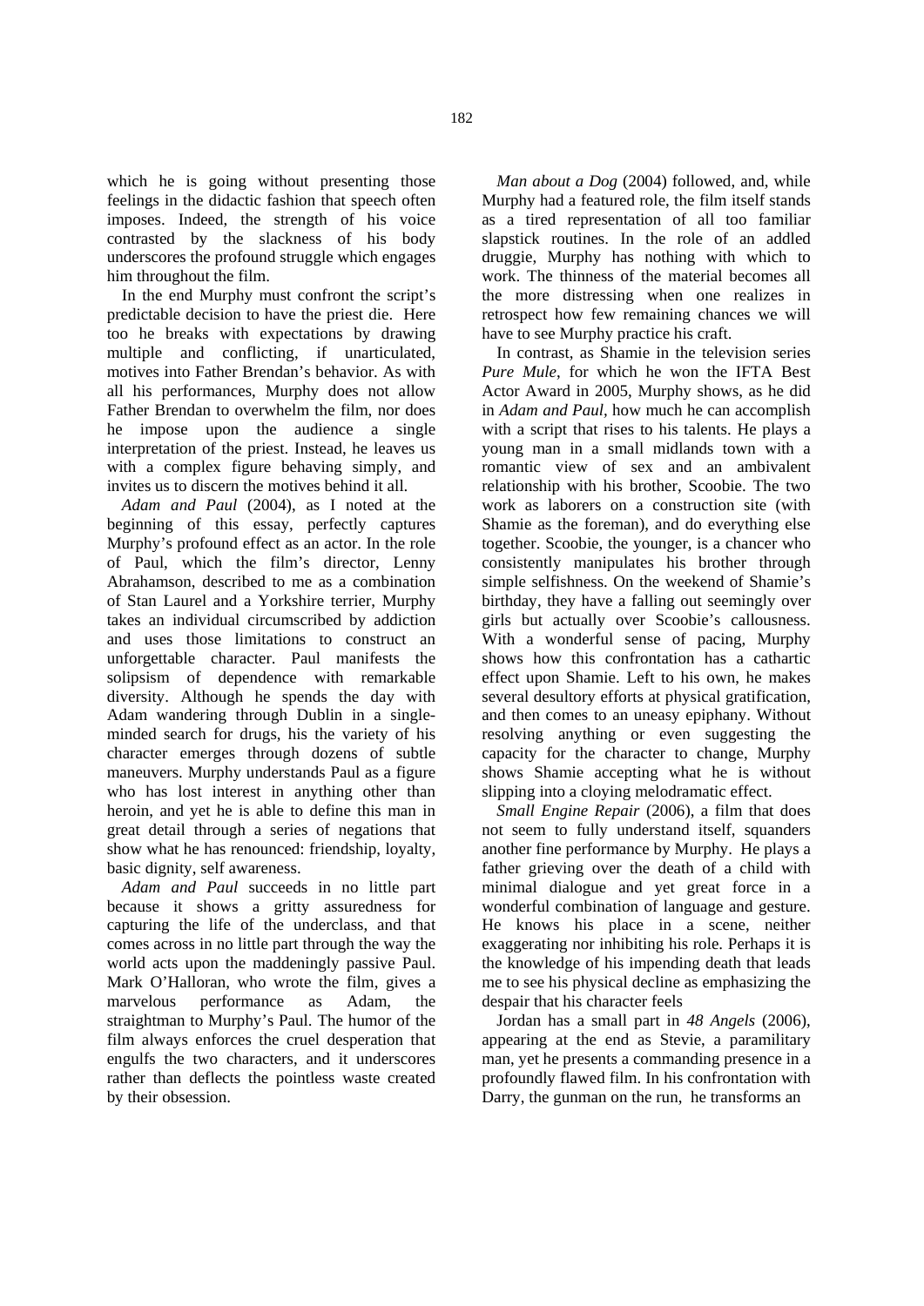which he is going without presenting those feelings in the didactic fashion that speech often imposes. Indeed, the strength of his voice contrasted by the slackness of his body underscores the profound struggle which engages him throughout the film.

In the end Murphy must confront the script's predictable decision to have the priest die. Here too he breaks with expectations by drawing multiple and conflicting, if unarticulated, motives into Father Brendan's behavior. As with all his performances, Murphy does not allow Father Brendan to overwhelm the film, nor does he impose upon the audience a single interpretation of the priest. Instead, he leaves us with a complex figure behaving simply, and invites us to discern the motives behind it all.

*Adam and Paul* (2004), as I noted at the beginning of this essay, perfectly captures Murphy's profound effect as an actor. In the role of Paul, which the film's director, Lenny Abrahamson, described to me as a combination of Stan Laurel and a Yorkshire terrier, Murphy takes an individual circumscribed by addiction and uses those limitations to construct an unforgettable character. Paul manifests the solipsism of dependence with remarkable diversity. Although he spends the day with Adam wandering through Dublin in a single-minded search for drugs, the variety of his character emerges through dozens of subtle maneuvers. Murphy understands Paul as a figure who has lost interest in anything other than heroin, and yet he is able to define this man in great detail through a series of negations that show what he has renounced: friendship, loyalty, basic dignity, self awareness.

*Adam and Paul* succeeds in no little part because it shows a gritty assuredness for capturing the life of the underclass, and that comes across in no little part through the way the world acts upon the maddeningly passive Paul. Mark O'Halloran, who wrote the film, gives a marvelous performance as Adam, the straightman to Murphy's Paul. The humor of the film always enforces the cruel desperation that engulfs the two characters, and it underscores rather than deflects the pointless waste created by their obsession.

*Man about a Dog* (2004) followed, and, while Murphy had a featured role, the film itself stands as a tired representation of all too familiar slapstick routines. In the role of an addled druggie, Murphy has nothing with which to work. The thinness of the material becomes all the more distressing when one realizes in retrospect how few remaining chances we will have to see Murphy practice his craft.

In contrast, as Shamie in the television series *Pure Mule*, for which he won the IFTA Best Actor Award in 2005, Murphy shows, as he did in *Adam and Paul*, how much he can accomplish with a script that rises to his talents. He plays a young man in a small midlands town with a romantic view of sex and an ambivalent relationship with his brother, Scoobie. The two work as laborers on a construction site (with Shamie as the foreman), and do everything else together. Scoobie, the younger, is a chancer who consistently manipulates his brother through simple selfishness. On the weekend of Shamie's birthday, they have a falling out seemingly over girls but actually over Scoobie's callousness. With a wonderful sense of pacing, Murphy shows how this confrontation has a cathartic effect upon Shamie. Left to his own, he makes several desultory efforts at physical gratification, and then comes to an uneasy epiphany. Without resolving anything or even suggesting the capacity for the character to change, Murphy shows Shamie accepting what he is without slipping into a cloying melodramatic effect.

*Small Engine Repair* (2006), a film that does not seem to fully understand itself, squanders another fine performance by Murphy. He plays a father grieving over the death of a child with minimal dialogue and yet great force in a wonderful combination of language and gesture. He knows his place in a scene, neither exaggerating nor inhibiting his role. Perhaps it is the knowledge of his impending death that leads me to see his physical decline as emphasizing the despair that his character feels

Jordan has a small part in *48 Angels* (2006), appearing at the end as Stevie, a paramilitary man, yet he presents a commanding presence in a profoundly flawed film. In his confrontation with Darry, the gunman on the run, he transforms an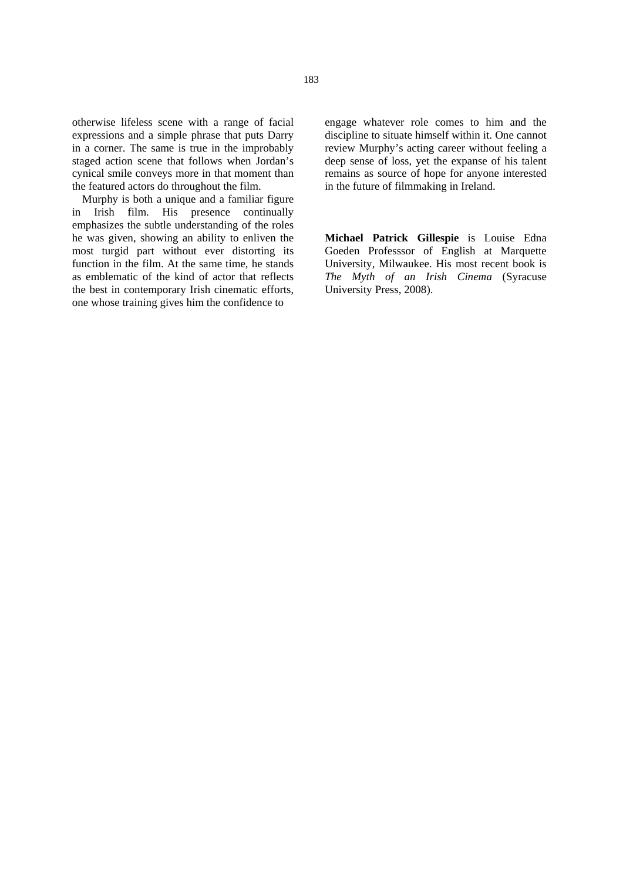otherwise lifeless scene with a range of facial expressions and a simple phrase that puts Darry in a corner. The same is true in the improbably staged action scene that follows when Jordan's cynical smile conveys more in that moment than the featured actors do throughout the film.

Murphy is both a unique and a familiar figure in Irish film. His presence continually emphasizes the subtle understanding of the roles he was given, showing an ability to enliven the most turgid part without ever distorting its function in the film. At the same time, he stands as emblematic of the kind of actor that reflects the best in contemporary Irish cinematic efforts, one whose training gives him the confidence to engage whatever role comes to him and the discipline to situate himself within it. One cannot review Murphy's acting career without feeling a deep sense of loss, yet the expanse of his talent remains as source of hope for anyone interested in the future of filmmaking in Ireland.

**Michael Patrick Gillespie** is Louise Edna Goeden Professsor of English at Marquette University, Milwaukee. His most recent book is *The Myth of an Irish Cinema* (Syracuse University Press, 2008).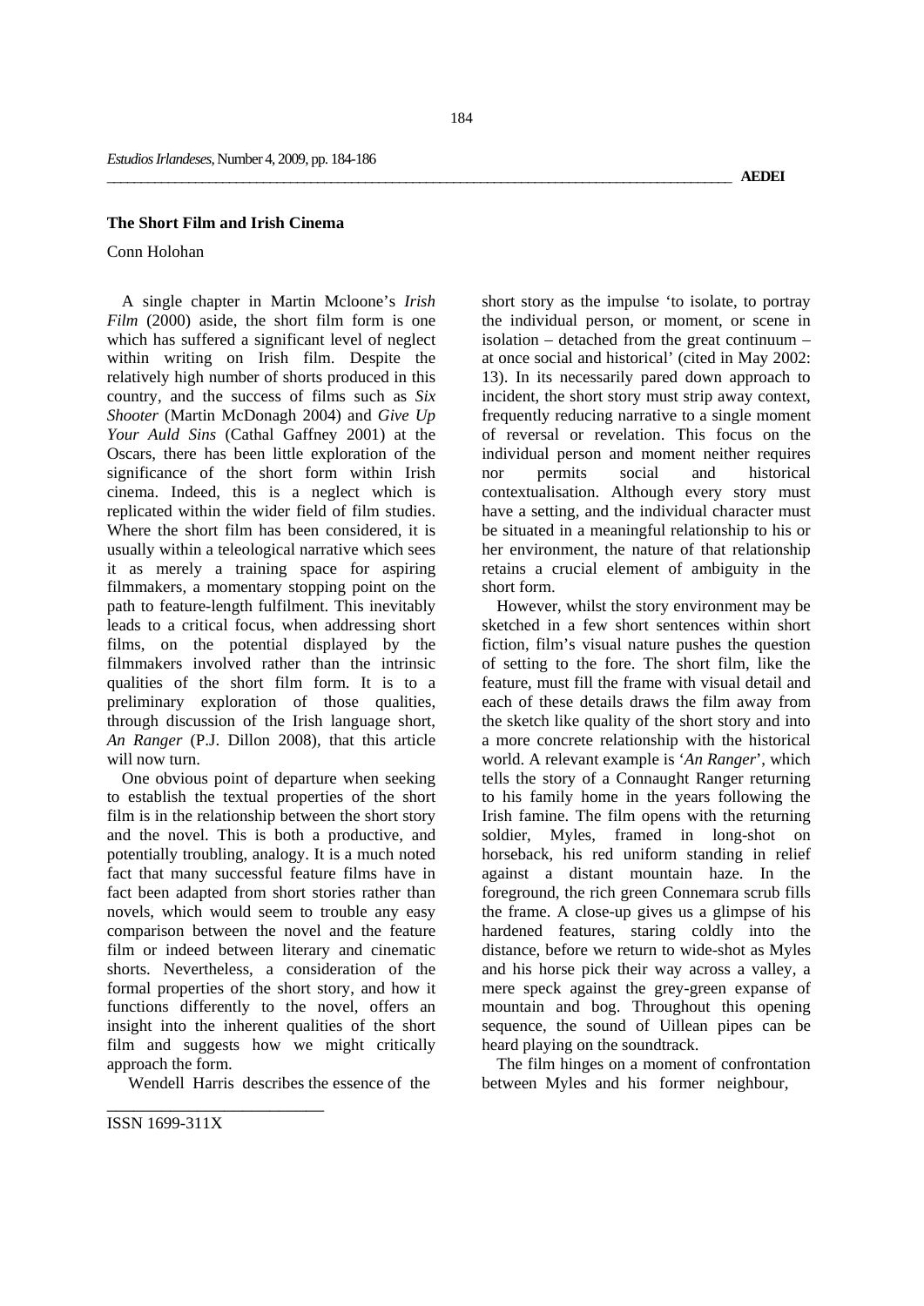## The Short Film and Irish Cinema

Conn Holohan

A single chapter in Martin Mcloone's *Irish Film* (2000) aside, the short film form is one which has suffered a significant level of neglect within writing on Irish film. Despite the relatively high number of shorts produced in this country, and the success of films such as *Six Shooter* (Martin McDonagh 2004) and *Give Up Your Auld Sins* (Cathal Gaffney 2001) at the Oscars, there has been little exploration of the significance of the short form within Irish cinema. Indeed, this is a neglect which is replicated within the wider field of film studies. Where the short film has been considered, it is usually within a teleological narrative which sees it as merely a training space for aspiring filmmakers, a momentary stopping point on the path to feature-length fulfilment. This inevitably leads to a critical focus, when addressing short films, on the potential displayed by the filmmakers involved rather than the intrinsic qualities of the short film form. It is to a preliminary exploration of those qualities, through discussion of the Irish language short, *An Ranger* (P.J. Dillon 2008), that this article will now turn.

One obvious point of departure when seeking to establish the textual properties of the short film is in the relationship between the short story and the novel. This is both a productive, and potentially troubling, analogy. It is a much noted fact that many successful feature films have in fact been adapted from short stories rather than novels, which would seem to trouble any easy comparison between the novel and the feature film or indeed between literary and cinematic shorts. Nevertheless, a consideration of the formal properties of the short story, and how it functions differently to the novel, offers an insight into the inherent qualities of the short film and suggests how we might critically approach the form.

Wendell Harris describes the essence of the short story as the impulse 'to isolate, to portray the individual person, or moment, or scene in isolation – detached from the great continuum – at once social and historical' (cited in May 2002: 13). In its necessarily pared down approach to incident, the short story must strip away context, frequently reducing narrative to a single moment of reversal or revelation. This focus on the individual person and moment neither requires nor permits social and historical contextualisation. Although every story must have a setting, and the individual character must be situated in a meaningful relationship to his or her environment, the nature of that relationship retains a crucial element of ambiguity in the short form.

However, whilst the story environment may be sketched in a few short sentences within short fiction, film's visual nature pushes the question of setting to the fore. The short film, like the feature, must fill the frame with visual detail and each of these details draws the film away from the sketch like quality of the short story and into a more concrete relationship with the historical world. A relevant example is '*An Ranger*', which tells the story of a Connaught Ranger returning to his family home in the years following the Irish famine. The film opens with the returning soldier, Myles, framed in long-shot on horseback, his red uniform standing in relief against a distant mountain haze. In the foreground, the rich green Connemara scrub fills the frame. A close-up gives us a glimpse of his hardened features, staring coldly into the distance, before we return to wide-shot as Myles and his horse pick their way across a valley, a mere speck against the grey-green expanse of mountain and bog. Throughout this opening sequence, the sound of Uillean pipes can be heard playing on the soundtrack.

The film hinges on a moment of confrontation between Myles and his former neighbour,

ISSN 1699-311X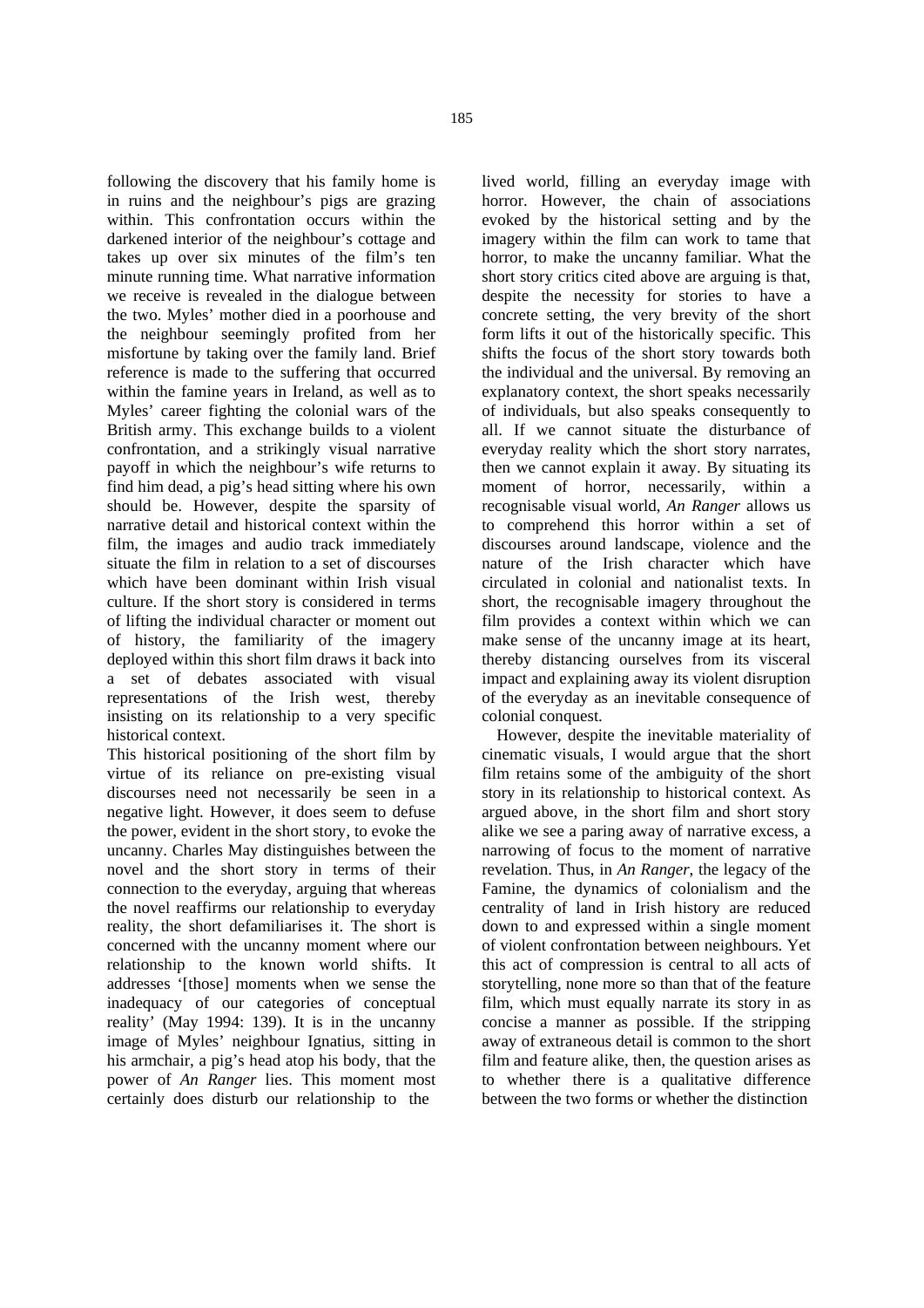following the discovery that his family home is in ruins and the neighbour's pigs are grazing within. This confrontation occurs within the darkened interior of the neighbour's cottage and takes up over six minutes of the film's ten minute running time. What narrative information we receive is revealed in the dialogue between the two. Myles' mother died in a poorhouse and the neighbour seemingly profited from her misfortune by taking over the family land. Brief reference is made to the suffering that occurred within the famine years in Ireland, as well as to Myles' career fighting the colonial wars of the British army. This exchange builds to a violent confrontation, and a strikingly visual narrative payoff in which the neighbour's wife returns to find him dead, a pig's head sitting where his own should be. However, despite the sparsity of narrative detail and historical context within the film, the images and audio track immediately situate the film in relation to a set of discourses which have been dominant within Irish visual culture. If the short story is considered in terms of lifting the individual character or moment out of history, the familiarity of the imagery deployed within this short film draws it back into a set of debates associated with visual representations of the Irish west, thereby insisting on its relationship to a very specific historical context.

This historical positioning of the short film by virtue of its reliance on pre-existing visual discourses need not necessarily be seen in a negative light. However, it does seem to defuse the power, evident in the short story, to evoke the uncanny. Charles May distinguishes between the novel and the short story in terms of their connection to the everyday, arguing that whereas the novel reaffirms our relationship to everyday reality, the short defamiliarises it. The short is concerned with the uncanny moment where our relationship to the known world shifts. It addresses '[those] moments when we sense the inadequacy of our categories of conceptual reality' (May 1994: 139). It is in the uncanny image of Myles' neighbour Ignatius, sitting in his armchair, a pig's head atop his body, that the power of *An Ranger* lies. This moment most certainly does disturb our relationship to the lived world, filling an everyday image with horror. However, the chain of associations evoked by the historical setting and by the imagery within the film can work to tame that horror, to make the uncanny familiar. What the short story critics cited above are arguing is that, despite the necessity for stories to have a concrete setting, the very brevity of the short form lifts it out of the historically specific. This shifts the focus of the short story towards both the individual and the universal. By removing an explanatory context, the short speaks necessarily of individuals, but also speaks consequently to all. If we cannot situate the disturbance of everyday reality which the short story narrates, then we cannot explain it away. By situating its moment of horror, necessarily, within a recognisable visual world, *An Ranger* allows us to comprehend this horror within a set of discourses around landscape, violence and the nature of the Irish character which have circulated in colonial and nationalist texts. In short, the recognisable imagery throughout the film provides a context within which we can make sense of the uncanny image at its heart, thereby distancing ourselves from its visceral impact and explaining away its violent disruption of the everyday as an inevitable consequence of colonial conquest.

However, despite the inevitable materiality of cinematic visuals, I would argue that the short film retains some of the ambiguity of the short story in its relationship to historical context. As argued above, in the short film and short story alike we see a paring away of narrative excess, a narrowing of focus to the moment of narrative revelation. Thus, in *An Ranger*, the legacy of the Famine, the dynamics of colonialism and the centrality of land in Irish history are reduced down to and expressed within a single moment of violent confrontation between neighbours. Yet this act of compression is central to all acts of storytelling, none more so than that of the feature film, which must equally narrate its story in as concise a manner as possible. If the stripping away of extraneous detail is common to the short film and feature alike, then, the question arises as to whether there is a qualitative difference between the two forms or whether the distinction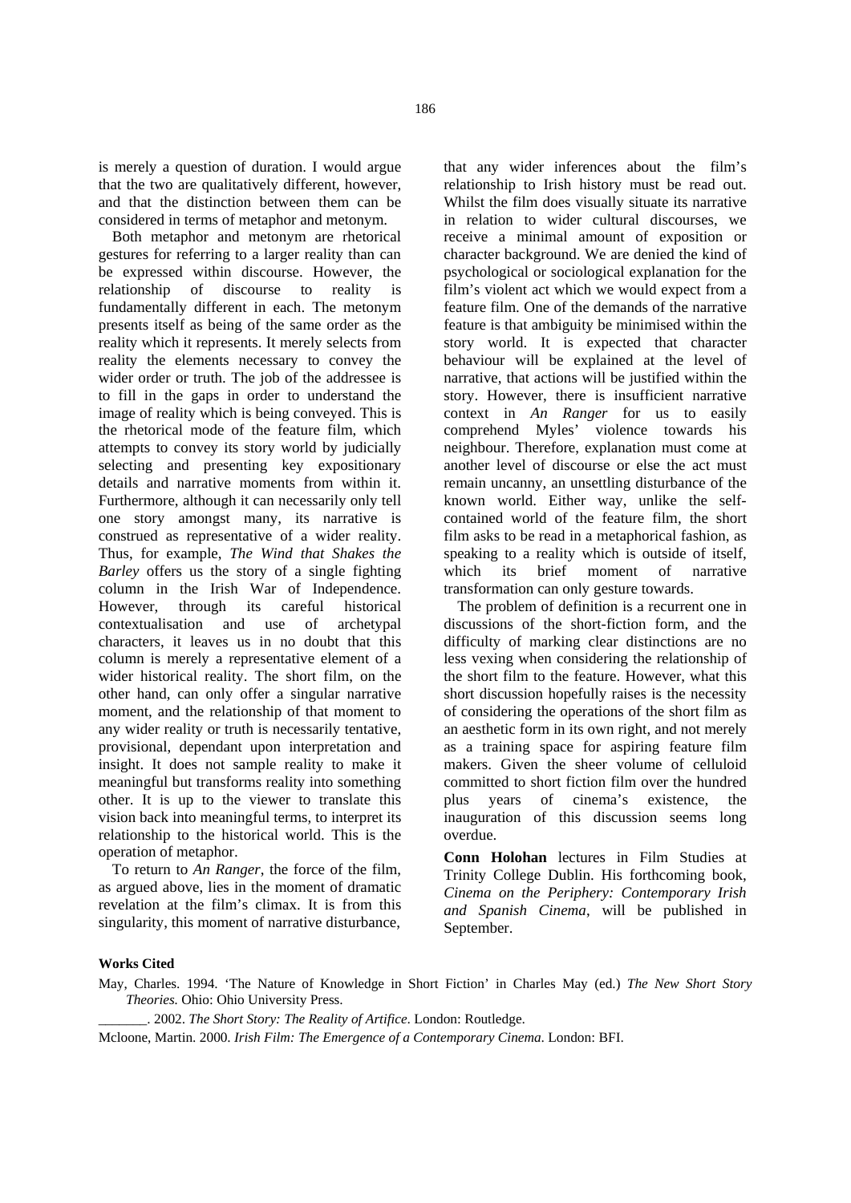is merely a question of duration. I would argue that the two are qualitatively different, however, and that the distinction between them can be considered in terms of metaphor and metonym.

Both metaphor and metonym are rhetorical gestures for referring to a larger reality than can be expressed within discourse. However, the relationship of discourse to reality is fundamentally different in each. The metonym presents itself as being of the same order as the reality which it represents. It merely selects from reality the elements necessary to convey the wider order or truth. The job of the addressee is to fill in the gaps in order to understand the image of reality which is being conveyed. This is the rhetorical mode of the feature film, which attempts to convey its story world by judicially selecting and presenting key expositionary details and narrative moments from within it. Furthermore, although it can necessarily only tell one story amongst many, its narrative is construed as representative of a wider reality. Thus, for example, *The Wind that Shakes the Barley* offers us the story of a single fighting column in the Irish War of Independence. However, through its careful historical contextualisation and use of archetypal characters, it leaves us in no doubt that this column is merely a representative element of a wider historical reality. The short film, on the other hand, can only offer a singular narrative moment, and the relationship of that moment to any wider reality or truth is necessarily tentative, provisional, dependant upon interpretation and insight. It does not sample reality to make it meaningful but transforms reality into something other. It is up to the viewer to translate this vision back into meaningful terms, to interpret its relationship to the historical world. This is the operation of metaphor.

To return to *An Ranger*, the force of the film, as argued above, lies in the moment of dramatic revelation at the film's climax. It is from this singularity, this moment of narrative disturbance, that any wider inferences about the film's relationship to Irish history must be read out. Whilst the film does visually situate its narrative in relation to wider cultural discourses, we receive a minimal amount of exposition or character background. We are denied the kind of psychological or sociological explanation for the film's violent act which we would expect from a feature film. One of the demands of the narrative feature is that ambiguity be minimised within the story world. It is expected that character behaviour will be explained at the level of narrative, that actions will be justified within the story. However, there is insufficient narrative context in *An Ranger* for us to easily comprehend Myles' violence towards his neighbour. Therefore, explanation must come at another level of discourse or else the act must remain uncanny, an unsettling disturbance of the known world. Either way, unlike the self-contained world of the feature film, the short film asks to be read in a metaphorical fashion, as speaking to a reality which is outside of itself, which its brief moment of narrative transformation can only gesture towards.

The problem of definition is a recurrent one in discussions of the short-fiction form, and the difficulty of marking clear distinctions are no less vexing when considering the relationship of the short film to the feature. However, what this short discussion hopefully raises is the necessity of considering the operations of the short film as an aesthetic form in its own right, and not merely as a training space for aspiring feature film makers. Given the sheer volume of celluloid committed to short fiction film over the hundred plus years of cinema's existence, the inauguration of this discussion seems long overdue.

**Conn Holohan** lectures in Film Studies at Trinity College Dublin. His forthcoming book, *Cinema on the Periphery: Contemporary Irish and Spanish Cinema*, will be published in September.

**Works Cited**

May, Charles. 1994. 'The Nature of Knowledge in Short Fiction' in Charles May (ed.) *The New Short Story Theories.* Ohio: Ohio University Press.

_______. 2002. *The Short Story: The Reality of Artifice.* London: Routledge.

Mcloone, Martin. 2000. *Irish Film: The Emergence of a Contemporary Cinema.* London: BFI.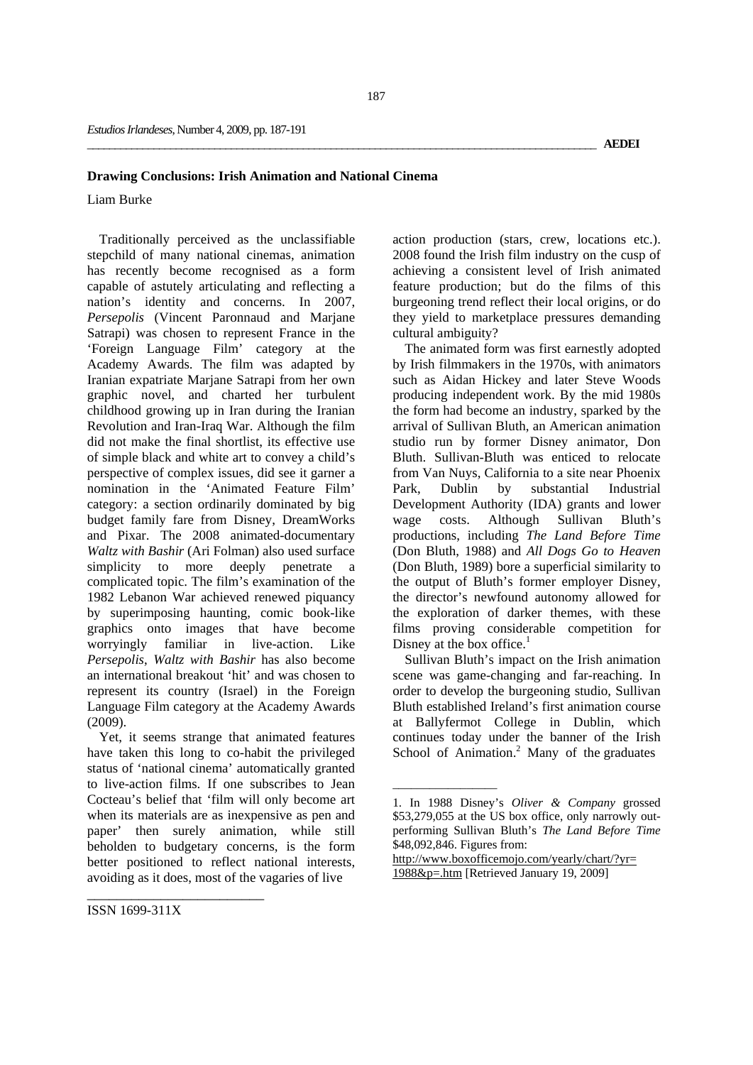## Drawing Conclusions: Irish Animation and National Cinema

Liam Burke

Traditionally perceived as the unclassifiable stepchild of many national cinemas, animation has recently become recognised as a form capable of astutely articulating and reflecting a nation's identity and concerns. In 2007, *Persepolis* (Vincent Paronnaud and Marjane Satrapi) was chosen to represent France in the 'Foreign Language Film' category at the Academy Awards. The film was adapted by Iranian expatriate Marjane Satrapi from her own graphic novel, and charted her turbulent childhood growing up in Iran during the Iranian Revolution and Iran-Iraq War. Although the film did not make the final shortlist, its effective use of simple black and white art to convey a child's perspective of complex issues, did see it garner a nomination in the 'Animated Feature Film' category: a section ordinarily dominated by big budget family fare from Disney, DreamWorks and Pixar. The 2008 animated-documentary *Waltz with Bashir* (Ari Folman) also used surface simplicity to more deeply penetrate a complicated topic. The film's examination of the 1982 Lebanon War achieved renewed piquancy by superimposing haunting, comic book-like graphics onto images that have become worryingly familiar in live-action. Like *Persepolis*, *Waltz with Bashir* has also become an international breakout 'hit' and was chosen to represent its country (Israel) in the Foreign Language Film category at the Academy Awards (2009).

Yet, it seems strange that animated features have taken this long to co-habit the privileged status of 'national cinema' automatically granted to live-action films. If one subscribes to Jean Cocteau's belief that 'film will only become art when its materials are as inexpensive as pen and paper' then surely animation, while still beholden to budgetary concerns, is the form better positioned to reflect national interests, avoiding as it does, most of the vagaries of live action production (stars, crew, locations etc.). 2008 found the Irish film industry on the cusp of achieving a consistent level of Irish animated feature production; but do the films of this burgeoning trend reflect their local origins, or do they yield to marketplace pressures demanding cultural ambiguity?

The animated form was first earnestly adopted by Irish filmmakers in the 1970s, with animators such as Aidan Hickey and later Steve Woods producing independent work. By the mid 1980s the form had become an industry, sparked by the arrival of Sullivan Bluth, an American animation studio run by former Disney animator, Don Bluth. Sullivan-Bluth was enticed to relocate from Van Nuys, California to a site near Phoenix Park, Dublin by substantial Industrial Development Authority (IDA) grants and lower wage costs. Although Sullivan Bluth's productions, including *The Land Before Time* (Don Bluth, 1988) and *All Dogs Go to Heaven* (Don Bluth, 1989) bore a superficial similarity to the output of Bluth's former employer Disney, the director's newfound autonomy allowed for the exploration of darker themes, with these films proving considerable competition for Disney at the box office.[1]

Sullivan Bluth's impact on the Irish animation scene was game-changing and far-reaching. In order to develop the burgeoning studio, Sullivan Bluth established Ireland's first animation course at Ballyfermot College in Dublin, which continues today under the banner of the Irish School of Animation.[2] Many of the graduates

---

1. In 1988 Disney's *Oliver & Company* grossed $53,279,055 at the US box office, only narrowly out-performing Sullivan Bluth's *The Land Before Time* $48,092,846. Figures from: http://www.boxofficemojo.com/yearly/chart/?yr=1988&p=.htm [Retrieved January 19, 2009]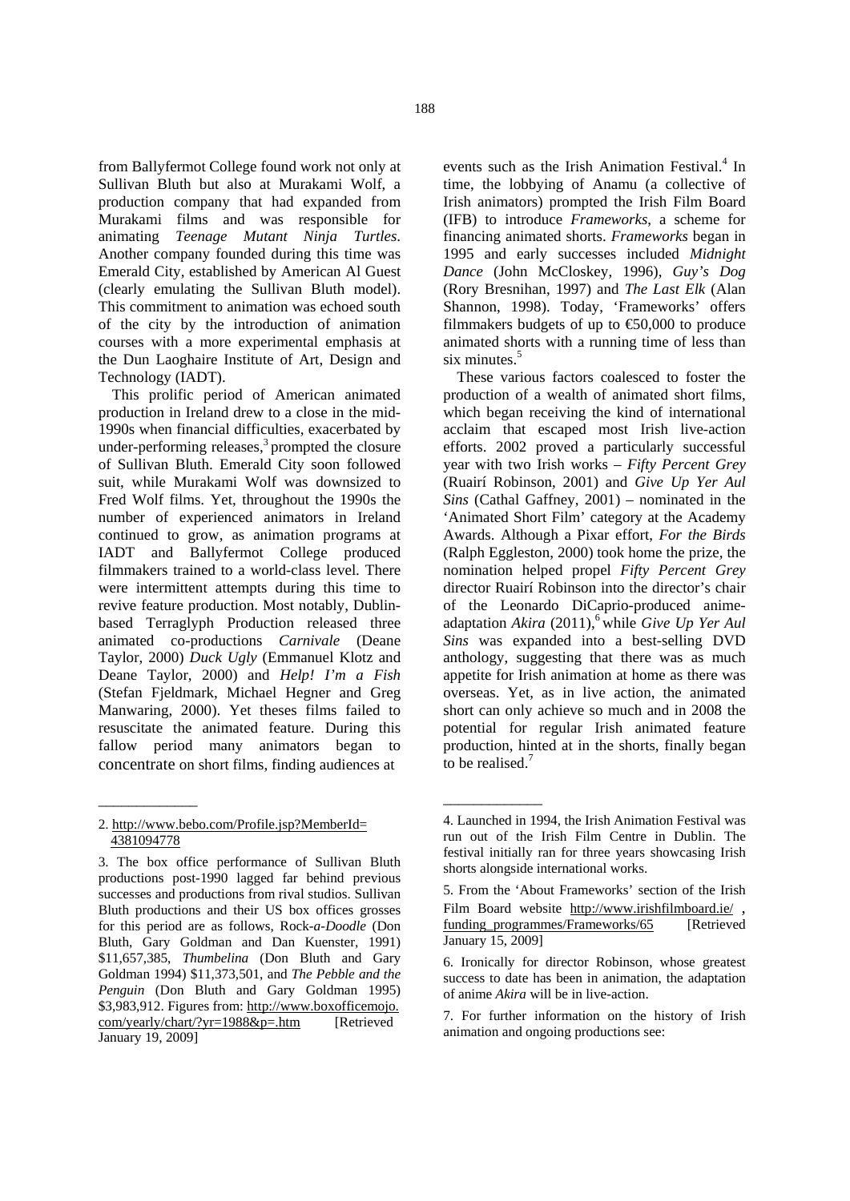from Ballyfermot College found work not only at Sullivan Bluth but also at Murakami Wolf, a production company that had expanded from Murakami films and was responsible for animating *Teenage Mutant Ninja Turtles*. Another company founded during this time was Emerald City, established by American Al Guest (clearly emulating the Sullivan Bluth model). This commitment to animation was echoed south of the city by the introduction of animation courses with a more experimental emphasis at the Dun Laoghaire Institute of Art, Design and Technology (IADT).

This prolific period of American animated production in Ireland drew to a close in the mid-1990s when financial difficulties, exacerbated by under-performing releases,[3] prompted the closure of Sullivan Bluth. Emerald City soon followed suit, while Murakami Wolf was downsized to Fred Wolf films. Yet, throughout the 1990s the number of experienced animators in Ireland continued to grow, as animation programs at IADT and Ballyfermot College produced filmmakers trained to a world-class level. There were intermittent attempts during this time to revive feature production. Most notably, Dublin-based Terraglyph Production released three animated co-productions *Carnivale* (Deane Taylor, 2000) *Duck Ugly* (Emmanuel Klotz and Deane Taylor, 2000) and *Help! I'm a Fish* (Stefan Fjeldmark, Michael Hegner and Greg Manwaring, 2000). Yet theses films failed to resuscitate the animated feature. During this fallow period many animators began to concentrate on short films, finding audiences at events such as the Irish Animation Festival.[4] In time, the lobbying of Anamu (a collective of Irish animators) prompted the Irish Film Board (IFB) to introduce *Frameworks*, a scheme for financing animated shorts. *Frameworks* began in 1995 and early successes included *Midnight Dance* (John McCloskey, 1996), *Guy's Dog* (Rory Bresnihan, 1997) and *The Last Elk* (Alan Shannon, 1998). Today, 'Frameworks' offers filmmakers budgets of up to €50,000 to produce animated shorts with a running time of less than six minutes.[5]

These various factors coalesced to foster the production of a wealth of animated short films, which began receiving the kind of international acclaim that escaped most Irish live-action efforts. 2002 proved a particularly successful year with two Irish works – *Fifty Percent Grey* (Ruairí Robinson, 2001) and *Give Up Yer Aul Sins* (Cathal Gaffney, 2001) – nominated in the 'Animated Short Film' category at the Academy Awards. Although a Pixar effort, *For the Birds* (Ralph Eggleston, 2000) took home the prize, the nomination helped propel *Fifty Percent Grey* director Ruairí Robinson into the director's chair of the Leonardo DiCaprio-produced anime-adaptation *Akira* (2011),[6] while *Give Up Yer Aul Sins* was expanded into a best-selling DVD anthology, suggesting that there was as much appetite for Irish animation at home as there was overseas. Yet, as in live action, the animated short can only achieve so much and in 2008 the potential for regular Irish animated feature production, hinted at in the shorts, finally began to be realised.[7]

---

2. http://www.bebo.com/Profile.jsp?MemberId=4381094778

3. The box office performance of Sullivan Bluth productions post-1990 lagged far behind previous successes and productions from rival studios. Sullivan Bluth productions and their US box offices grosses for this period are as follows, Rock-*a-Doodle* (Don Bluth, Gary Goldman and Dan Kuenster, 1991) \$11,657,385, *Thumbelina* (Don Bluth and Gary Goldman 1994) \$11,373,501, and *The Pebble and the Penguin* (Don Bluth and Gary Goldman 1995) \$3,983,912. Figures from: http://www.boxofficemojo.com/yearly/chart/?yr=1988&p=.htm [Retrieved January 19, 2009]

4. Launched in 1994, the Irish Animation Festival was run out of the Irish Film Centre in Dublin. The festival initially ran for three years showcasing Irish shorts alongside international works.

5. From the 'About Frameworks' section of the Irish Film Board website http://www.irishfilmboard.ie/ , funding_programmes/Frameworks/65 [Retrieved January 15, 2009]

6. Ironically for director Robinson, whose greatest success to date has been in animation, the adaptation of anime *Akira* will be in live-action.

7. For further information on the history of Irish animation and ongoing productions see: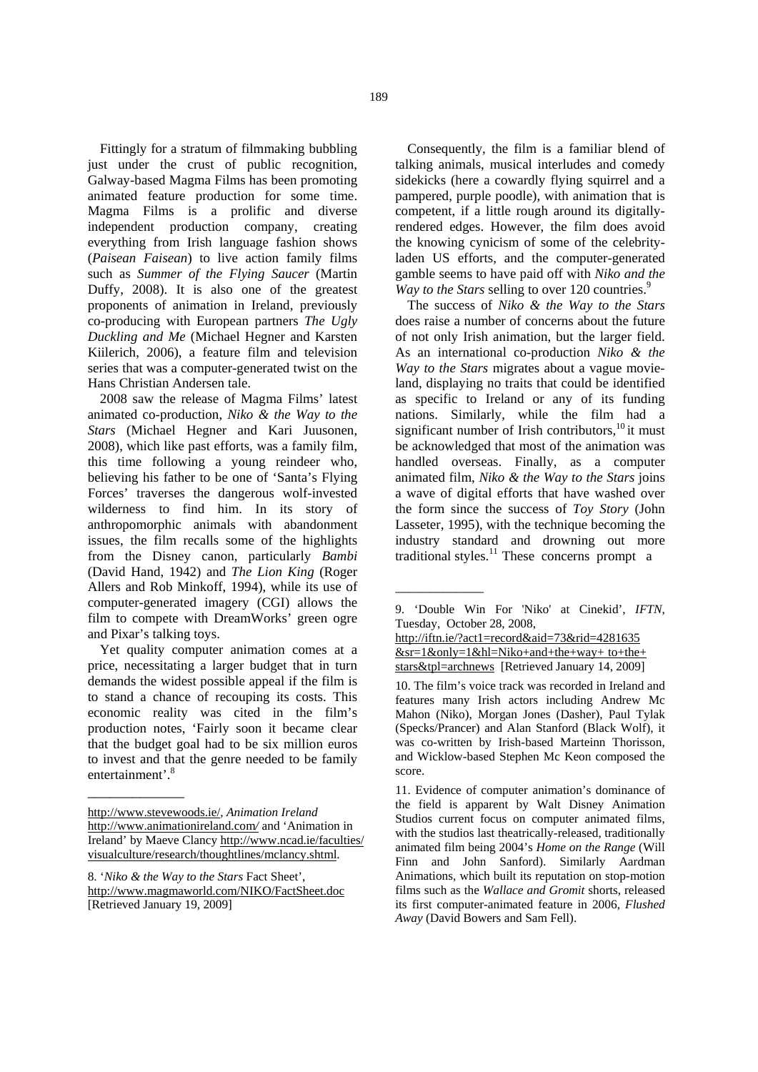Fittingly for a stratum of filmmaking bubbling just under the crust of public recognition, Galway-based Magma Films has been promoting animated feature production for some time. Magma Films is a prolific and diverse independent production company, creating everything from Irish language fashion shows (*Paisean Faisean*) to live action family films such as *Summer of the Flying Saucer* (Martin Duffy, 2008). It is also one of the greatest proponents of animation in Ireland, previously co-producing with European partners *The Ugly Duckling and Me* (Michael Hegner and Karsten Kiilerich, 2006), a feature film and television series that was a computer-generated twist on the Hans Christian Andersen tale.

2008 saw the release of Magma Films' latest animated co-production, *Niko & the Way to the Stars* (Michael Hegner and Kari Juusonen, 2008), which like past efforts, was a family film, this time following a young reindeer who, believing his father to be one of 'Santa's Flying Forces' traverses the dangerous wolf-invested wilderness to find him. In its story of anthropomorphic animals with abandonment issues, the film recalls some of the highlights from the Disney canon, particularly *Bambi* (David Hand, 1942) and *The Lion King* (Roger Allers and Rob Minkoff, 1994), while its use of computer-generated imagery (CGI) allows the film to compete with DreamWorks' green ogre and Pixar's talking toys.

Yet quality computer animation comes at a price, necessitating a larger budget that in turn demands the widest possible appeal if the film is to stand a chance of recouping its costs. This economic reality was cited in the film's production notes, 'Fairly soon it became clear that the budget goal had to be six million euros to invest and that the genre needed to be family entertainment'.[8]

Consequently, the film is a familiar blend of talking animals, musical interludes and comedy sidekicks (here a cowardly flying squirrel and a pampered, purple poodle), with animation that is competent, if a little rough around its digitally-rendered edges. However, the film does avoid the knowing cynicism of some of the celebrity-laden US efforts, and the computer-generated gamble seems to have paid off with *Niko and the Way to the Stars* selling to over 120 countries.[9]

The success of *Niko & the Way to the Stars* does raise a number of concerns about the future of not only Irish animation, but the larger field. As an international co-production *Niko & the Way to the Stars* migrates about a vague movie-land, displaying no traits that could be identified as specific to Ireland or any of its funding nations. Similarly, while the film had a significant number of Irish contributors,[10] it must be acknowledged that most of the animation was handled overseas. Finally, as a computer animated film, *Niko & the Way to the Stars* joins a wave of digital efforts that have washed over the form since the success of *Toy Story* (John Lasseter, 1995), with the technique becoming the industry standard and drowning out more traditional styles.[11] These concerns prompt a

---

http://www.stevewoods.ie/, *Animation Ireland* http://www.animationireland.com/ and 'Animation in Ireland' by Maeve Clancy http://www.ncad.ie/faculties/visualculture/research/thoughtlines/mclancy.shtml.

8. '*Niko & the Way to the Stars* Fact Sheet', http://www.magmaworld.com/NIKO/FactSheet.doc [Retrieved January 19, 2009]

9. 'Double Win For 'Niko' at Cinekid', *IFTN*, Tuesday, October 28, 2008, http://iftn.ie/?act1=record&aid=73&rid=4281635&sr=1&only=1&hl=Niko+and+the+way+to+the+stars&tpl=archnews [Retrieved January 14, 2009]

10. The film's voice track was recorded in Ireland and features many Irish actors including Andrew Mc Mahon (Niko), Morgan Jones (Dasher), Paul Tylak (Specks/Prancer) and Alan Stanford (Black Wolf), it was co-written by Irish-based Marteinn Thorisson, and Wicklow-based Stephen Mc Keon composed the score.

11. Evidence of computer animation's dominance of the field is apparent by Walt Disney Animation Studios current focus on computer animated films, with the studios last theatrically-released, traditionally animated film being 2004's *Home on the Range* (Will Finn and John Sanford). Similarly Aardman Animations, which built its reputation on stop-motion films such as the *Wallace and Gromit* shorts, released its first computer-animated feature in 2006, *Flushed Away* (David Bowers and Sam Fell).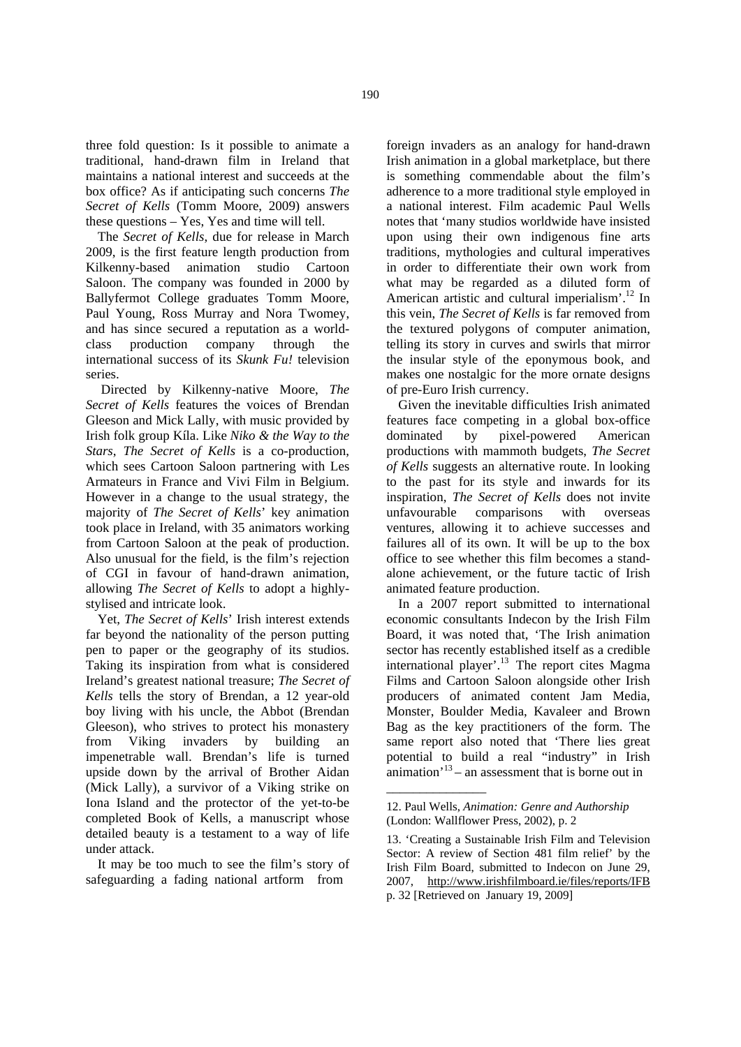three fold question: Is it possible to animate a traditional, hand-drawn film in Ireland that maintains a national interest and succeeds at the box office? As if anticipating such concerns *The Secret of Kells* (Tomm Moore, 2009) answers these questions – Yes, Yes and time will tell.

The *Secret of Kells*, due for release in March 2009, is the first feature length production from Kilkenny-based animation studio Cartoon Saloon. The company was founded in 2000 by Ballyfermot College graduates Tomm Moore, Paul Young, Ross Murray and Nora Twomey, and has since secured a reputation as a world-class production company through the international success of its *Skunk Fu!* television series.

Directed by Kilkenny-native Moore, *The Secret of Kells* features the voices of Brendan Gleeson and Mick Lally, with music provided by Irish folk group Kíla. Like *Niko & the Way to the Stars*, *The Secret of Kells* is a co-production, which sees Cartoon Saloon partnering with Les Armateurs in France and Vivi Film in Belgium. However in a change to the usual strategy, the majority of *The Secret of Kells*' key animation took place in Ireland, with 35 animators working from Cartoon Saloon at the peak of production. Also unusual for the field, is the film's rejection of CGI in favour of hand-drawn animation, allowing *The Secret of Kells* to adopt a highly-stylised and intricate look.

Yet, *The Secret of Kells*' Irish interest extends far beyond the nationality of the person putting pen to paper or the geography of its studios. Taking its inspiration from what is considered Ireland's greatest national treasure; *The Secret of Kells* tells the story of Brendan, a 12 year-old boy living with his uncle, the Abbot (Brendan Gleeson), who strives to protect his monastery from Viking invaders by building an impenetrable wall. Brendan's life is turned upside down by the arrival of Brother Aidan (Mick Lally), a survivor of a Viking strike on Iona Island and the protector of the yet-to-be completed Book of Kells, a manuscript whose detailed beauty is a testament to a way of life under attack.

It may be too much to see the film's story of safeguarding a fading national artform from foreign invaders as an analogy for hand-drawn Irish animation in a global marketplace, but there is something commendable about the film's adherence to a more traditional style employed in a national interest. Film academic Paul Wells notes that 'many studios worldwide have insisted upon using their own indigenous fine arts traditions, mythologies and cultural imperatives in order to differentiate their own work from what may be regarded as a diluted form of American artistic and cultural imperialism'.[12] In this vein, *The Secret of Kells* is far removed from the textured polygons of computer animation, telling its story in curves and swirls that mirror the insular style of the eponymous book, and makes one nostalgic for the more ornate designs of pre-Euro Irish currency.

Given the inevitable difficulties Irish animated features face competing in a global box-office dominated by pixel-powered American productions with mammoth budgets, *The Secret of Kells* suggests an alternative route. In looking to the past for its style and inwards for its inspiration, *The Secret of Kells* does not invite unfavourable comparisons with overseas ventures, allowing it to achieve successes and failures all of its own. It will be up to the box office to see whether this film becomes a stand-alone achievement, or the future tactic of Irish animated feature production.

In a 2007 report submitted to international economic consultants Indecon by the Irish Film Board, it was noted that, 'The Irish animation sector has recently established itself as a credible international player'.[13] The report cites Magma Films and Cartoon Saloon alongside other Irish producers of animated content Jam Media, Monster, Boulder Media, Kavaleer and Brown Bag as the key practitioners of the form. The same report also noted that 'There lies great potential to build a real "industry" in Irish animation'[13] – an assessment that is borne out in

---

12. Paul Wells, *Animation: Genre and Authorship* (London: Wallflower Press, 2002), p. 2

13. 'Creating a Sustainable Irish Film and Television Sector: A review of Section 481 film relief' by the Irish Film Board, submitted to Indecon on June 29, 2007, http://www.irishfilmboard.ie/files/reports/IFB p. 32 [Retrieved on January 19, 2009]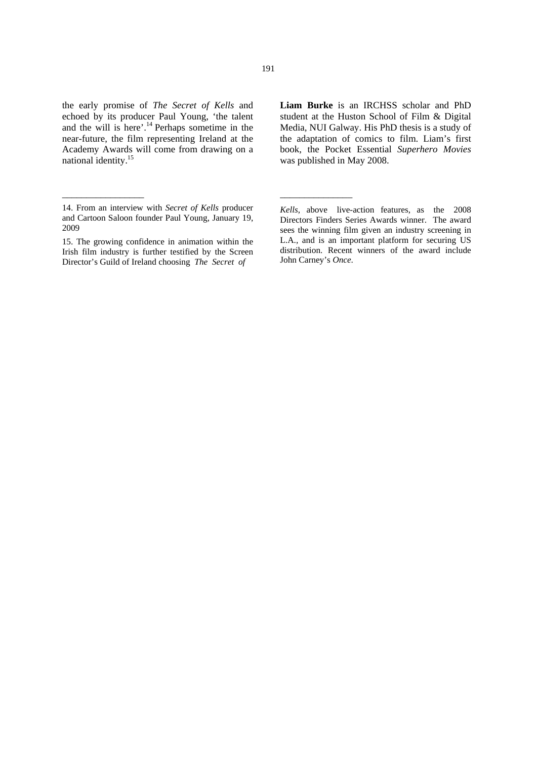the early promise of *The Secret of Kells* and echoed by its producer Paul Young, 'the talent and the will is here'.[14] Perhaps sometime in the near-future, the film representing Ireland at the Academy Awards will come from drawing on a national identity.[15]

**Liam Burke** is an IRCHSS scholar and PhD student at the Huston School of Film & Digital Media, NUI Galway. His PhD thesis is a study of the adaptation of comics to film. Liam's first book, the Pocket Essential *Superhero Movies* was published in May 2008.

---

14. From an interview with *Secret of Kells* producer and Cartoon Saloon founder Paul Young, January 19, 2009

15. The growing confidence in animation within the Irish film industry is further testified by the Screen Director's Guild of Ireland choosing *The Secret of Kells*, above live-action features, as the 2008 Directors Finders Series Awards winner. The award sees the winning film given an industry screening in L.A., and is an important platform for securing US distribution. Recent winners of the award include John Carney's *Once*.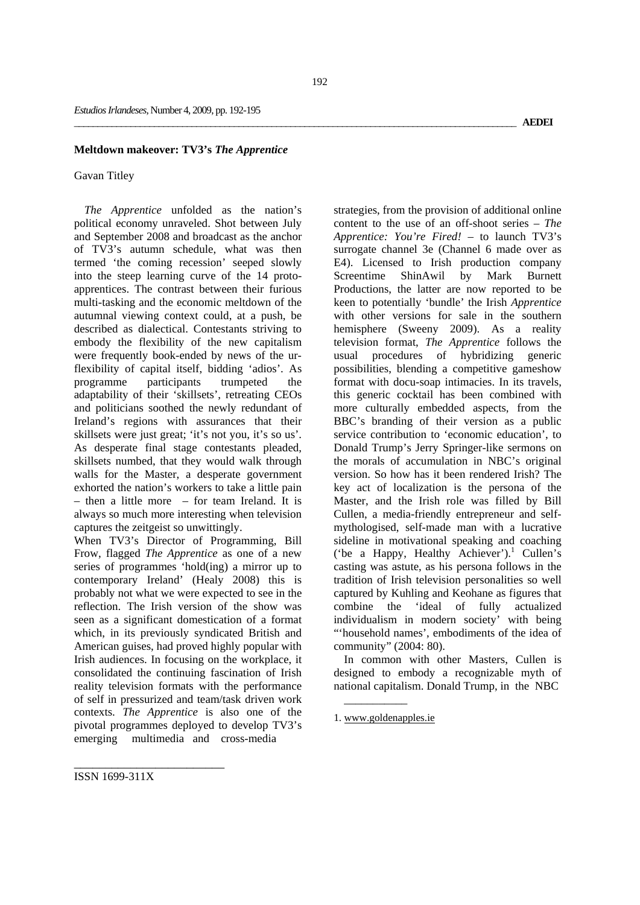## Meltdown makeover: TV3's *The Apprentice*

Gavan Titley

*The Apprentice* unfolded as the nation's political economy unraveled. Shot between July and September 2008 and broadcast as the anchor of TV3's autumn schedule, what was then termed 'the coming recession' seeped slowly into the steep learning curve of the 14 proto-apprentices. The contrast between their furious multi-tasking and the economic meltdown of the autumnal viewing context could, at a push, be described as dialectical. Contestants striving to embody the flexibility of the new capitalism were frequently book-ended by news of the ur-flexibility of capital itself, bidding 'adios'. As programme participants trumpeted the adaptability of their 'skillsets', retreating CEOs and politicians soothed the newly redundant of Ireland's regions with assurances that their skillsets were just great; 'it's not you, it's so us'. As desperate final stage contestants pleaded, skillsets numbed, that they would walk through walls for the Master, a desperate government exhorted the nation's workers to take a little pain – then a little more – for team Ireland. It is always so much more interesting when television captures the zeitgeist so unwittingly.

When TV3's Director of Programming, Bill Frow, flagged *The Apprentice* as one of a new series of programmes 'hold(ing) a mirror up to contemporary Ireland' (Healy 2008) this is probably not what we were expected to see in the reflection. The Irish version of the show was seen as a significant domestication of a format which, in its previously syndicated British and American guises, had proved highly popular with Irish audiences. In focusing on the workplace, it consolidated the continuing fascination of Irish reality television formats with the performance of self in pressurized and team/task driven work contexts. *The Apprentice* is also one of the pivotal programmes deployed to develop TV3's emerging multimedia and cross-media strategies, from the provision of additional online content to the use of an off-shoot series – *The Apprentice: You're Fired!* – to launch TV3's surrogate channel 3e (Channel 6 made over as E4). Licensed to Irish production company Screentime ShinAwil by Mark Burnett Productions, the latter are now reported to be keen to potentially 'bundle' the Irish *Apprentice* with other versions for sale in the southern hemisphere (Sweeny 2009). As a reality television format, *The Apprentice* follows the usual procedures of hybridizing generic possibilities, blending a competitive gameshow format with docu-soap intimacies. In its travels, this generic cocktail has been combined with more culturally embedded aspects, from the BBC's branding of their version as a public service contribution to 'economic education', to Donald Trump's Jerry Springer-like sermons on the morals of accumulation in NBC's original version. So how has it been rendered Irish? The key act of localization is the persona of the Master, and the Irish role was filled by Bill Cullen, a media-friendly entrepreneur and self-mythologised, self-made man with a lucrative sideline in motivational speaking and coaching ('be a Happy, Healthy Achiever').[1] Cullen's casting was astute, as his persona follows in the tradition of Irish television personalities so well captured by Kuhling and Keohane as figures that combine the 'ideal of fully actualized individualism in modern society' with being "'household names', embodiments of the idea of community" (2004: 80).

In common with other Masters, Cullen is designed to embody a recognizable myth of national capitalism. Donald Trump, in the NBC

---

1. www.goldenapples.ie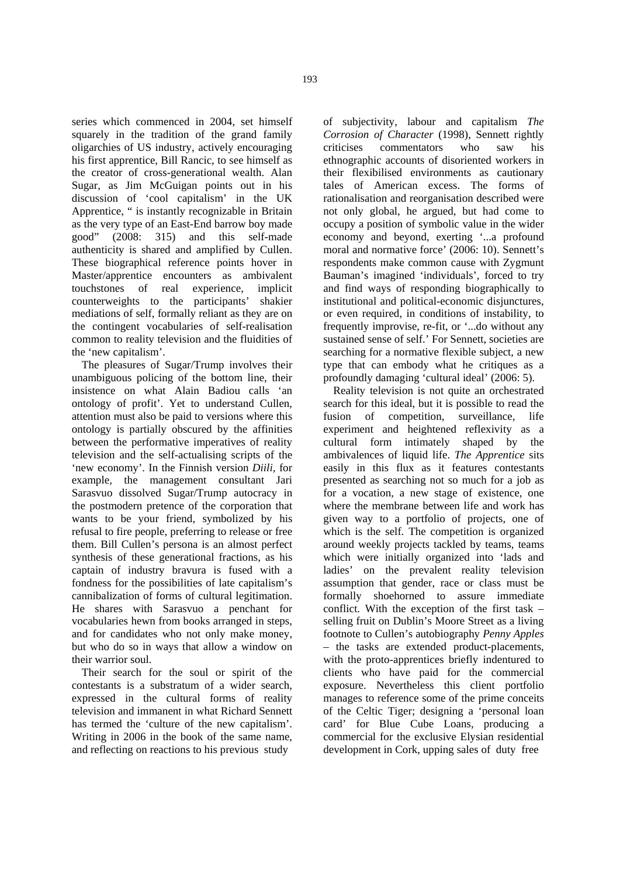series which commenced in 2004, set himself squarely in the tradition of the grand family oligarchies of US industry, actively encouraging his first apprentice, Bill Rancic, to see himself as the creator of cross-generational wealth. Alan Sugar, as Jim McGuigan points out in his discussion of 'cool capitalism' in the UK Apprentice, " is instantly recognizable in Britain as the very type of an East-End barrow boy made good" (2008: 315) and this self-made authenticity is shared and amplified by Cullen. These biographical reference points hover in Master/apprentice encounters as ambivalent touchstones of real experience, implicit counterweights to the participants' shakier mediations of self, formally reliant as they are on the contingent vocabularies of self-realisation common to reality television and the fluidities of the 'new capitalism'.

The pleasures of Sugar/Trump involves their unambiguous policing of the bottom line, their insistence on what Alain Badiou calls 'an ontology of profit'. Yet to understand Cullen, attention must also be paid to versions where this ontology is partially obscured by the affinities between the performative imperatives of reality television and the self-actualising scripts of the 'new economy'. In the Finnish version *Diili,* for example, the management consultant Jari Sarasvuo dissolved Sugar/Trump autocracy in the postmodern pretence of the corporation that wants to be your friend, symbolized by his refusal to fire people, preferring to release or free them. Bill Cullen's persona is an almost perfect synthesis of these generational fractions, as his captain of industry bravura is fused with a fondness for the possibilities of late capitalism's cannibalization of forms of cultural legitimation. He shares with Sarasvuo a penchant for vocabularies hewn from books arranged in steps, and for candidates who not only make money, but who do so in ways that allow a window on their warrior soul.

Their search for the soul or spirit of the contestants is a substratum of a wider search, expressed in the cultural forms of reality television and immanent in what Richard Sennett has termed the 'culture of the new capitalism'. Writing in 2006 in the book of the same name, and reflecting on reactions to his previous study of subjectivity, labour and capitalism *The Corrosion of Character* (1998), Sennett rightly criticises commentators who saw his ethnographic accounts of disoriented workers in their flexibilised environments as cautionary tales of American excess. The forms of rationalisation and reorganisation described were not only global, he argued, but had come to occupy a position of symbolic value in the wider economy and beyond, exerting '...a profound moral and normative force' (2006: 10). Sennett's respondents make common cause with Zygmunt Bauman's imagined 'individuals', forced to try and find ways of responding biographically to institutional and political-economic disjunctures, or even required, in conditions of instability, to frequently improvise, re-fit, or '...do without any sustained sense of self.' For Sennett, societies are searching for a normative flexible subject, a new type that can embody what he critiques as a profoundly damaging 'cultural ideal' (2006: 5).

Reality television is not quite an orchestrated search for this ideal, but it is possible to read the fusion of competition, surveillance, life experiment and heightened reflexivity as a cultural form intimately shaped by the ambivalences of liquid life. *The Apprentice* sits easily in this flux as it features contestants presented as searching not so much for a job as for a vocation, a new stage of existence, one where the membrane between life and work has given way to a portfolio of projects, one of which is the self. The competition is organized around weekly projects tackled by teams, teams which were initially organized into 'lads and ladies' on the prevalent reality television assumption that gender, race or class must be formally shoehorned to assure immediate conflict. With the exception of the first task – selling fruit on Dublin's Moore Street as a living footnote to Cullen's autobiography *Penny Apples* – the tasks are extended product-placements, with the proto-apprentices briefly indentured to clients who have paid for the commercial exposure. Nevertheless this client portfolio manages to reference some of the prime conceits of the Celtic Tiger; designing a 'personal loan card' for Blue Cube Loans, producing a commercial for the exclusive Elysian residential development in Cork, upping sales of duty free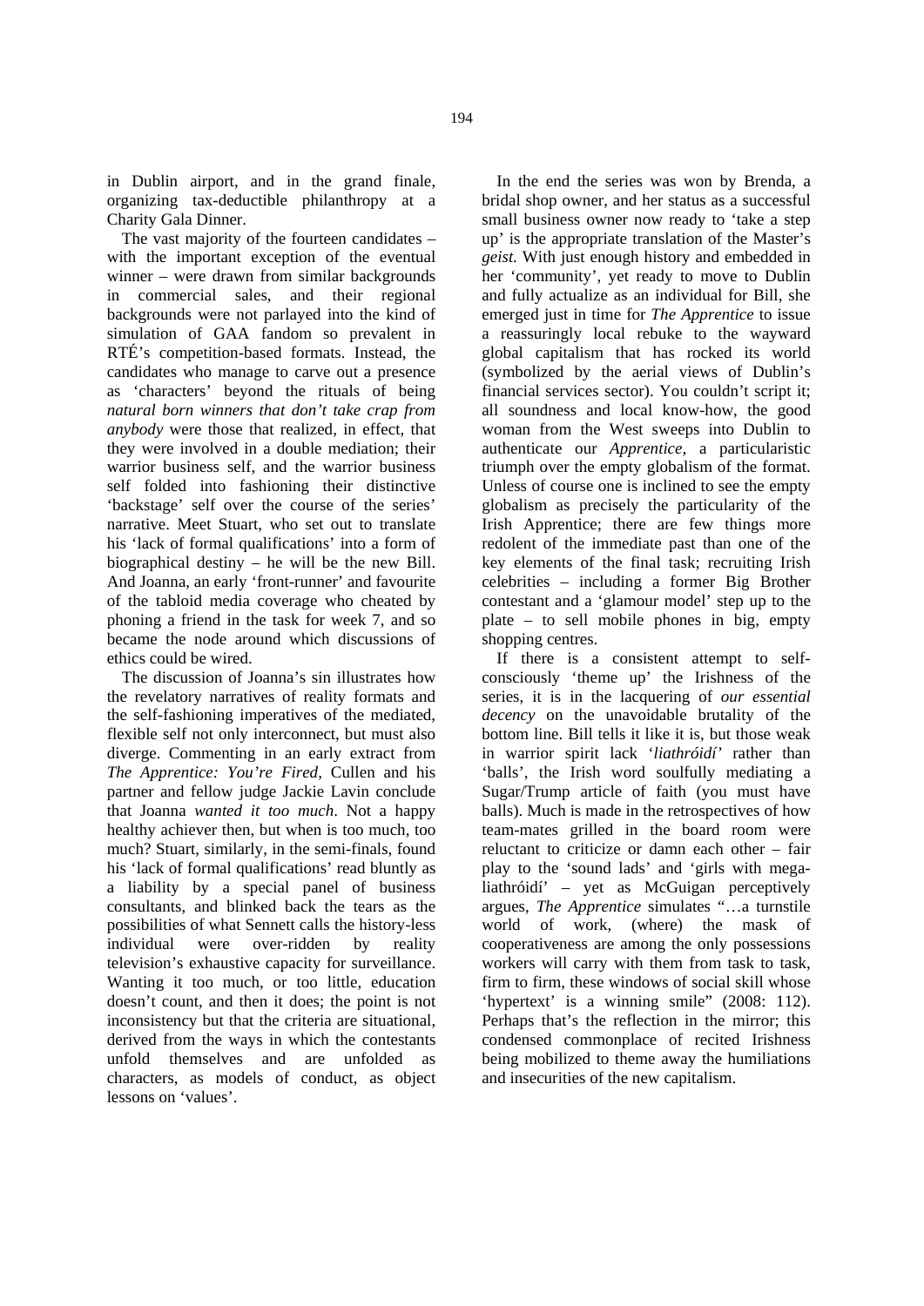in Dublin airport, and in the grand finale, organizing tax-deductible philanthropy at a Charity Gala Dinner.

The vast majority of the fourteen candidates – with the important exception of the eventual winner – were drawn from similar backgrounds in commercial sales, and their regional backgrounds were not parlayed into the kind of simulation of GAA fandom so prevalent in RTÉ's competition-based formats. Instead, the candidates who manage to carve out a presence as 'characters' beyond the rituals of being *natural born winners that don't take crap from anybody* were those that realized, in effect, that they were involved in a double mediation; their warrior business self, and the warrior business self folded into fashioning their distinctive 'backstage' self over the course of the series' narrative. Meet Stuart, who set out to translate his 'lack of formal qualifications' into a form of biographical destiny – he will be the new Bill. And Joanna, an early 'front-runner' and favourite of the tabloid media coverage who cheated by phoning a friend in the task for week 7, and so became the node around which discussions of ethics could be wired.

The discussion of Joanna's sin illustrates how the revelatory narratives of reality formats and the self-fashioning imperatives of the mediated, flexible self not only interconnect, but must also diverge. Commenting in an early extract from *The Apprentice: You're Fired*, Cullen and his partner and fellow judge Jackie Lavin conclude that Joanna *wanted it too much*. Not a happy healthy achiever then, but when is too much, too much? Stuart, similarly, in the semi-finals, found his 'lack of formal qualifications' read bluntly as a liability by a special panel of business consultants, and blinked back the tears as the possibilities of what Sennett calls the history-less individual were over-ridden by reality television's exhaustive capacity for surveillance. Wanting it too much, or too little, education doesn't count, and then it does; the point is not inconsistency but that the criteria are situational, derived from the ways in which the contestants unfold themselves and are unfolded as characters, as models of conduct, as object lessons on 'values'.

In the end the series was won by Brenda, a bridal shop owner, and her status as a successful small business owner now ready to 'take a step up' is the appropriate translation of the Master's *geist*. With just enough history and embedded in her 'community', yet ready to move to Dublin and fully actualize as an individual for Bill, she emerged just in time for *The Apprentice* to issue a reassuringly local rebuke to the wayward global capitalism that has rocked its world (symbolized by the aerial views of Dublin's financial services sector). You couldn't script it; all soundness and local know-how, the good woman from the West sweeps into Dublin to authenticate our *Apprentice*, a particularistic triumph over the empty globalism of the format. Unless of course one is inclined to see the empty globalism as precisely the particularity of the Irish Apprentice; there are few things more redolent of the immediate past than one of the key elements of the final task; recruiting Irish celebrities – including a former Big Brother contestant and a 'glamour model' step up to the plate – to sell mobile phones in big, empty shopping centres.

If there is a consistent attempt to self-consciously 'theme up' the Irishness of the series, it is in the lacquering of *our essential decency* on the unavoidable brutality of the bottom line. Bill tells it like it is, but those weak in warrior spirit lack '*liathróidí*' rather than 'balls', the Irish word soulfully mediating a Sugar/Trump article of faith (you must have balls). Much is made in the retrospectives of how team-mates grilled in the board room were reluctant to criticize or damn each other – fair play to the 'sound lads' and 'girls with mega-liathróidí' – yet as McGuigan perceptively argues, *The Apprentice* simulates "…a turnstile world of work, (where) the mask of cooperativeness are among the only possessions workers will carry with them from task to task, firm to firm, these windows of social skill whose 'hypertext' is a winning smile" (2008: 112). Perhaps that's the reflection in the mirror; this condensed commonplace of recited Irishness being mobilized to theme away the humiliations and insecurities of the new capitalism.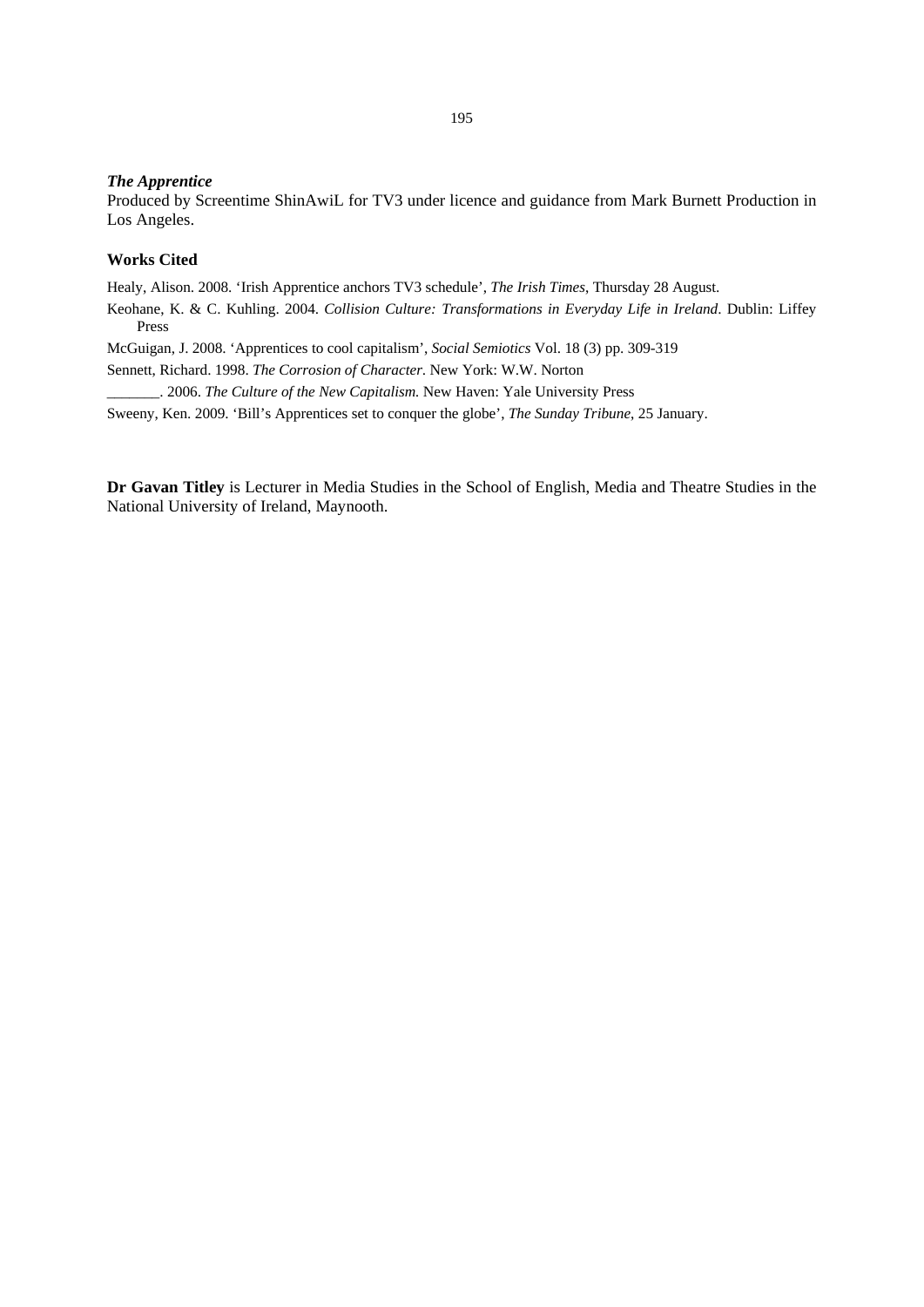***The Apprentice***

Produced by Screentime ShinAwiL for TV3 under licence and guidance from Mark Burnett Production in Los Angeles.

**Works Cited**

Healy, Alison. 2008. 'Irish Apprentice anchors TV3 schedule', *The Irish Times*, Thursday 28 August.

Keohane, K. & C. Kuhling. 2004. *Collision Culture: Transformations in Everyday Life in Ireland*. Dublin: Liffey Press

McGuigan, J. 2008. 'Apprentices to cool capitalism', *Social Semiotics* Vol. 18 (3) pp. 309-319

Sennett, Richard. 1998. *The Corrosion of Character*. New York: W.W. Norton

_______. 2006. *The Culture of the New Capitalism.* New Haven: Yale University Press

Sweeny, Ken. 2009. 'Bill's Apprentices set to conquer the globe', *The Sunday Tribune*, 25 January.

**Dr Gavan Titley** is Lecturer in Media Studies in the School of English, Media and Theatre Studies in the National University of Ireland, Maynooth.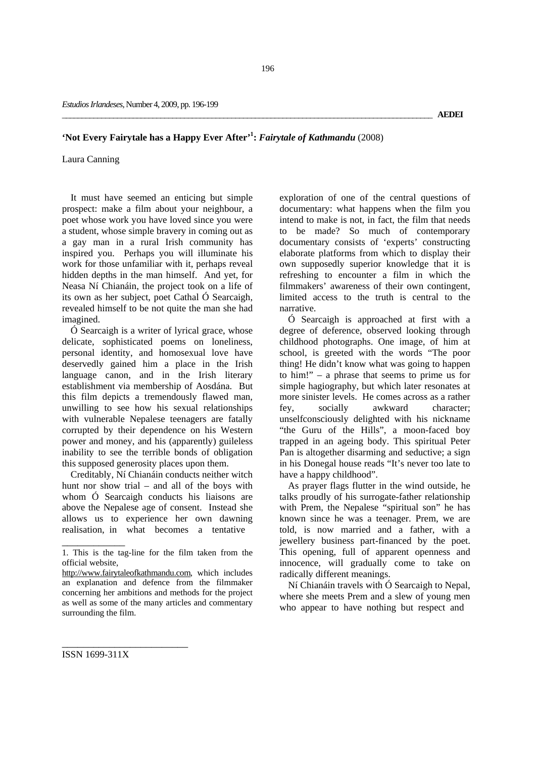## 'Not Every Fairytale has a Happy Ever After'[1]: *Fairytale of Kathmandu* (2008)

Laura Canning

It must have seemed an enticing but simple prospect: make a film about your neighbour, a poet whose work you have loved since you were a student, whose simple bravery in coming out as a gay man in a rural Irish community has inspired you. Perhaps you will illuminate his work for those unfamiliar with it, perhaps reveal hidden depths in the man himself. And yet, for Neasa Ní Chianáin, the project took on a life of its own as her subject, poet Cathal Ó Searcaigh, revealed himself to be not quite the man she had imagined.

Ó Searcaigh is a writer of lyrical grace, whose delicate, sophisticated poems on loneliness, personal identity, and homosexual love have deservedly gained him a place in the Irish language canon, and in the Irish literary establishment via membership of Aosdána. But this film depicts a tremendously flawed man, unwilling to see how his sexual relationships with vulnerable Nepalese teenagers are fatally corrupted by their dependence on his Western power and money, and his (apparently) guileless inability to see the terrible bonds of obligation this supposed generosity places upon them.

Creditably, Ní Chianáin conducts neither witch hunt nor show trial – and all of the boys with whom Ó Searcaigh conducts his liaisons are above the Nepalese age of consent. Instead she allows us to experience her own dawning realisation, in what becomes a tentative exploration of one of the central questions of documentary: what happens when the film you intend to make is not, in fact, the film that needs to be made? So much of contemporary documentary consists of 'experts' constructing elaborate platforms from which to display their own supposedly superior knowledge that it is refreshing to encounter a film in which the filmmakers' awareness of their own contingent, limited access to the truth is central to the narrative.

Ó Searcaigh is approached at first with a degree of deference, observed looking through childhood photographs. One image, of him at school, is greeted with the words "The poor thing! He didn't know what was going to happen to him!" – a phrase that seems to prime us for simple hagiography, but which later resonates at more sinister levels. He comes across as a rather fey, socially awkward character; unselfconsciously delighted with his nickname "the Guru of the Hills", a moon-faced boy trapped in an ageing body. This spiritual Peter Pan is altogether disarming and seductive; a sign in his Donegal house reads "It's never too late to have a happy childhood".

As prayer flags flutter in the wind outside, he talks proudly of his surrogate-father relationship with Prem, the Nepalese "spiritual son" he has known since he was a teenager. Prem, we are told, is now married and a father, with a jewellery business part-financed by the poet. This opening, full of apparent openness and innocence, will gradually come to take on radically different meanings.

Ní Chianáin travels with Ó Searcaigh to Nepal, where she meets Prem and a slew of young men who appear to have nothing but respect and

---

1. This is the tag-line for the film taken from the official website, http://www.fairytaleofkathmandu.com, which includes an explanation and defence from the filmmaker concerning her ambitions and methods for the project as well as some of the many articles and commentary surrounding the film.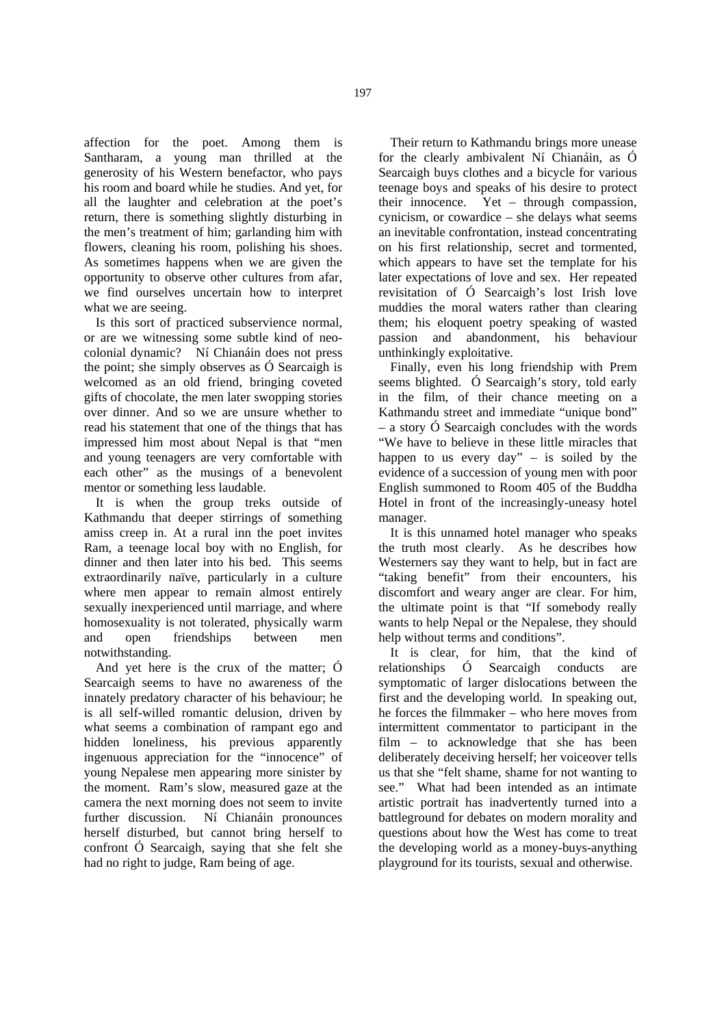affection for the poet. Among them is Santharam, a young man thrilled at the generosity of his Western benefactor, who pays his room and board while he studies. And yet, for all the laughter and celebration at the poet's return, there is something slightly disturbing in the men's treatment of him; garlanding him with flowers, cleaning his room, polishing his shoes. As sometimes happens when we are given the opportunity to observe other cultures from afar, we find ourselves uncertain how to interpret what we are seeing.

Is this sort of practiced subservience normal, or are we witnessing some subtle kind of neo-colonial dynamic? Ní Chianáin does not press the point; she simply observes as Ó Searcaigh is welcomed as an old friend, bringing coveted gifts of chocolate, the men later swopping stories over dinner. And so we are unsure whether to read his statement that one of the things that has impressed him most about Nepal is that "men and young teenagers are very comfortable with each other" as the musings of a benevolent mentor or something less laudable.

It is when the group treks outside of Kathmandu that deeper stirrings of something amiss creep in. At a rural inn the poet invites Ram, a teenage local boy with no English, for dinner and then later into his bed. This seems extraordinarily naïve, particularly in a culture where men appear to remain almost entirely sexually inexperienced until marriage, and where homosexuality is not tolerated, physically warm and open friendships between men notwithstanding.

And yet here is the crux of the matter; Ó Searcaigh seems to have no awareness of the innately predatory character of his behaviour; he is all self-willed romantic delusion, driven by what seems a combination of rampant ego and hidden loneliness, his previous apparently ingenuous appreciation for the "innocence" of young Nepalese men appearing more sinister by the moment. Ram's slow, measured gaze at the camera the next morning does not seem to invite further discussion. Ní Chianáin pronounces herself disturbed, but cannot bring herself to confront Ó Searcaigh, saying that she felt she had no right to judge, Ram being of age.

Their return to Kathmandu brings more unease for the clearly ambivalent Ní Chianáin, as Ó Searcaigh buys clothes and a bicycle for various teenage boys and speaks of his desire to protect their innocence. Yet – through compassion, cynicism, or cowardice – she delays what seems an inevitable confrontation, instead concentrating on his first relationship, secret and tormented, which appears to have set the template for his later expectations of love and sex. Her repeated revisitation of Ó Searcaigh's lost Irish love muddies the moral waters rather than clearing them; his eloquent poetry speaking of wasted passion and abandonment, his behaviour unthinkingly exploitative.

Finally, even his long friendship with Prem seems blighted. Ó Searcaigh's story, told early in the film, of their chance meeting on a Kathmandu street and immediate "unique bond" – a story Ó Searcaigh concludes with the words "We have to believe in these little miracles that happen to us every day" – is soiled by the evidence of a succession of young men with poor English summoned to Room 405 of the Buddha Hotel in front of the increasingly-uneasy hotel manager.

It is this unnamed hotel manager who speaks the truth most clearly. As he describes how Westerners say they want to help, but in fact are "taking benefit" from their encounters, his discomfort and weary anger are clear. For him, the ultimate point is that "If somebody really wants to help Nepal or the Nepalese, they should help without terms and conditions".

It is clear, for him, that the kind of relationships Ó Searcaigh conducts are symptomatic of larger dislocations between the first and the developing world. In speaking out, he forces the filmmaker – who here moves from intermittent commentator to participant in the film – to acknowledge that she has been deliberately deceiving herself; her voiceover tells us that she "felt shame, shame for not wanting to see." What had been intended as an intimate artistic portrait has inadvertently turned into a battleground for debates on modern morality and questions about how the West has come to treat the developing world as a money-buys-anything playground for its tourists, sexual and otherwise.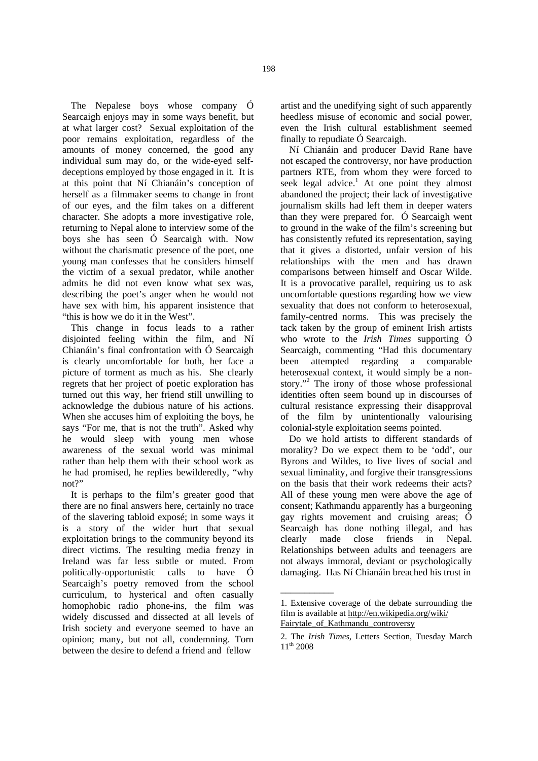The Nepalese boys whose company Ó Searcaigh enjoys may in some ways benefit, but at what larger cost? Sexual exploitation of the poor remains exploitation, regardless of the amounts of money concerned, the good any individual sum may do, or the wide-eyed self-deceptions employed by those engaged in it. It is at this point that Ní Chianáin's conception of herself as a filmmaker seems to change in front of our eyes, and the film takes on a different character. She adopts a more investigative role, returning to Nepal alone to interview some of the boys she has seen Ó Searcaigh with. Now without the charismatic presence of the poet, one young man confesses that he considers himself the victim of a sexual predator, while another admits he did not even know what sex was, describing the poet's anger when he would not have sex with him, his apparent insistence that "this is how we do it in the West".

This change in focus leads to a rather disjointed feeling within the film, and Ní Chianáin's final confrontation with Ó Searcaigh is clearly uncomfortable for both, her face a picture of torment as much as his. She clearly regrets that her project of poetic exploration has turned out this way, her friend still unwilling to acknowledge the dubious nature of his actions. When she accuses him of exploiting the boys, he says "For me, that is not the truth". Asked why he would sleep with young men whose awareness of the sexual world was minimal rather than help them with their school work as he had promised, he replies bewilderedly, "why not?"

It is perhaps to the film's greater good that there are no final answers here, certainly no trace of the slavering tabloid exposé; in some ways it is a story of the wider hurt that sexual exploitation brings to the community beyond its direct victims. The resulting media frenzy in Ireland was far less subtle or muted. From politically-opportunistic calls to have Ó Searcaigh's poetry removed from the school curriculum, to hysterical and often casually homophobic radio phone-ins, the film was widely discussed and dissected at all levels of Irish society and everyone seemed to have an opinion; many, but not all, condemning. Torn between the desire to defend a friend and fellow artist and the unedifying sight of such apparently heedless misuse of economic and social power, even the Irish cultural establishment seemed finally to repudiate Ó Searcaigh.

Ní Chianáin and producer David Rane have not escaped the controversy, nor have production partners RTE, from whom they were forced to seek legal advice.[1] At one point they almost abandoned the project; their lack of investigative journalism skills had left them in deeper waters than they were prepared for. Ó Searcaigh went to ground in the wake of the film's screening but has consistently refuted its representation, saying that it gives a distorted, unfair version of his relationships with the men and has drawn comparisons between himself and Oscar Wilde. It is a provocative parallel, requiring us to ask uncomfortable questions regarding how we view sexuality that does not conform to heterosexual, family-centred norms. This was precisely the tack taken by the group of eminent Irish artists who wrote to the *Irish Times* supporting Ó Searcaigh, commenting "Had this documentary been attempted regarding a comparable heterosexual context, it would simply be a non-story."[2] The irony of those whose professional identities often seem bound up in discourses of cultural resistance expressing their disapproval of the film by unintentionally valourising colonial-style exploitation seems pointed.

Do we hold artists to different standards of morality? Do we expect them to be 'odd', our Byrons and Wildes, to live lives of social and sexual liminality, and forgive their transgressions on the basis that their work redeems their acts? All of these young men were above the age of consent; Kathmandu apparently has a burgeoning gay rights movement and cruising areas; Ó Searcaigh has done nothing illegal, and has clearly made close friends in Nepal. Relationships between adults and teenagers are not always immoral, deviant or psychologically damaging. Has Ní Chianáin breached his trust in

---

1. Extensive coverage of the debate surrounding the film is available at http://en.wikipedia.org/wiki/Fairytale_of_Kathmandu_controversy

2. The *Irish Times*, Letters Section, Tuesday March 11th 2008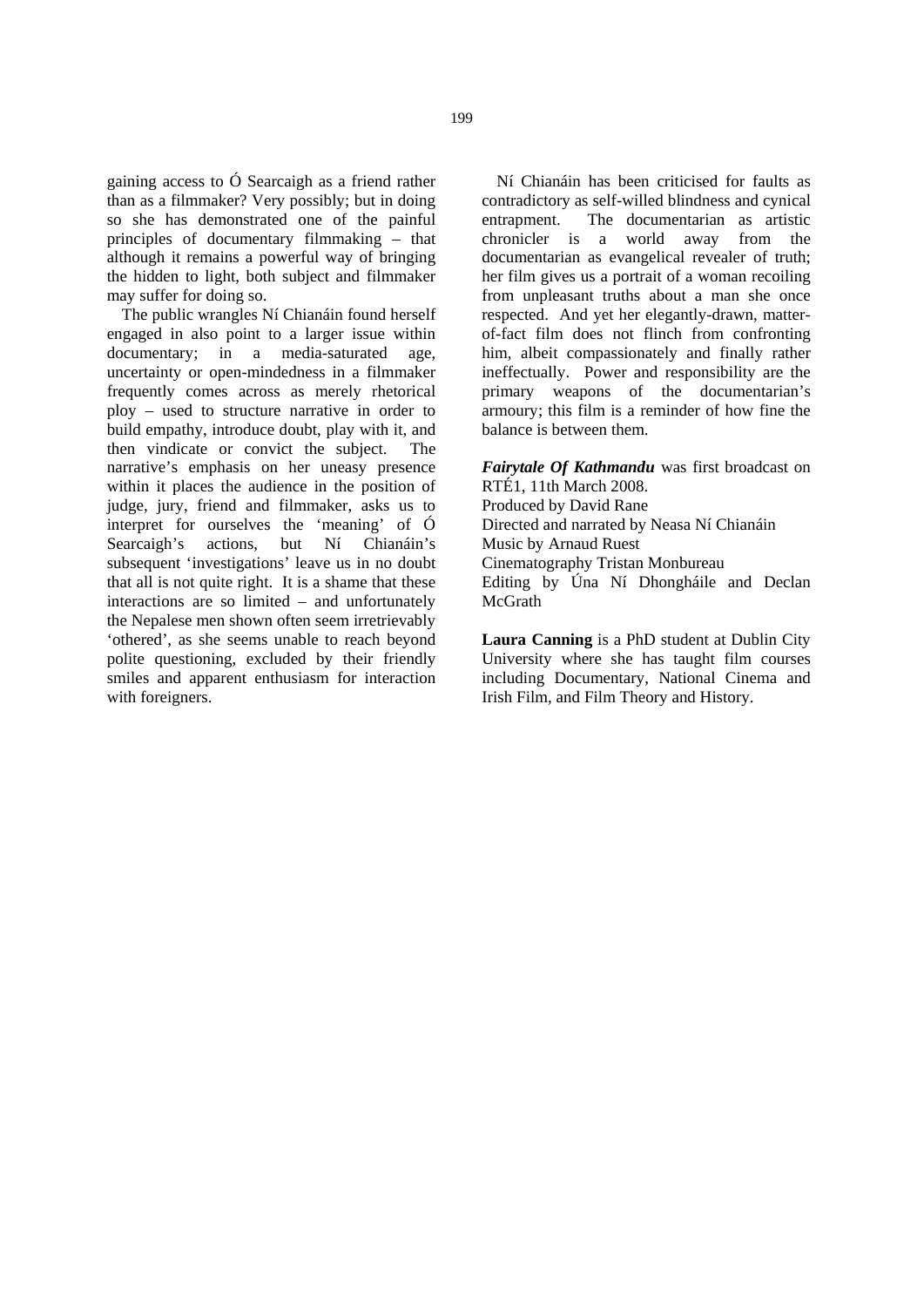gaining access to Ó Searcaigh as a friend rather than as a filmmaker? Very possibly; but in doing so she has demonstrated one of the painful principles of documentary filmmaking – that although it remains a powerful way of bringing the hidden to light, both subject and filmmaker may suffer for doing so.

The public wrangles Ní Chianáin found herself engaged in also point to a larger issue within documentary; in a media-saturated age, uncertainty or open-mindedness in a filmmaker frequently comes across as merely rhetorical ploy – used to structure narrative in order to build empathy, introduce doubt, play with it, and then vindicate or convict the subject. The narrative's emphasis on her uneasy presence within it places the audience in the position of judge, jury, friend and filmmaker, asks us to interpret for ourselves the 'meaning' of Ó Searcaigh's actions, but Ní Chianáin's subsequent 'investigations' leave us in no doubt that all is not quite right. It is a shame that these interactions are so limited – and unfortunately the Nepalese men shown often seem irretrievably 'othered', as she seems unable to reach beyond polite questioning, excluded by their friendly smiles and apparent enthusiasm for interaction with foreigners.

Ní Chianáin has been criticised for faults as contradictory as self-willed blindness and cynical entrapment. The documentarian as artistic chronicler is a world away from the documentarian as evangelical revealer of truth; her film gives us a portrait of a woman recoiling from unpleasant truths about a man she once respected. And yet her elegantly-drawn, matter-of-fact film does not flinch from confronting him, albeit compassionately and finally rather ineffectually. Power and responsibility are the primary weapons of the documentarian's armoury; this film is a reminder of how fine the balance is between them.

***Fairytale Of Kathmandu*** was first broadcast on RTÉ1, 11th March 2008.  
Produced by David Rane  
Directed and narrated by Neasa Ní Chianáin  
Music by Arnaud Ruest  
Cinematography Tristan Monbureau  
Editing by Úna Ní Dhongháile and Declan McGrath

**Laura Canning** is a PhD student at Dublin City University where she has taught film courses including Documentary, National Cinema and Irish Film, and Film Theory and History.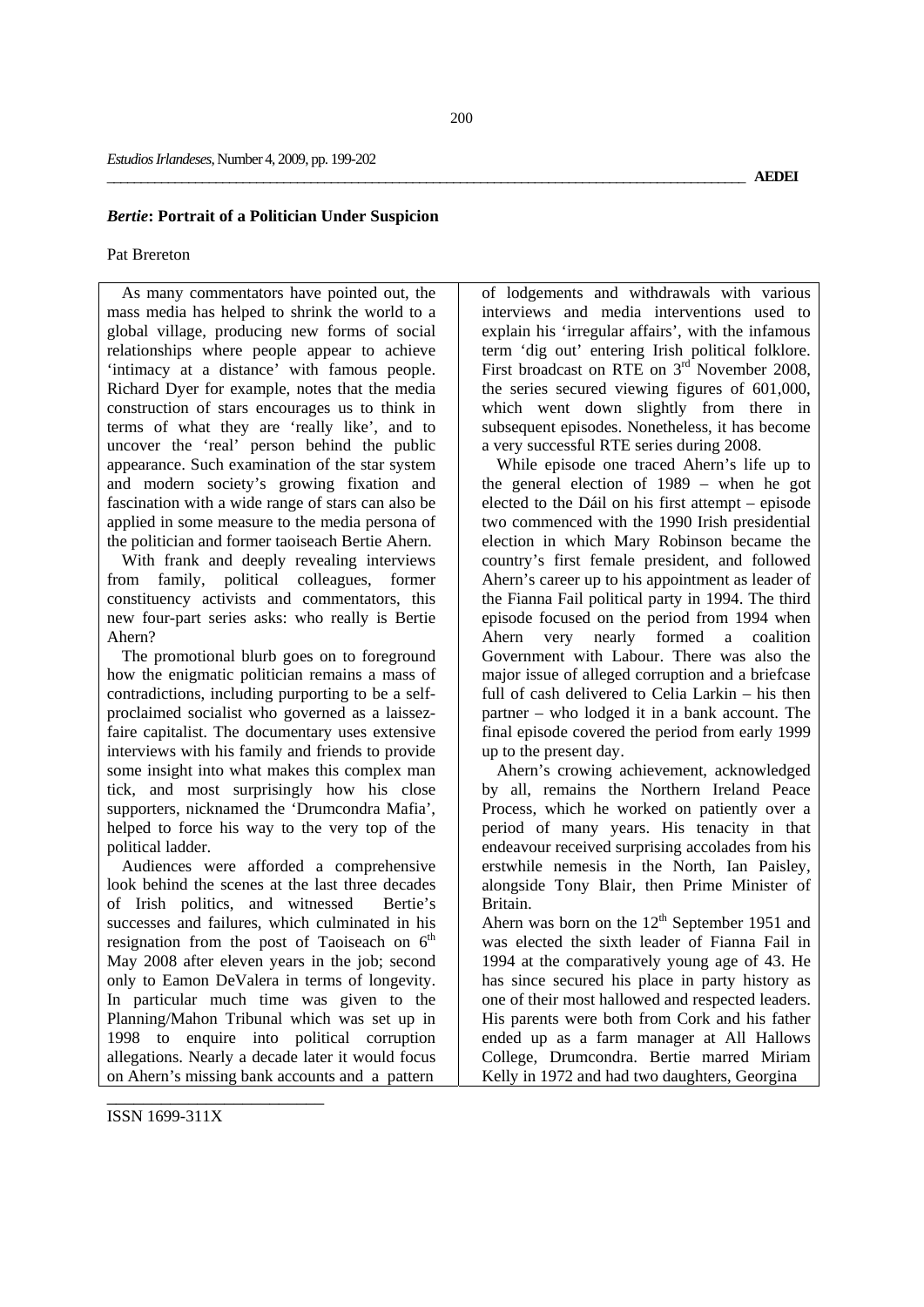## *Bertie*: Portrait of a Politician Under Suspicion

Pat Brereton

As many commentators have pointed out, the mass media has helped to shrink the world to a global village, producing new forms of social relationships where people appear to achieve 'intimacy at a distance' with famous people. Richard Dyer for example, notes that the media construction of stars encourages us to think in terms of what they are 'really like', and to uncover the 'real' person behind the public appearance. Such examination of the star system and modern society's growing fixation and fascination with a wide range of stars can also be applied in some measure to the media persona of the politician and former taoiseach Bertie Ahern.

With frank and deeply revealing interviews from family, political colleagues, former constituency activists and commentators, this new four-part series asks: who really is Bertie Ahern?

The promotional blurb goes on to foreground how the enigmatic politician remains a mass of contradictions, including purporting to be a self-proclaimed socialist who governed as a laissez-faire capitalist. The documentary uses extensive interviews with his family and friends to provide some insight into what makes this complex man tick, and most surprisingly how his close supporters, nicknamed the 'Drumcondra Mafia', helped to force his way to the very top of the political ladder.

Audiences were afforded a comprehensive look behind the scenes at the last three decades of Irish politics, and witnessed Bertie's successes and failures, which culminated in his resignation from the post of Taoiseach on 6th May 2008 after eleven years in the job; second only to Eamon DeValera in terms of longevity. In particular much time was given to the Planning/Mahon Tribunal which was set up in 1998 to enquire into political corruption allegations. Nearly a decade later it would focus on Ahern's missing bank accounts and a pattern of lodgements and withdrawals with various interviews and media interventions used to explain his 'irregular affairs', with the infamous term 'dig out' entering Irish political folklore. First broadcast on RTE on 3rd November 2008, the series secured viewing figures of 601,000, which went down slightly from there in subsequent episodes. Nonetheless, it has become a very successful RTE series during 2008.

While episode one traced Ahern's life up to the general election of 1989 – when he got elected to the Dáil on his first attempt – episode two commenced with the 1990 Irish presidential election in which Mary Robinson became the country's first female president, and followed Ahern's career up to his appointment as leader of the Fianna Fail political party in 1994. The third episode focused on the period from 1994 when Ahern very nearly formed a coalition Government with Labour. There was also the major issue of alleged corruption and a briefcase full of cash delivered to Celia Larkin – his then partner – who lodged it in a bank account. The final episode covered the period from early 1999 up to the present day.

Ahern's crowing achievement, acknowledged by all, remains the Northern Ireland Peace Process, which he worked on patiently over a period of many years. His tenacity in that endeavour received surprising accolades from his erstwhile nemesis in the North, Ian Paisley, alongside Tony Blair, then Prime Minister of Britain.

Ahern was born on the 12th September 1951 and was elected the sixth leader of Fianna Fail in 1994 at the comparatively young age of 43. He has since secured his place in party history as one of their most hallowed and respected leaders. His parents were both from Cork and his father ended up as a farm manager at All Hallows College, Drumcondra. Bertie marred Miriam Kelly in 1972 and had two daughters, Georgina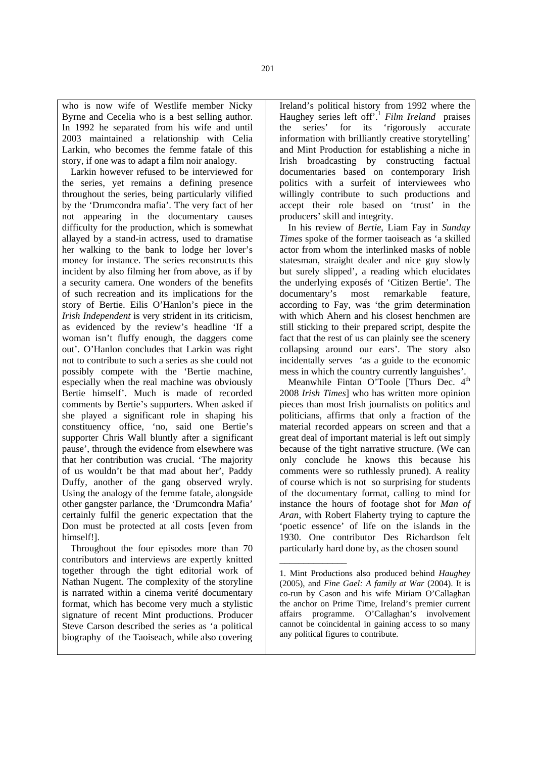who is now wife of Westlife member Nicky Byrne and Cecelia who is a best selling author. In 1992 he separated from his wife and until 2003 maintained a relationship with Celia Larkin, who becomes the femme fatale of this story, if one was to adapt a film noir analogy.

Larkin however refused to be interviewed for the series, yet remains a defining presence throughout the series, being particularly vilified by the 'Drumcondra mafia'. The very fact of her not appearing in the documentary causes difficulty for the production, which is somewhat allayed by a stand-in actress, used to dramatise her walking to the bank to lodge her lover's money for instance. The series reconstructs this incident by also filming her from above, as if by a security camera. One wonders of the benefits of such recreation and its implications for the story of Bertie. Eilis O'Hanlon's piece in the *Irish Independent* is very strident in its criticism, as evidenced by the review's headline 'If a woman isn't fluffy enough, the daggers come out'. O'Hanlon concludes that Larkin was right not to contribute to such a series as she could not possibly compete with the 'Bertie machine, especially when the real machine was obviously Bertie himself'. Much is made of recorded comments by Bertie's supporters. When asked if she played a significant role in shaping his constituency office, 'no, said one Bertie's supporter Chris Wall bluntly after a significant pause', through the evidence from elsewhere was that her contribution was crucial. 'The majority of us wouldn't be that mad about her', Paddy Duffy, another of the gang observed wryly. Using the analogy of the femme fatale, alongside other gangster parlance, the 'Drumcondra Mafia' certainly fulfil the generic expectation that the Don must be protected at all costs [even from himself!].

Throughout the four episodes more than 70 contributors and interviews are expertly knitted together through the tight editorial work of Nathan Nugent. The complexity of the storyline is narrated within a cinema verité documentary format, which has become very much a stylistic signature of recent Mint productions. Producer Steve Carson described the series as 'a political biography of the Taoiseach, while also covering Ireland's political history from 1992 where the Haughey series left off'.[1] *Film Ireland* praises the series' for its 'rigorously accurate information with brilliantly creative storytelling' and Mint Production for establishing a niche in Irish broadcasting by constructing factual documentaries based on contemporary Irish politics with a surfeit of interviewees who willingly contribute to such productions and accept their role based on 'trust' in the producers' skill and integrity.

In his review of *Bertie*, Liam Fay in *Sunday Times* spoke of the former taoiseach as 'a skilled actor from whom the interlinked masks of noble statesman, straight dealer and nice guy slowly but surely slipped', a reading which elucidates the underlying exposés of 'Citizen Bertie'. The documentary's most remarkable feature, according to Fay, was 'the grim determination with which Ahern and his closest henchmen are still sticking to their prepared script, despite the fact that the rest of us can plainly see the scenery collapsing around our ears'. The story also incidentally serves 'as a guide to the economic mess in which the country currently languishes'.

Meanwhile Fintan O'Toole [Thurs Dec. 4th 2008 *Irish Times*] who has written more opinion pieces than most Irish journalists on politics and politicians, affirms that only a fraction of the material recorded appears on screen and that a great deal of important material is left out simply because of the tight narrative structure. (We can only conclude he knows this because his comments were so ruthlessly pruned). A reality of course which is not so surprising for students of the documentary format, calling to mind for instance the hours of footage shot for *Man of Aran*, with Robert Flaherty trying to capture the 'poetic essence' of life on the islands in the 1930. One contributor Des Richardson felt particularly hard done by, as the chosen sound

---

1. Mint Productions also produced behind *Haughey* (2005), and *Fine Gael: A family at War* (2004). It is co-run by Cason and his wife Miriam O'Callaghan the anchor on Prime Time, Ireland's premier current affairs programme. O'Callaghan's involvement cannot be coincidental in gaining access to so many any political figures to contribute.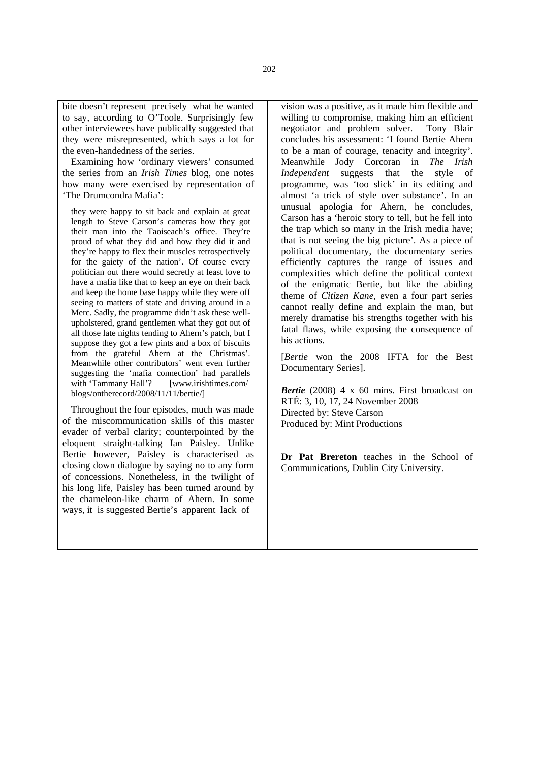bite doesn't represent precisely what he wanted to say, according to O'Toole. Surprisingly few other interviewees have publically suggested that they were misrepresented, which says a lot for the even-handedness of the series.

Examining how 'ordinary viewers' consumed the series from an *Irish Times* blog, one notes how many were exercised by representation of 'The Drumcondra Mafia':

> they were happy to sit back and explain at great length to Steve Carson's cameras how they got their man into the Taoiseach's office. They're proud of what they did and how they did it and they're happy to flex their muscles retrospectively for the gaiety of the nation'. Of course every politician out there would secretly at least love to have a mafia like that to keep an eye on their back and keep the home base happy while they were off seeing to matters of state and driving around in a Merc. Sadly, the programme didn't ask these well-upholstered, grand gentlemen what they got out of all those late nights tending to Ahern's patch, but I suppose they got a few pints and a box of biscuits from the grateful Ahern at the Christmas'. Meanwhile other contributors' went even further suggesting the 'mafia connection' had parallels with 'Tammany Hall'? [www.irishtimes.com/blogs/ontherecord/2008/11/11/bertie/]

Throughout the four episodes, much was made of the miscommunication skills of this master evader of verbal clarity; counterpointed by the eloquent straight-talking Ian Paisley. Unlike Bertie however, Paisley is characterised as closing down dialogue by saying no to any form of concessions. Nonetheless, in the twilight of his long life, Paisley has been turned around by the chameleon-like charm of Ahern. In some ways, it is suggested Bertie's apparent lack of vision was a positive, as it made him flexible and willing to compromise, making him an efficient negotiator and problem solver. Tony Blair concludes his assessment: 'I found Bertie Ahern to be a man of courage, tenacity and integrity'. Meanwhile Jody Corcoran in *The Irish Independent* suggests that the style of programme, was 'too slick' in its editing and almost 'a trick of style over substance'. In an unusual apologia for Ahern, he concludes, Carson has a 'heroic story to tell, but he fell into the trap which so many in the Irish media have; that is not seeing the big picture'. As a piece of political documentary, the documentary series efficiently captures the range of issues and complexities which define the political context of the enigmatic Bertie, but like the abiding theme of *Citizen Kane*, even a four part series cannot really define and explain the man, but merely dramatise his strengths together with his fatal flaws, while exposing the consequence of his actions.

[*Bertie* won the 2008 IFTA for the Best Documentary Series].

***Bertie*** (2008) 4 x 60 mins. First broadcast on RTÉ: 3, 10, 17, 24 November 2008
Directed by: Steve Carson
Produced by: Mint Productions

**Dr Pat Brereton** teaches in the School of Communications, Dublin City University.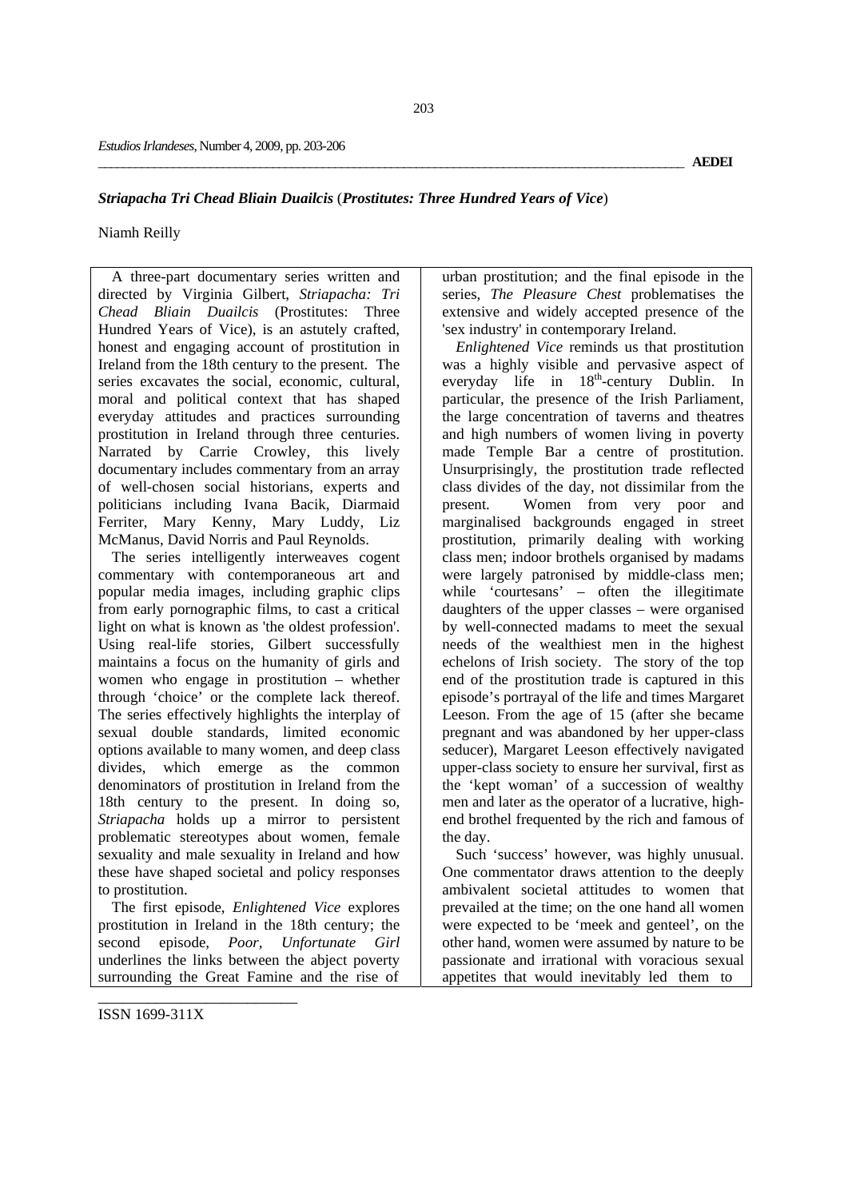## *Striapacha Tri Chead Bliain Duailcis* (*Prostitutes: Three Hundred Years of Vice*)

Niamh Reilly

A three-part documentary series written and directed by Virginia Gilbert, *Striapacha: Tri Chead Bliain Duailcis* (Prostitutes: Three Hundred Years of Vice), is an astutely crafted, honest and engaging account of prostitution in Ireland from the 18th century to the present. The series excavates the social, economic, cultural, moral and political context that has shaped everyday attitudes and practices surrounding prostitution in Ireland through three centuries. Narrated by Carrie Crowley, this lively documentary includes commentary from an array of well-chosen social historians, experts and politicians including Ivana Bacik, Diarmaid Ferriter, Mary Kenny, Mary Luddy, Liz McManus, David Norris and Paul Reynolds.

The series intelligently interweaves cogent commentary with contemporaneous art and popular media images, including graphic clips from early pornographic films, to cast a critical light on what is known as 'the oldest profession'. Using real-life stories, Gilbert successfully maintains a focus on the humanity of girls and women who engage in prostitution – whether through 'choice' or the complete lack thereof. The series effectively highlights the interplay of sexual double standards, limited economic options available to many women, and deep class divides, which emerge as the common denominators of prostitution in Ireland from the 18th century to the present. In doing so, *Striapacha* holds up a mirror to persistent problematic stereotypes about women, female sexuality and male sexuality in Ireland and how these have shaped societal and policy responses to prostitution.

The first episode, *Enlightened Vice* explores prostitution in Ireland in the 18th century; the second episode, *Poor, Unfortunate Girl* underlines the links between the abject poverty surrounding the Great Famine and the rise of urban prostitution; and the final episode in the series, *The Pleasure Chest* problematises the extensive and widely accepted presence of the 'sex industry' in contemporary Ireland.

*Enlightened Vice* reminds us that prostitution was a highly visible and pervasive aspect of everyday life in 18th-century Dublin. In particular, the presence of the Irish Parliament, the large concentration of taverns and theatres and high numbers of women living in poverty made Temple Bar a centre of prostitution. Unsurprisingly, the prostitution trade reflected class divides of the day, not dissimilar from the present. Women from very poor and marginalised backgrounds engaged in street prostitution, primarily dealing with working class men; indoor brothels organised by madams were largely patronised by middle-class men; while 'courtesans' – often the illegitimate daughters of the upper classes – were organised by well-connected madams to meet the sexual needs of the wealthiest men in the highest echelons of Irish society. The story of the top end of the prostitution trade is captured in this episode's portrayal of the life and times Margaret Leeson. From the age of 15 (after she became pregnant and was abandoned by her upper-class seducer), Margaret Leeson effectively navigated upper-class society to ensure her survival, first as the 'kept woman' of a succession of wealthy men and later as the operator of a lucrative, high-end brothel frequented by the rich and famous of the day.

Such 'success' however, was highly unusual. One commentator draws attention to the deeply ambivalent societal attitudes to women that prevailed at the time; on the one hand all women were expected to be 'meek and genteel', on the other hand, women were assumed by nature to be passionate and irrational with voracious sexual appetites that would inevitably led them to

ISSN 1699-311X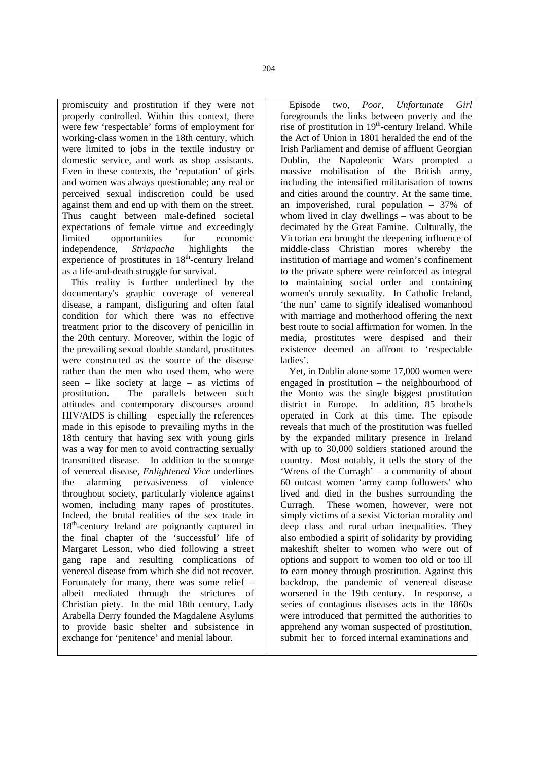promiscuity and prostitution if they were not properly controlled. Within this context, there were few 'respectable' forms of employment for working-class women in the 18th century, which were limited to jobs in the textile industry or domestic service, and work as shop assistants. Even in these contexts, the 'reputation' of girls and women was always questionable; any real or perceived sexual indiscretion could be used against them and end up with them on the street. Thus caught between male-defined societal expectations of female virtue and exceedingly limited opportunities for economic independence, *Striapacha* highlights the experience of prostitutes in 18th-century Ireland as a life-and-death struggle for survival.

This reality is further underlined by the documentary's graphic coverage of venereal disease, a rampant, disfiguring and often fatal condition for which there was no effective treatment prior to the discovery of penicillin in the 20th century. Moreover, within the logic of the prevailing sexual double standard, prostitutes were constructed as the source of the disease rather than the men who used them, who were seen – like society at large – as victims of prostitution. The parallels between such attitudes and contemporary discourses around HIV/AIDS is chilling – especially the references made in this episode to prevailing myths in the 18th century that having sex with young girls was a way for men to avoid contracting sexually transmitted disease. In addition to the scourge of venereal disease, *Enlightened Vice* underlines the alarming pervasiveness of violence throughout society, particularly violence against women, including many rapes of prostitutes. Indeed, the brutal realities of the sex trade in 18th-century Ireland are poignantly captured in the final chapter of the 'successful' life of Margaret Lesson, who died following a street gang rape and resulting complications of venereal disease from which she did not recover. Fortunately for many, there was some relief – albeit mediated through the strictures of Christian piety. In the mid 18th century, Lady Arabella Derry founded the Magdalene Asylums to provide basic shelter and subsistence in exchange for 'penitence' and menial labour.

Episode two, *Poor, Unfortunate Girl* foregrounds the links between poverty and the rise of prostitution in 19th-century Ireland. While the Act of Union in 1801 heralded the end of the Irish Parliament and demise of affluent Georgian Dublin, the Napoleonic Wars prompted a massive mobilisation of the British army, including the intensified militarisation of towns and cities around the country. At the same time, an impoverished, rural population – 37% of whom lived in clay dwellings – was about to be decimated by the Great Famine. Culturally, the Victorian era brought the deepening influence of middle-class Christian mores whereby the institution of marriage and women's confinement to the private sphere were reinforced as integral to maintaining social order and containing women's unruly sexuality. In Catholic Ireland, 'the nun' came to signify idealised womanhood with marriage and motherhood offering the next best route to social affirmation for women. In the media, prostitutes were despised and their existence deemed an affront to 'respectable ladies'.

Yet, in Dublin alone some 17,000 women were engaged in prostitution – the neighbourhood of the Monto was the single biggest prostitution district in Europe. In addition, 85 brothels operated in Cork at this time. The episode reveals that much of the prostitution was fuelled by the expanded military presence in Ireland with up to 30,000 soldiers stationed around the country. Most notably, it tells the story of the 'Wrens of the Curragh' – a community of about 60 outcast women 'army camp followers' who lived and died in the bushes surrounding the Curragh. These women, however, were not simply victims of a sexist Victorian morality and deep class and rural–urban inequalities. They also embodied a spirit of solidarity by providing makeshift shelter to women who were out of options and support to women too old or too ill to earn money through prostitution. Against this backdrop, the pandemic of venereal disease worsened in the 19th century. In response, a series of contagious diseases acts in the 1860s were introduced that permitted the authorities to apprehend any woman suspected of prostitution, submit her to forced internal examinations and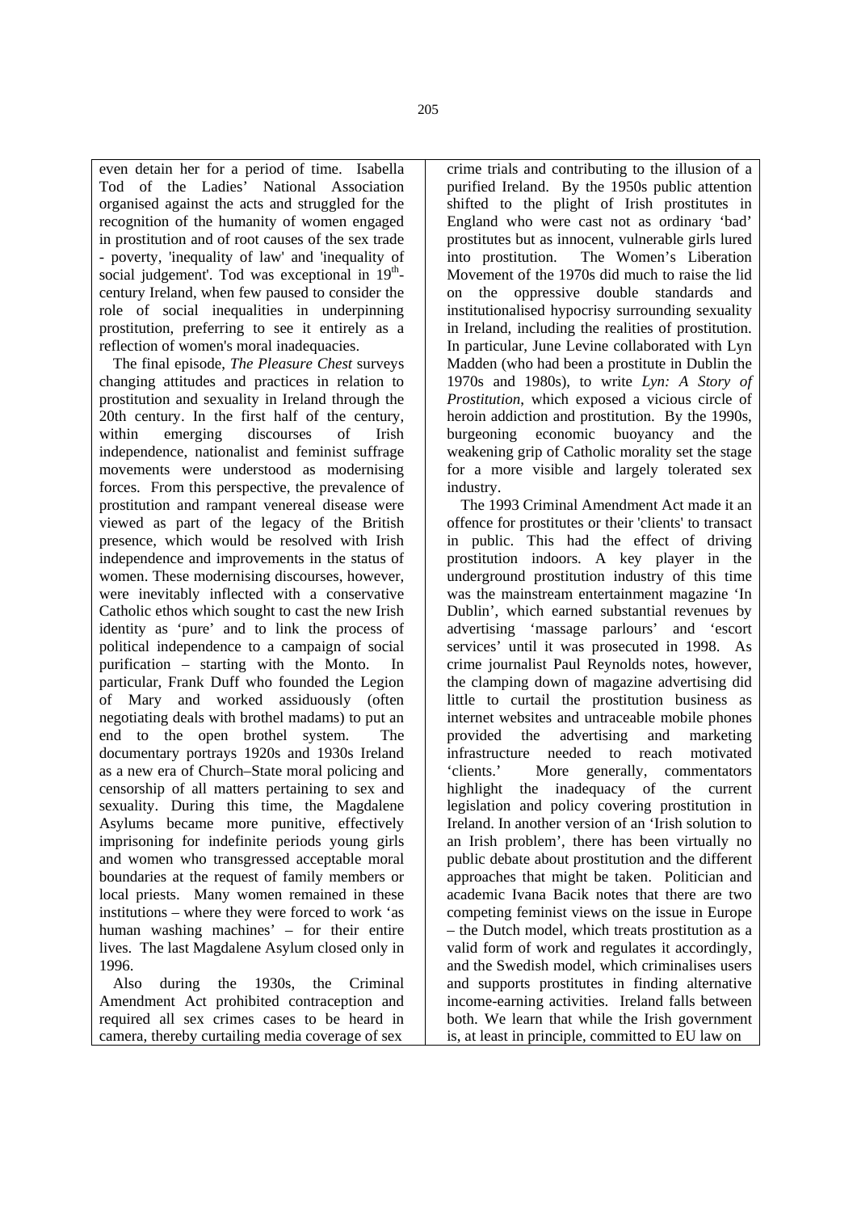even detain her for a period of time. Isabella Tod of the Ladies' National Association organised against the acts and struggled for the recognition of the humanity of women engaged in prostitution and of root causes of the sex trade - poverty, 'inequality of law' and 'inequality of social judgement'. Tod was exceptional in 19th-century Ireland, when few paused to consider the role of social inequalities in underpinning prostitution, preferring to see it entirely as a reflection of women's moral inadequacies.

The final episode, *The Pleasure Chest* surveys changing attitudes and practices in relation to prostitution and sexuality in Ireland through the 20th century. In the first half of the century, within emerging discourses of Irish independence, nationalist and feminist suffrage movements were understood as modernising forces. From this perspective, the prevalence of prostitution and rampant venereal disease were viewed as part of the legacy of the British presence, which would be resolved with Irish independence and improvements in the status of women. These modernising discourses, however, were inevitably inflected with a conservative Catholic ethos which sought to cast the new Irish identity as 'pure' and to link the process of political independence to a campaign of social purification – starting with the Monto. In particular, Frank Duff who founded the Legion of Mary and worked assiduously (often negotiating deals with brothel madams) to put an end to the open brothel system. The documentary portrays 1920s and 1930s Ireland as a new era of Church–State moral policing and censorship of all matters pertaining to sex and sexuality. During this time, the Magdalene Asylums became more punitive, effectively imprisoning for indefinite periods young girls and women who transgressed acceptable moral boundaries at the request of family members or local priests. Many women remained in these institutions – where they were forced to work 'as human washing machines' – for their entire lives. The last Magdalene Asylum closed only in 1996.

Also during the 1930s, the Criminal Amendment Act prohibited contraception and required all sex crimes cases to be heard in camera, thereby curtailing media coverage of sex crime trials and contributing to the illusion of a purified Ireland. By the 1950s public attention shifted to the plight of Irish prostitutes in England who were cast not as ordinary 'bad' prostitutes but as innocent, vulnerable girls lured into prostitution. The Women's Liberation Movement of the 1970s did much to raise the lid on the oppressive double standards and institutionalised hypocrisy surrounding sexuality in Ireland, including the realities of prostitution. In particular, June Levine collaborated with Lyn Madden (who had been a prostitute in Dublin the 1970s and 1980s), to write *Lyn: A Story of Prostitution*, which exposed a vicious circle of heroin addiction and prostitution. By the 1990s, burgeoning economic buoyancy and the weakening grip of Catholic morality set the stage for a more visible and largely tolerated sex industry.

The 1993 Criminal Amendment Act made it an offence for prostitutes or their 'clients' to transact in public. This had the effect of driving prostitution indoors. A key player in the underground prostitution industry of this time was the mainstream entertainment magazine 'In Dublin', which earned substantial revenues by advertising 'massage parlours' and 'escort services' until it was prosecuted in 1998. As crime journalist Paul Reynolds notes, however, the clamping down of magazine advertising did little to curtail the prostitution business as internet websites and untraceable mobile phones provided the advertising and marketing infrastructure needed to reach motivated 'clients.' More generally, commentators highlight the inadequacy of the current legislation and policy covering prostitution in Ireland. In another version of an 'Irish solution to an Irish problem', there has been virtually no public debate about prostitution and the different approaches that might be taken. Politician and academic Ivana Bacik notes that there are two competing feminist views on the issue in Europe – the Dutch model, which treats prostitution as a valid form of work and regulates it accordingly, and the Swedish model, which criminalises users and supports prostitutes in finding alternative income-earning activities. Ireland falls between both. We learn that while the Irish government is, at least in principle, committed to EU law on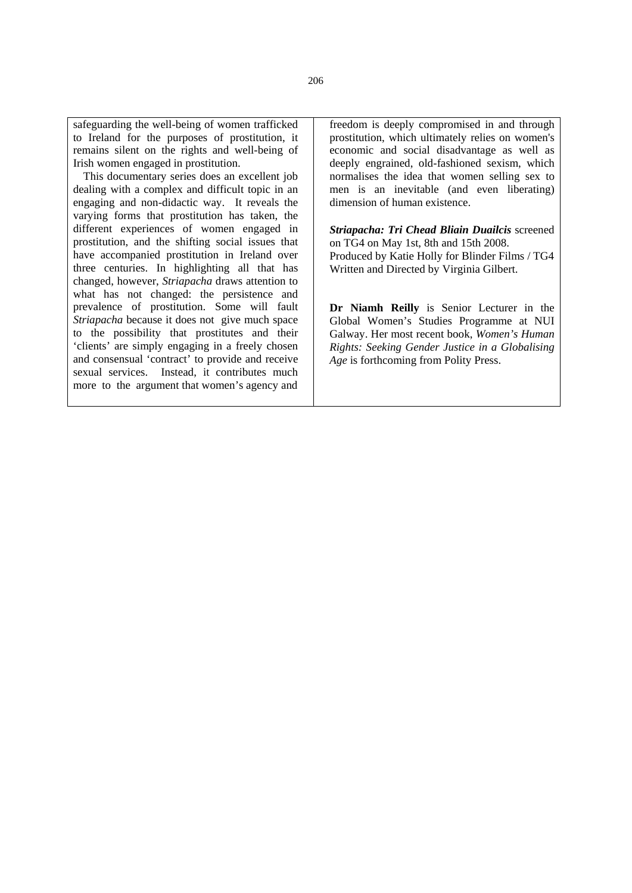safeguarding the well-being of women trafficked to Ireland for the purposes of prostitution, it remains silent on the rights and well-being of Irish women engaged in prostitution.

This documentary series does an excellent job dealing with a complex and difficult topic in an engaging and non-didactic way. It reveals the varying forms that prostitution has taken, the different experiences of women engaged in prostitution, and the shifting social issues that have accompanied prostitution in Ireland over three centuries. In highlighting all that has changed, however, *Striapacha* draws attention to what has not changed: the persistence and prevalence of prostitution. Some will fault *Striapacha* because it does not give much space to the possibility that prostitutes and their 'clients' are simply engaging in a freely chosen and consensual 'contract' to provide and receive sexual services. Instead, it contributes much more to the argument that women's agency and freedom is deeply compromised in and through prostitution, which ultimately relies on women's economic and social disadvantage as well as deeply engrained, old-fashioned sexism, which normalises the idea that women selling sex to men is an inevitable (and even liberating) dimension of human existence.

***Striapacha: Tri Chead Bliain Duailcis*** screened on TG4 on May 1st, 8th and 15th 2008.
Produced by Katie Holly for Blinder Films / TG4
Written and Directed by Virginia Gilbert.

**Dr Niamh Reilly** is Senior Lecturer in the Global Women's Studies Programme at NUI Galway. Her most recent book, *Women's Human Rights: Seeking Gender Justice in a Globalising Age* is forthcoming from Polity Press.